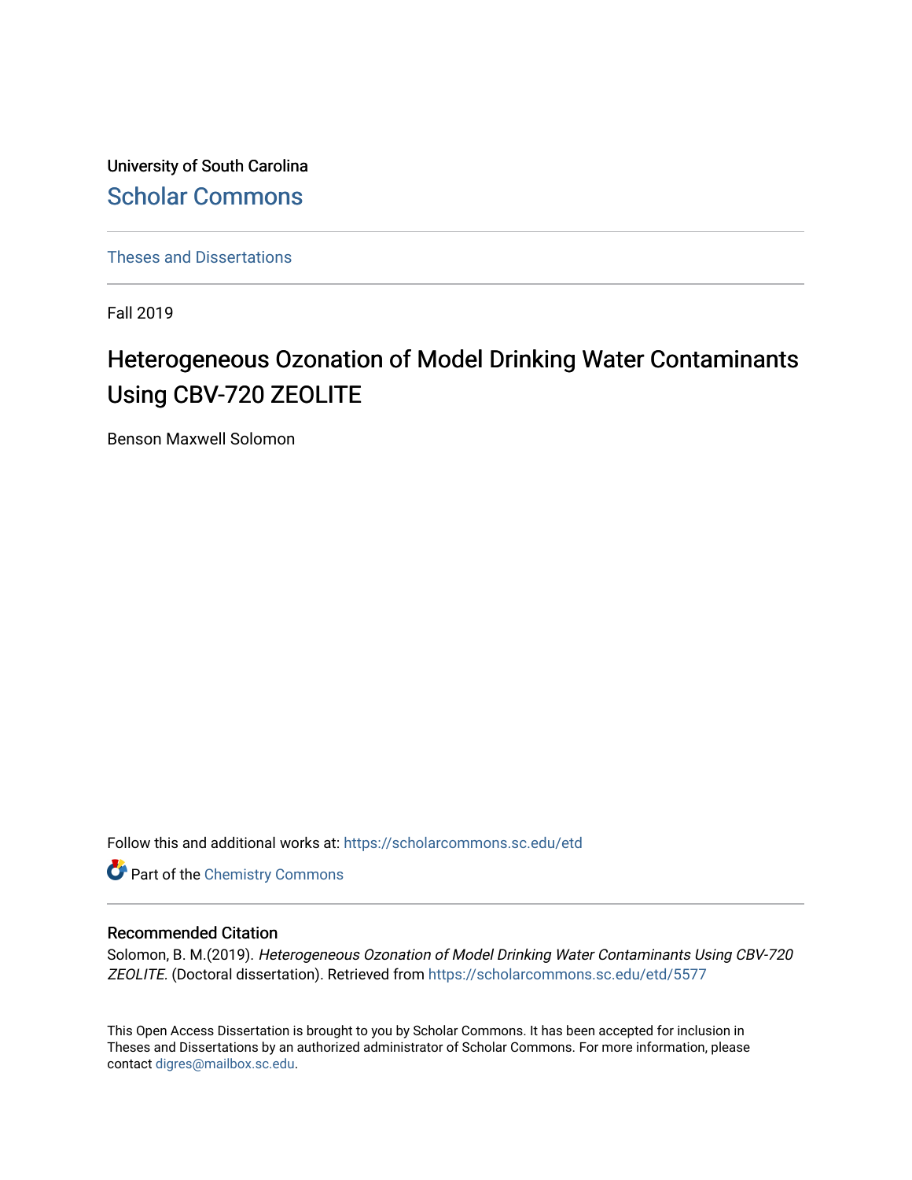University of South Carolina

Scholar Commons

Theses and Dissertations

Fall 2019

# Heterogeneous Ozonation of Model Drinking Water Contaminants Using CBV-720 ZEOLITE

Benson Maxwell Solomon

Follow this and additional works at: https://scholarcommons.sc.edu/etd

Part of the Chemistry Commons

## Recommended Citation

Solomon, B. M.(2019). *Heterogeneous Ozonation of Model Drinking Water Contaminants Using CBV-720 ZEOLITE*. (Doctoral dissertation). Retrieved from https://scholarcommons.sc.edu/etd/5577

This Open Access Dissertation is brought to you by Scholar Commons. It has been accepted for inclusion in Theses and Dissertations by an authorized administrator of Scholar Commons. For more information, please contact digres@mailbox.sc.edu.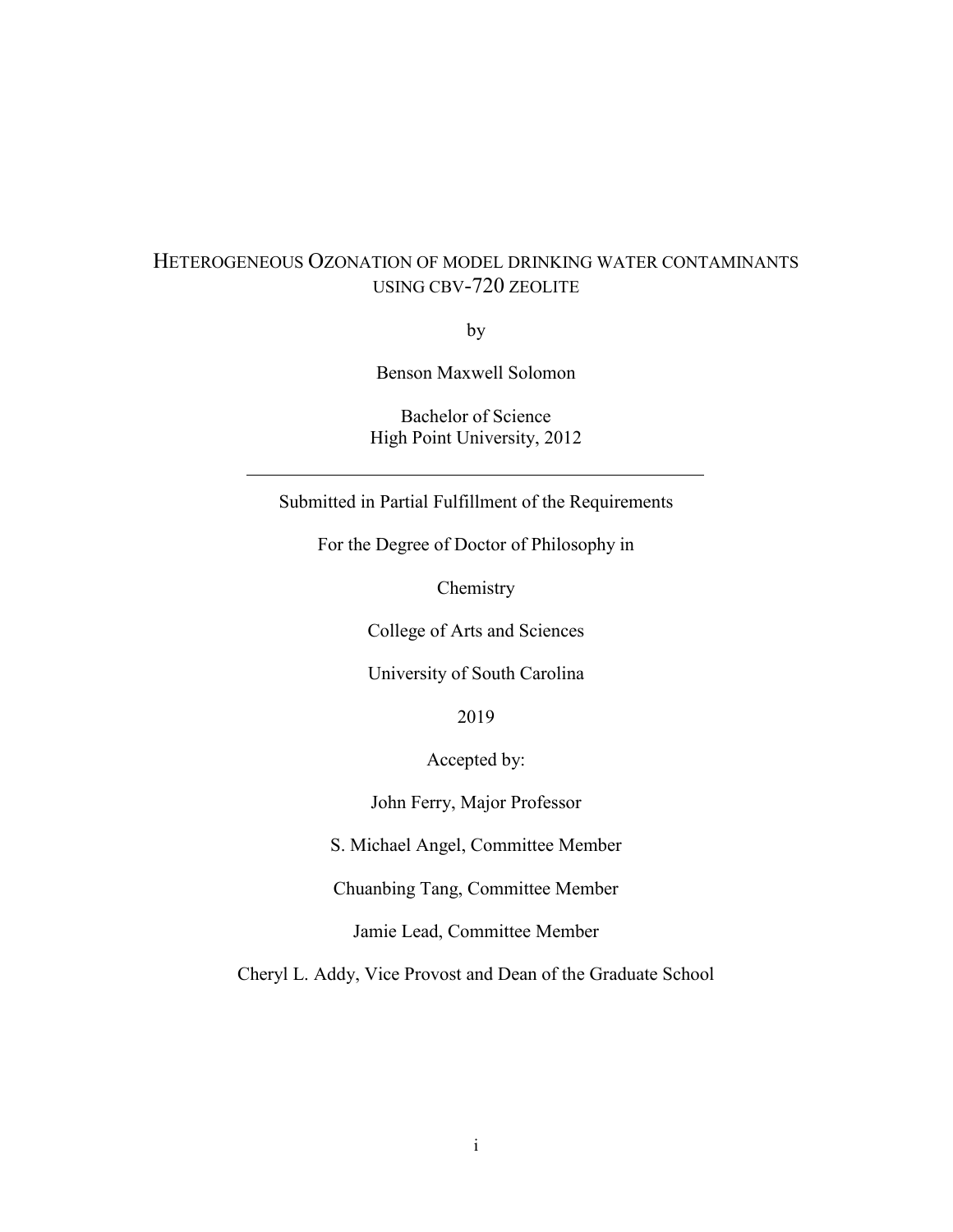# HETEROGENEOUS OZONATION OF MODEL DRINKING WATER CONTAMINANTS USING CBV-720 ZEOLITE

by

Benson Maxwell Solomon

Bachelor of Science
High Point University, 2012

---

Submitted in Partial Fulfillment of the Requirements

For the Degree of Doctor of Philosophy in

Chemistry

College of Arts and Sciences

University of South Carolina

2019

Accepted by:

John Ferry, Major Professor

S. Michael Angel, Committee Member

Chuanbing Tang, Committee Member

Jamie Lead, Committee Member

Cheryl L. Addy, Vice Provost and Dean of the Graduate School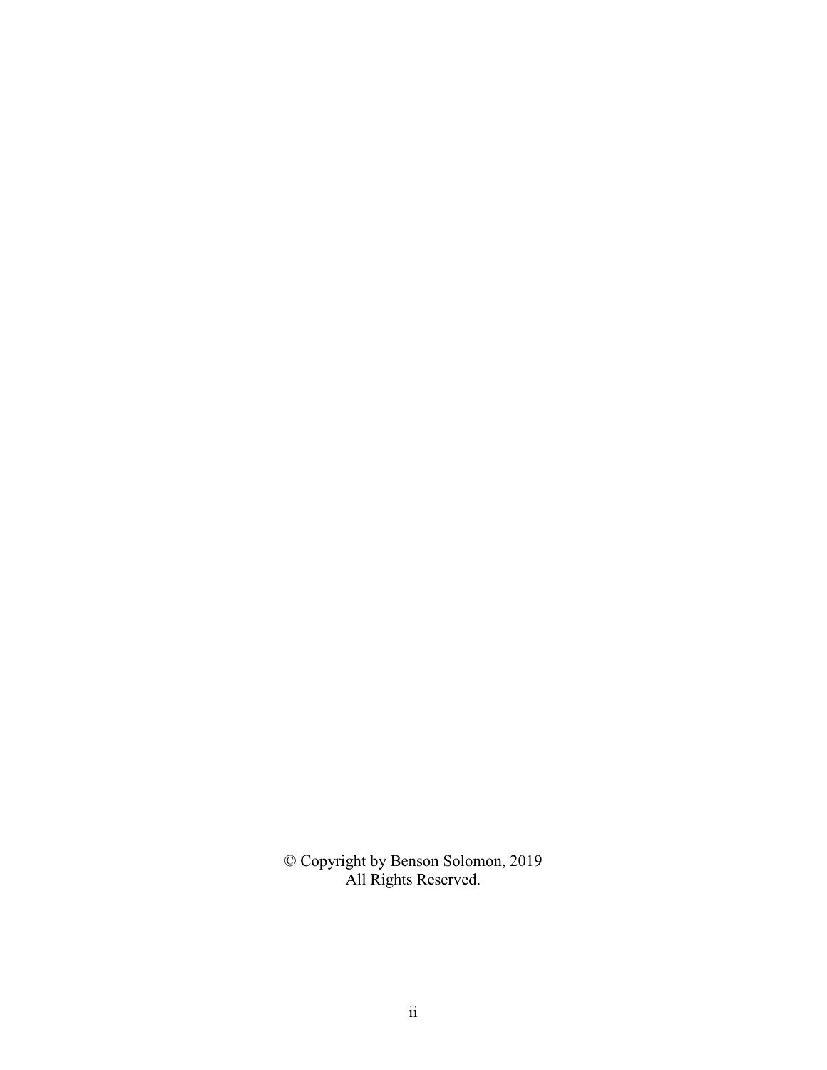© Copyright by Benson Solomon, 2019
All Rights Reserved.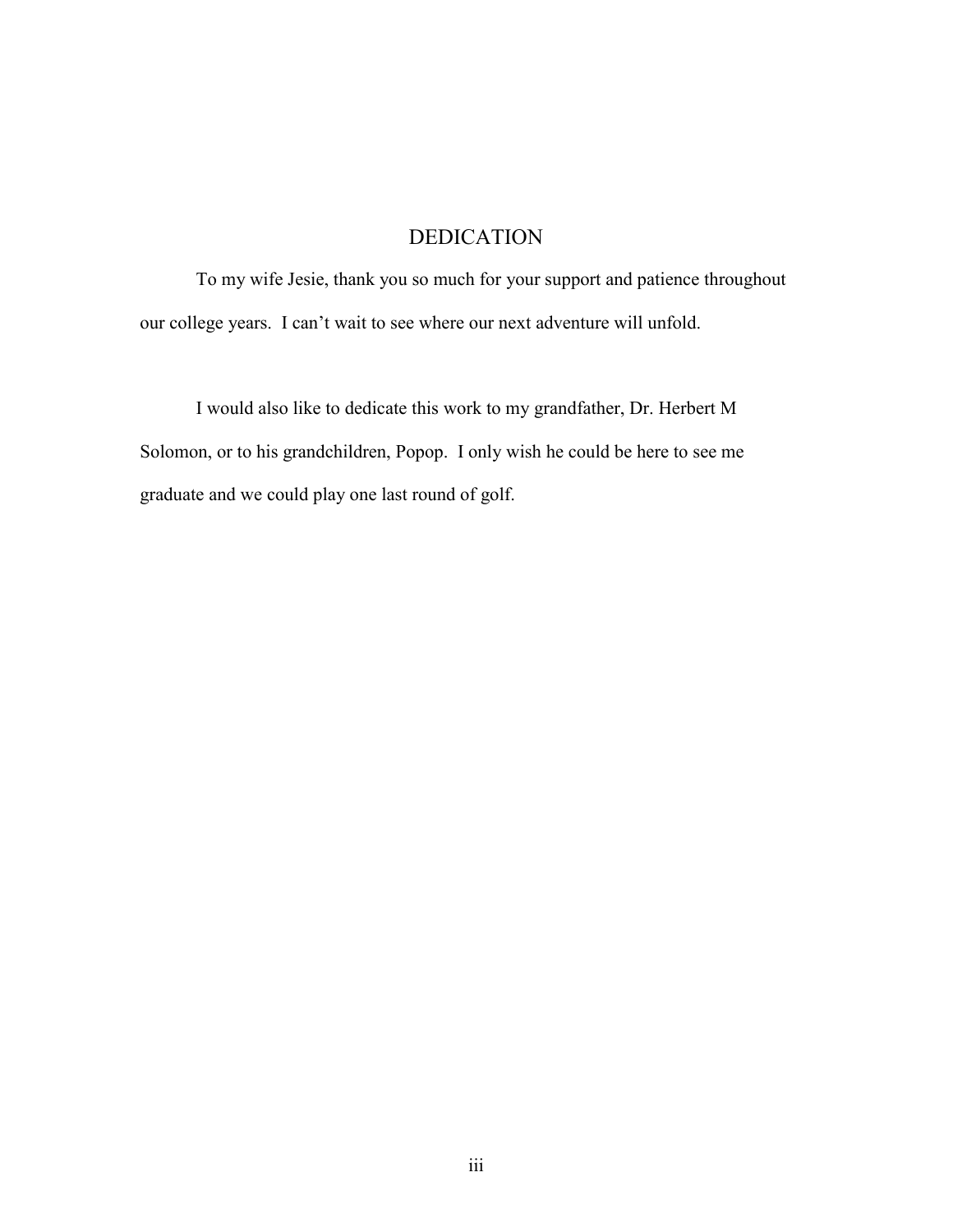# DEDICATION

To my wife Jesie, thank you so much for your support and patience throughout our college years. I can't wait to see where our next adventure will unfold.

I would also like to dedicate this work to my grandfather, Dr. Herbert M Solomon, or to his grandchildren, Popop. I only wish he could be here to see me graduate and we could play one last round of golf.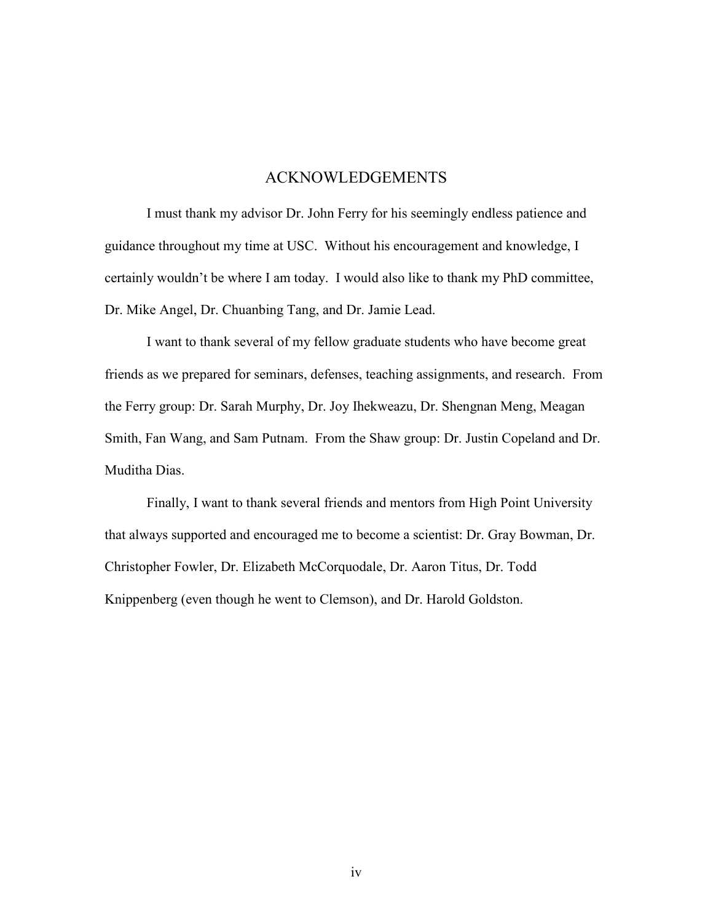# ACKNOWLEDGEMENTS

I must thank my advisor Dr. John Ferry for his seemingly endless patience and guidance throughout my time at USC. Without his encouragement and knowledge, I certainly wouldn't be where I am today. I would also like to thank my PhD committee, Dr. Mike Angel, Dr. Chuanbing Tang, and Dr. Jamie Lead.

I want to thank several of my fellow graduate students who have become great friends as we prepared for seminars, defenses, teaching assignments, and research. From the Ferry group: Dr. Sarah Murphy, Dr. Joy Ihekweazu, Dr. Shengnan Meng, Meagan Smith, Fan Wang, and Sam Putnam. From the Shaw group: Dr. Justin Copeland and Dr. Muditha Dias.

Finally, I want to thank several friends and mentors from High Point University that always supported and encouraged me to become a scientist: Dr. Gray Bowman, Dr. Christopher Fowler, Dr. Elizabeth McCorquodale, Dr. Aaron Titus, Dr. Todd Knippenberg (even though he went to Clemson), and Dr. Harold Goldston.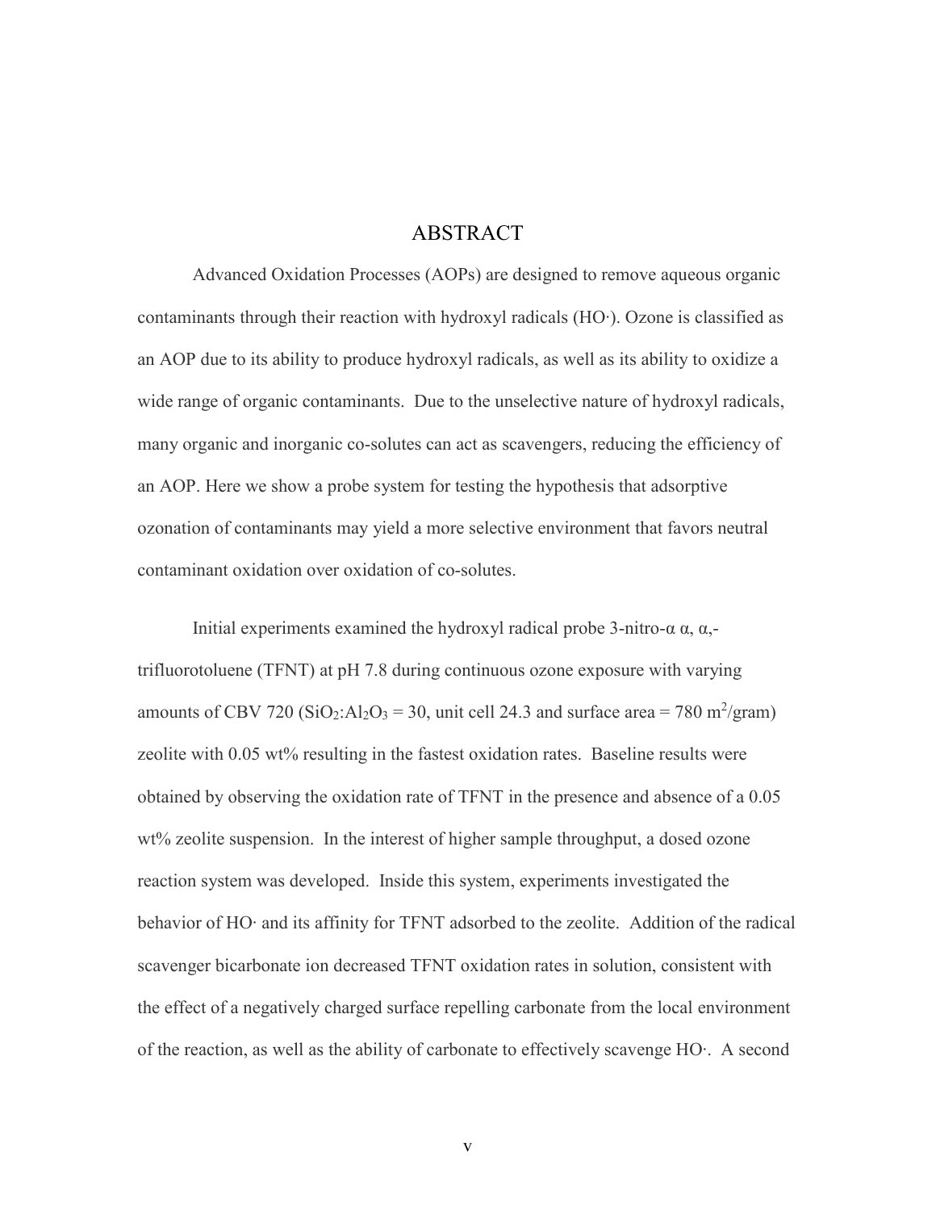# ABSTRACT

Advanced Oxidation Processes (AOPs) are designed to remove aqueous organic contaminants through their reaction with hydroxyl radicals (HO·). Ozone is classified as an AOP due to its ability to produce hydroxyl radicals, as well as its ability to oxidize a wide range of organic contaminants. Due to the unselective nature of hydroxyl radicals, many organic and inorganic co-solutes can act as scavengers, reducing the efficiency of an AOP. Here we show a probe system for testing the hypothesis that adsorptive ozonation of contaminants may yield a more selective environment that favors neutral contaminant oxidation over oxidation of co-solutes.

Initial experiments examined the hydroxyl radical probe 3-nitro-α α, α,-trifluorotoluene (TFNT) at pH 7.8 during continuous ozone exposure with varying amounts of CBV 720 ($SiO_2$:$Al_2O_3$ = 30, unit cell 24.3 and surface area = 780 $m^2$/gram) zeolite with 0.05 wt% resulting in the fastest oxidation rates. Baseline results were obtained by observing the oxidation rate of TFNT in the presence and absence of a 0.05 wt% zeolite suspension. In the interest of higher sample throughput, a dosed ozone reaction system was developed. Inside this system, experiments investigated the behavior of HO· and its affinity for TFNT adsorbed to the zeolite. Addition of the radical scavenger bicarbonate ion decreased TFNT oxidation rates in solution, consistent with the effect of a negatively charged surface repelling carbonate from the local environment of the reaction, as well as the ability of carbonate to effectively scavenge HO·. A second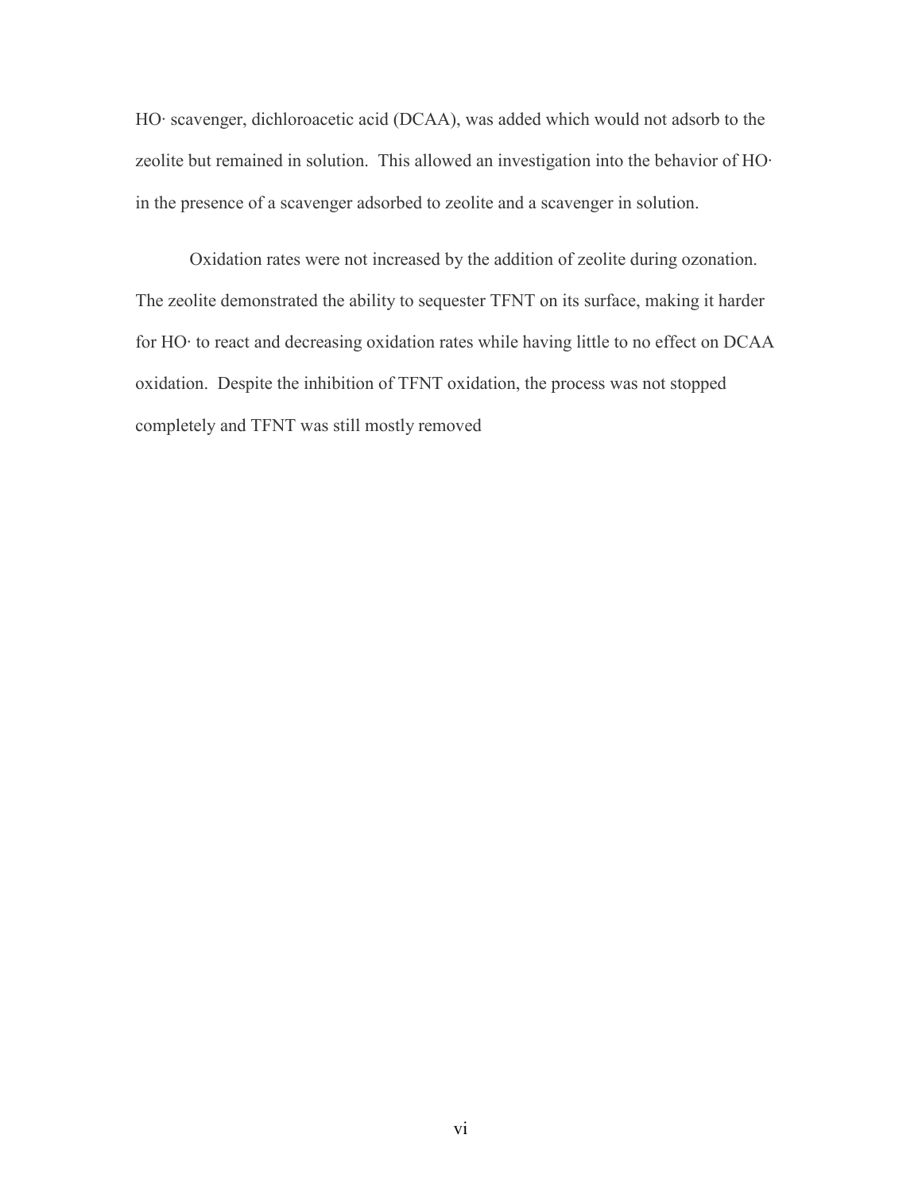HO· scavenger, dichloroacetic acid (DCAA), was added which would not adsorb to the zeolite but remained in solution. This allowed an investigation into the behavior of HO· in the presence of a scavenger adsorbed to zeolite and a scavenger in solution.

Oxidation rates were not increased by the addition of zeolite during ozonation. The zeolite demonstrated the ability to sequester TFNT on its surface, making it harder for HO· to react and decreasing oxidation rates while having little to no effect on DCAA oxidation. Despite the inhibition of TFNT oxidation, the process was not stopped completely and TFNT was still mostly removed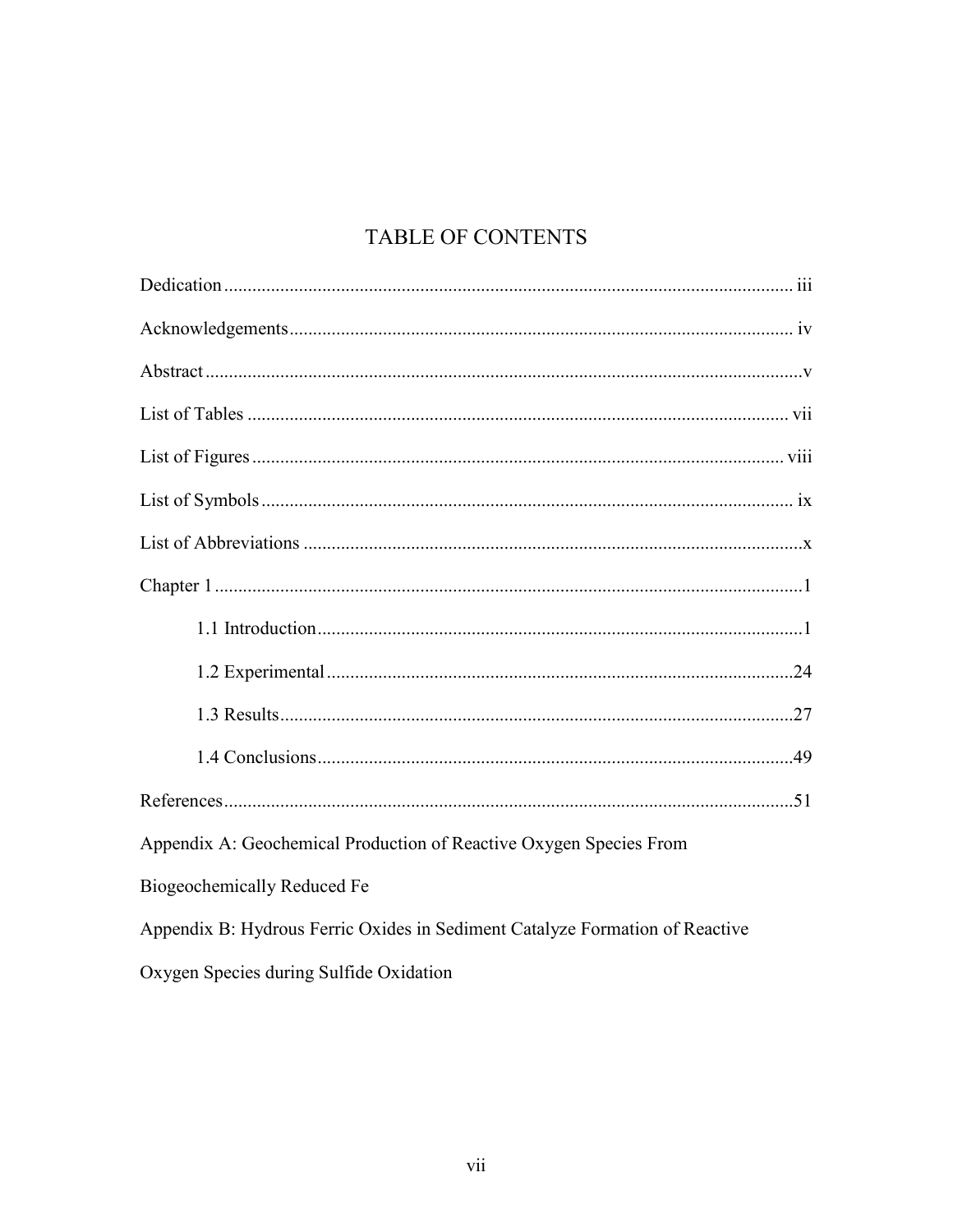# TABLE OF CONTENTS

Dedication .......... iii

Acknowledgements .......... iv

Abstract .......... v

List of Tables .......... vii

List of Figures .......... viii

List of Symbols .......... ix

List of Abbreviations .......... x

Chapter 1 .......... 1

- 1.1 Introduction .......... 1
- 1.2 Experimental .......... 24
- 1.3 Results .......... 27
- 1.4 Conclusions .......... 49

References .......... 51

Appendix A: Geochemical Production of Reactive Oxygen Species From Biogeochemically Reduced Fe

Appendix B: Hydrous Ferric Oxides in Sediment Catalyze Formation of Reactive Oxygen Species during Sulfide Oxidation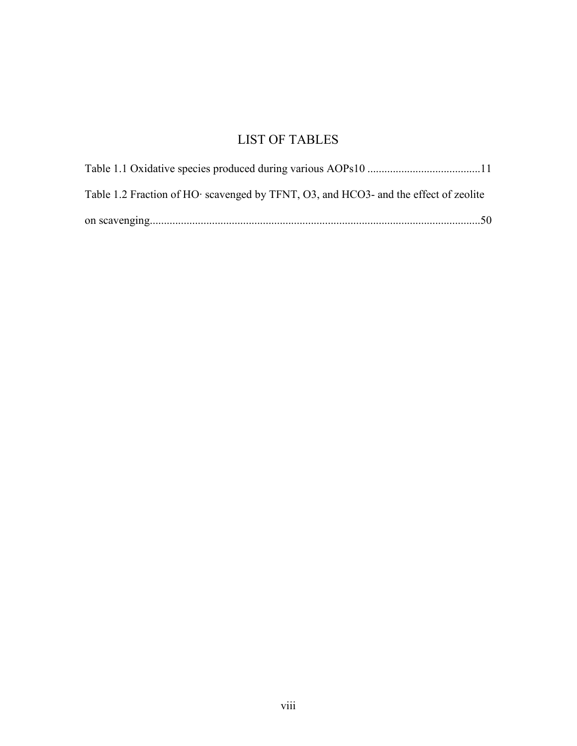# LIST OF TABLES

Table 1.1 Oxidative species produced during various AOPs10 ........................................11

Table 1.2 Fraction of HO· scavenged by TFNT, $O_3$, and $HCO_3^-$ and the effect of zeolite on scavenging....................................................................................................................50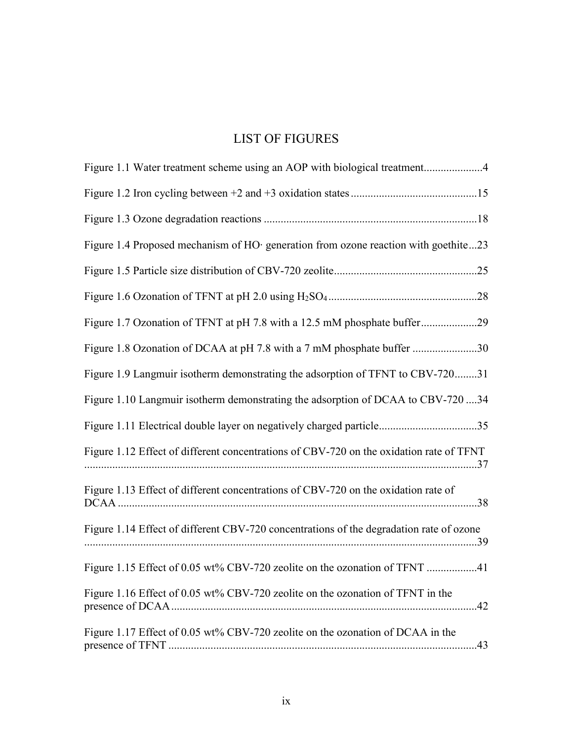# LIST OF FIGURES

Figure 1.1 Water treatment scheme using an AOP with biological treatment....................4

Figure 1.2 Iron cycling between +2 and +3 oxidation states............................................15

Figure 1.3 Ozone degradation reactions ...........................................................................18

Figure 1.4 Proposed mechanism of HO· generation from ozone reaction with goethite...23

Figure 1.5 Particle size distribution of CBV-720 zeolite..................................................25

Figure 1.6 Ozonation of TFNT at pH 2.0 using $H_2SO_4$....................................................28

Figure 1.7 Ozonation of TFNT at pH 7.8 with a 12.5 mM phosphate buffer....................29

Figure 1.8 Ozonation of DCAA at pH 7.8 with a 7 mM phosphate buffer .......................30

Figure 1.9 Langmuir isotherm demonstrating the adsorption of TFNT to CBV-720........31

Figure 1.10 Langmuir isotherm demonstrating the adsorption of DCAA to CBV-720 ....34

Figure 1.11 Electrical double layer on negatively charged particle...................................35

Figure 1.12 Effect of different concentrations of CBV-720 on the oxidation rate of TFNT ...........................................................................................................................................37

Figure 1.13 Effect of different concentrations of CBV-720 on the oxidation rate of DCAA ...............................................................................................................................38

Figure 1.14 Effect of different CBV-720 concentrations of the degradation rate of ozone ...........................................................................................................................................39

Figure 1.15 Effect of 0.05 wt% CBV-720 zeolite on the ozonation of TFNT ..................41

Figure 1.16 Effect of 0.05 wt% CBV-720 zeolite on the ozonation of TFNT in the presence of DCAA............................................................................................................42

Figure 1.17 Effect of 0.05 wt% CBV-720 zeolite on the ozonation of DCAA in the presence of TFNT .............................................................................................................43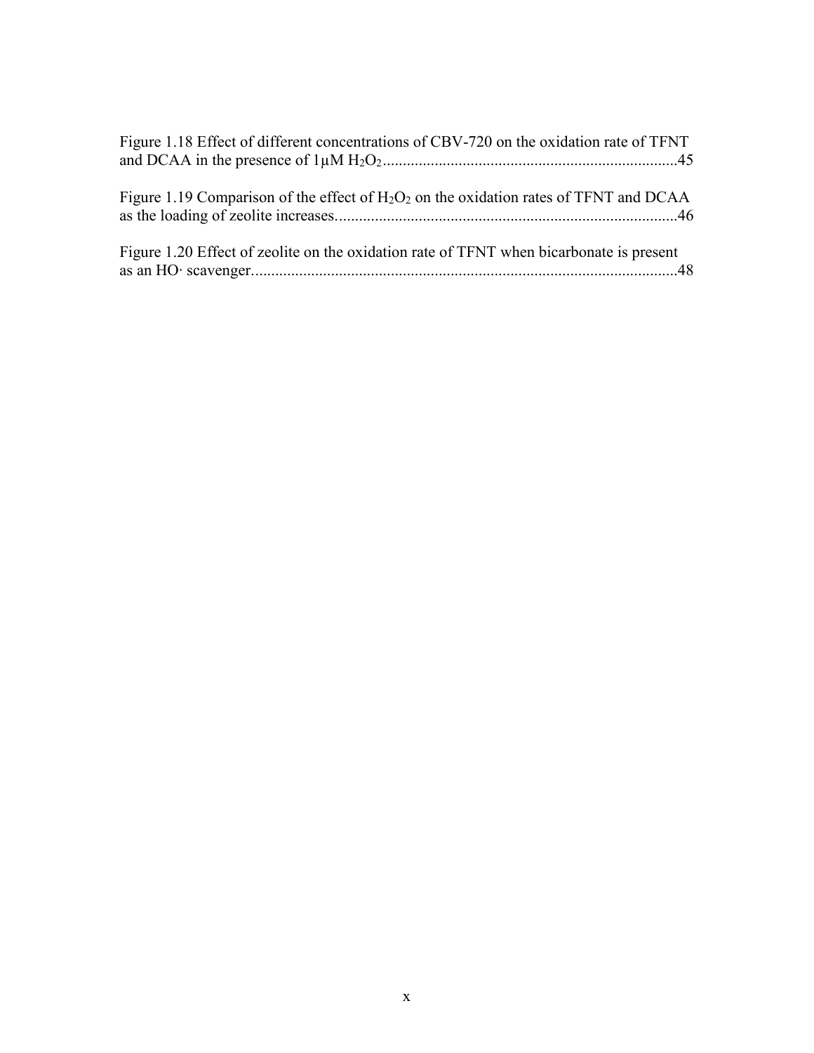Figure 1.18 Effect of different concentrations of CBV-720 on the oxidation rate of TFNT and DCAA in the presence of 1μM $H_2O_2$ .......................................................................45

Figure 1.19 Comparison of the effect of $H_2O_2$ on the oxidation rates of TFNT and DCAA as the loading of zeolite increases.....................................................................................46

Figure 1.20 Effect of zeolite on the oxidation rate of TFNT when bicarbonate is present as an HO· scavenger...........................................................................................................48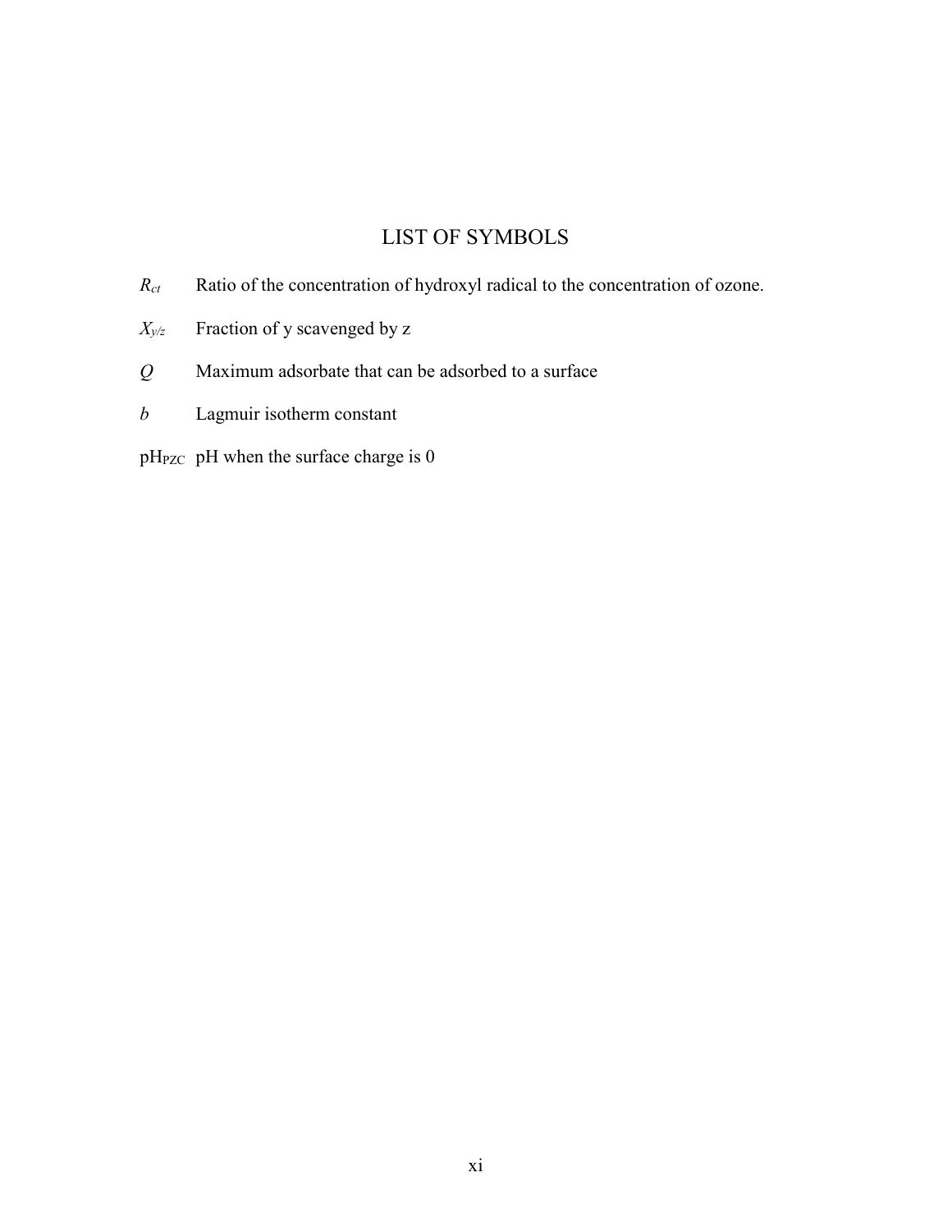# LIST OF SYMBOLS

$R_{ct}$ Ratio of the concentration of hydroxyl radical to the concentration of ozone.

$X_{y/z}$ Fraction of y scavenged by z

$Q$ Maximum adsorbate that can be adsorbed to a surface

$b$ Lagmuir isotherm constant

$pH_{PZC}$ pH when the surface charge is 0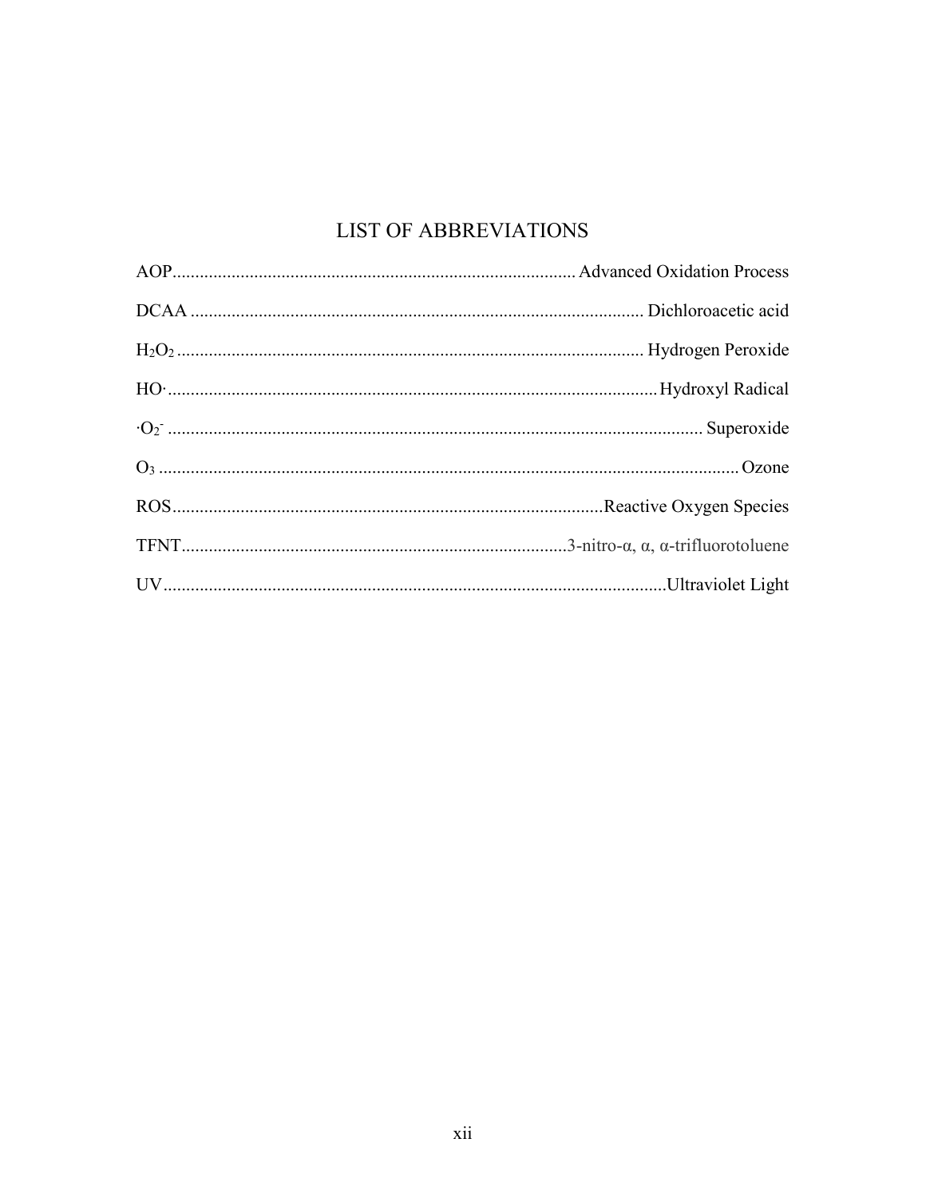# LIST OF ABBREVIATIONS

| Abbreviation | Definition |
|---|---|
| AOP | Advanced Oxidation Process |
| DCAA | Dichloroacetic acid |
| $H_2O_2$ | Hydrogen Peroxide |
| HO· | Hydroxyl Radical |
| $\cdot O_2^-$ | Superoxide |
| $O_3$ | Ozone |
| ROS | Reactive Oxygen Species |
| TFNT | 3-nitro-α, α, α-trifluorotoluene |
| UV | Ultraviolet Light |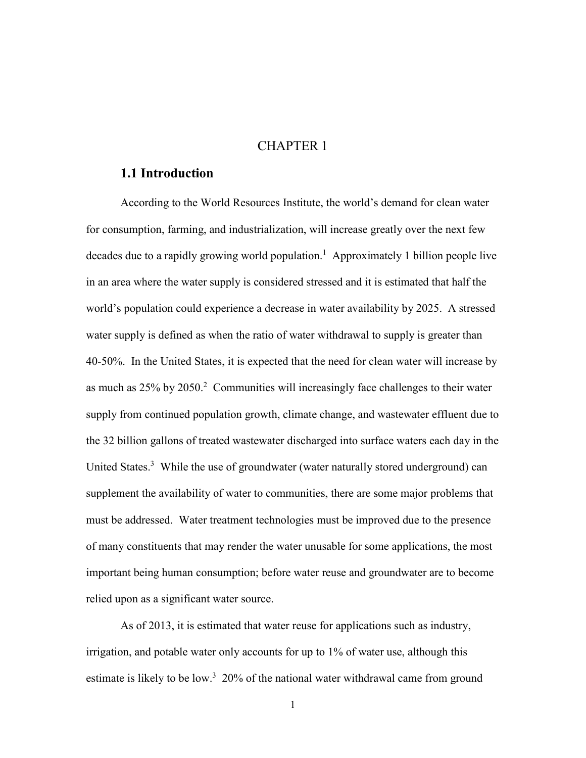# CHAPTER 1

## 1.1 Introduction

According to the World Resources Institute, the world's demand for clean water for consumption, farming, and industrialization, will increase greatly over the next few decades due to a rapidly growing world population.[1] Approximately 1 billion people live in an area where the water supply is considered stressed and it is estimated that half the world's population could experience a decrease in water availability by 2025. A stressed water supply is defined as when the ratio of water withdrawal to supply is greater than 40-50%. In the United States, it is expected that the need for clean water will increase by as much as 25% by 2050.[2] Communities will increasingly face challenges to their water supply from continued population growth, climate change, and wastewater effluent due to the 32 billion gallons of treated wastewater discharged into surface waters each day in the United States.[3] While the use of groundwater (water naturally stored underground) can supplement the availability of water to communities, there are some major problems that must be addressed. Water treatment technologies must be improved due to the presence of many constituents that may render the water unusable for some applications, the most important being human consumption; before water reuse and groundwater are to become relied upon as a significant water source.

As of 2013, it is estimated that water reuse for applications such as industry, irrigation, and potable water only accounts for up to 1% of water use, although this estimate is likely to be low.[3] 20% of the national water withdrawal came from ground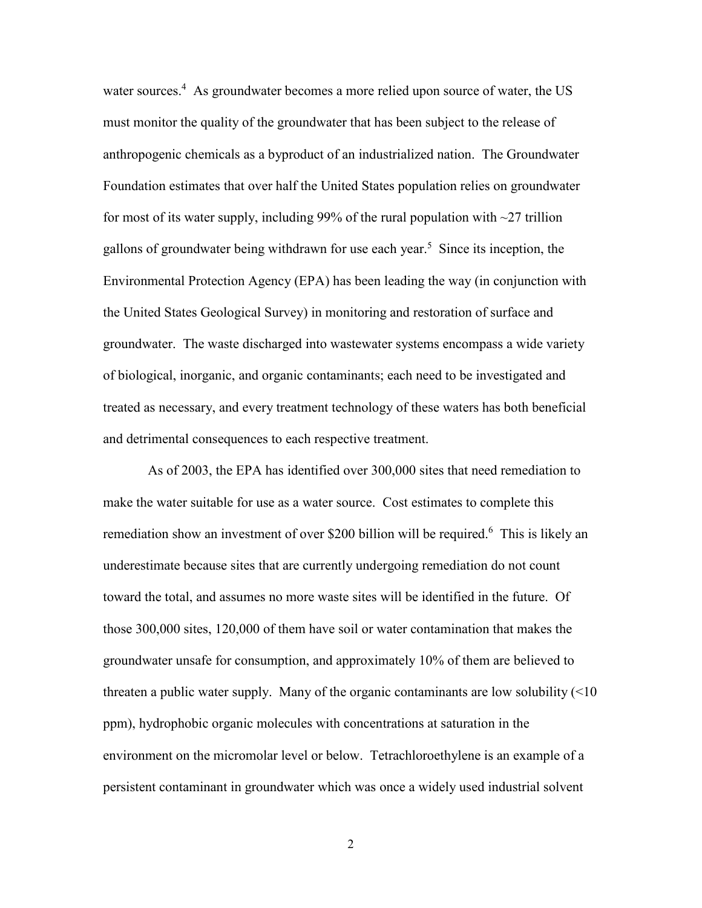water sources.[4] As groundwater becomes a more relied upon source of water, the US must monitor the quality of the groundwater that has been subject to the release of anthropogenic chemicals as a byproduct of an industrialized nation. The Groundwater Foundation estimates that over half the United States population relies on groundwater for most of its water supply, including 99% of the rural population with ~27 trillion gallons of groundwater being withdrawn for use each year.[5] Since its inception, the Environmental Protection Agency (EPA) has been leading the way (in conjunction with the United States Geological Survey) in monitoring and restoration of surface and groundwater. The waste discharged into wastewater systems encompass a wide variety of biological, inorganic, and organic contaminants; each need to be investigated and treated as necessary, and every treatment technology of these waters has both beneficial and detrimental consequences to each respective treatment.

As of 2003, the EPA has identified over 300,000 sites that need remediation to make the water suitable for use as a water source. Cost estimates to complete this remediation show an investment of over $200 billion will be required.[6] This is likely an underestimate because sites that are currently undergoing remediation do not count toward the total, and assumes no more waste sites will be identified in the future. Of those 300,000 sites, 120,000 of them have soil or water contamination that makes the groundwater unsafe for consumption, and approximately 10% of them are believed to threaten a public water supply. Many of the organic contaminants are low solubility (<10 ppm), hydrophobic organic molecules with concentrations at saturation in the environment on the micromolar level or below. Tetrachloroethylene is an example of a persistent contaminant in groundwater which was once a widely used industrial solvent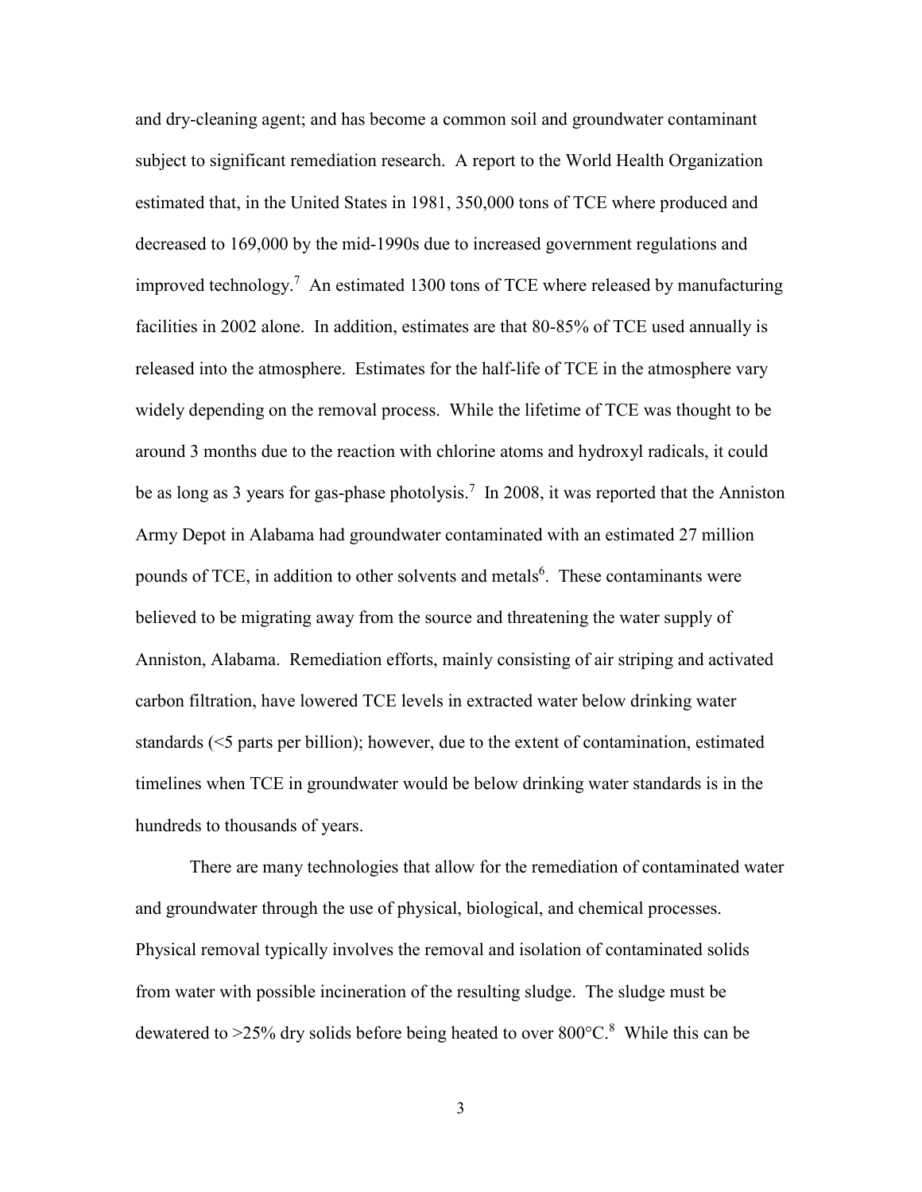and dry-cleaning agent; and has become a common soil and groundwater contaminant subject to significant remediation research. A report to the World Health Organization estimated that, in the United States in 1981, 350,000 tons of TCE where produced and decreased to 169,000 by the mid-1990s due to increased government regulations and improved technology.[7] An estimated 1300 tons of TCE where released by manufacturing facilities in 2002 alone. In addition, estimates are that 80-85% of TCE used annually is released into the atmosphere. Estimates for the half-life of TCE in the atmosphere vary widely depending on the removal process. While the lifetime of TCE was thought to be around 3 months due to the reaction with chlorine atoms and hydroxyl radicals, it could be as long as 3 years for gas-phase photolysis.[7] In 2008, it was reported that the Anniston Army Depot in Alabama had groundwater contaminated with an estimated 27 million pounds of TCE, in addition to other solvents and metals[6]. These contaminants were believed to be migrating away from the source and threatening the water supply of Anniston, Alabama. Remediation efforts, mainly consisting of air striping and activated carbon filtration, have lowered TCE levels in extracted water below drinking water standards (<5 parts per billion); however, due to the extent of contamination, estimated timelines when TCE in groundwater would be below drinking water standards is in the hundreds to thousands of years.

There are many technologies that allow for the remediation of contaminated water and groundwater through the use of physical, biological, and chemical processes. Physical removal typically involves the removal and isolation of contaminated solids from water with possible incineration of the resulting sludge. The sludge must be dewatered to >25% dry solids before being heated to over 800°C.[8] While this can be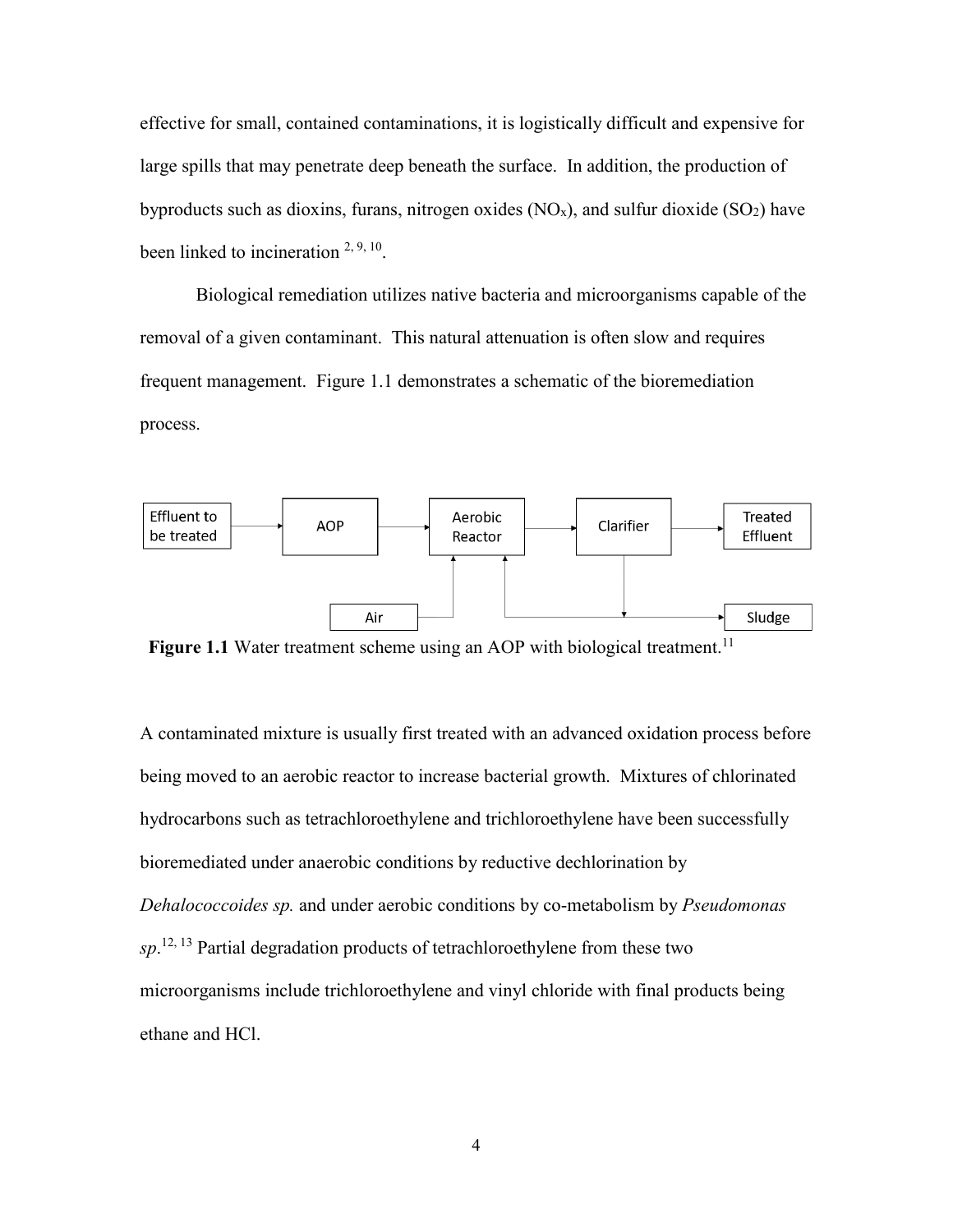effective for small, contained contaminations, it is logistically difficult and expensive for large spills that may penetrate deep beneath the surface. In addition, the production of byproducts such as dioxins, furans, nitrogen oxides ($NO_x$), and sulfur dioxide ($SO_2$) have been linked to incineration [2, 9, 10].

Biological remediation utilizes native bacteria and microorganisms capable of the removal of a given contaminant. This natural attenuation is often slow and requires frequent management. Figure 1.1 demonstrates a schematic of the bioremediation process.

**Figure 1.1** Water treatment scheme using an AOP with biological treatment.[11]

A contaminated mixture is usually first treated with an advanced oxidation process before being moved to an aerobic reactor to increase bacterial growth. Mixtures of chlorinated hydrocarbons such as tetrachloroethylene and trichloroethylene have been successfully bioremediated under anaerobic conditions by reductive dechlorination by *Dehalococcoides sp.* and under aerobic conditions by co-metabolism by *Pseudomonas sp*.[12, 13] Partial degradation products of tetrachloroethylene from these two microorganisms include trichloroethylene and vinyl chloride with final products being ethane and HCl.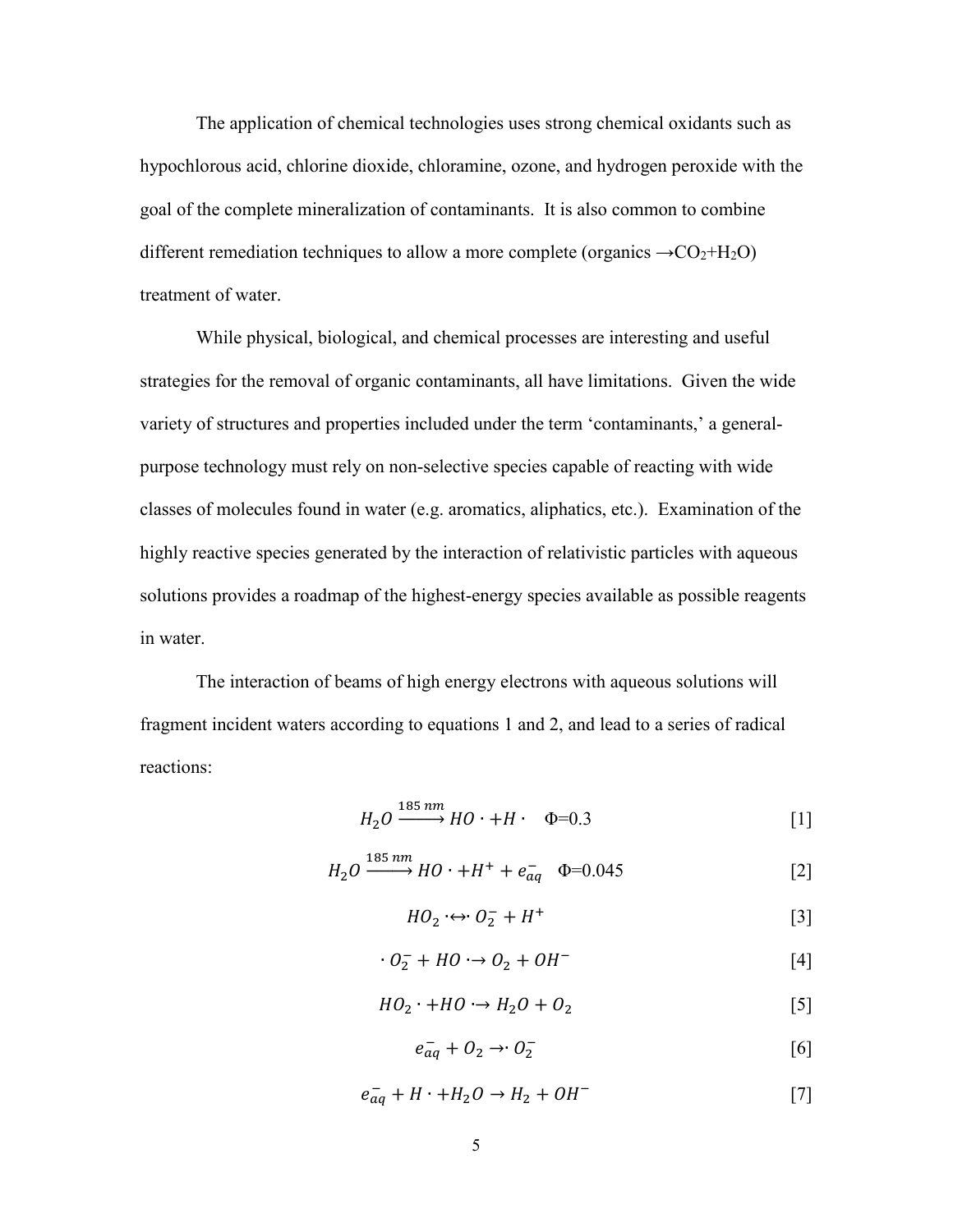The application of chemical technologies uses strong chemical oxidants such as hypochlorous acid, chlorine dioxide, chloramine, ozone, and hydrogen peroxide with the goal of the complete mineralization of contaminants. It is also common to combine different remediation techniques to allow a more complete (organics $\rightarrow CO_2 + H_2O$) treatment of water.

While physical, biological, and chemical processes are interesting and useful strategies for the removal of organic contaminants, all have limitations. Given the wide variety of structures and properties included under the term 'contaminants,' a general-purpose technology must rely on non-selective species capable of reacting with wide classes of molecules found in water (e.g. aromatics, aliphatics, etc.). Examination of the highly reactive species generated by the interaction of relativistic particles with aqueous solutions provides a roadmap of the highest-energy species available as possible reagents in water.

The interaction of beams of high energy electrons with aqueous solutions will fragment incident waters according to equations 1 and 2, and lead to a series of radical reactions:

$$H_2O \xrightarrow{185\ nm} HO\cdot + H\cdot \quad \Phi = 0.3 \qquad [1]$$

$$H_2O \xrightarrow{185\ nm} HO\cdot + H^+ + e^-_{aq} \quad \Phi = 0.045 \qquad [2]$$

$$HO_2\cdot \leftrightarrow \cdot O_2^- + H^+ \qquad [3]$$

$$\cdot O_2^- + HO\cdot \rightarrow O_2 + OH^- \qquad [4]$$

$$HO_2\cdot + HO\cdot \rightarrow H_2O + O_2 \qquad [5]$$

$$e^-_{aq} + O_2 \rightarrow \cdot O_2^- \qquad [6]$$

$$e^-_{aq} + H\cdot + H_2O \rightarrow H_2 + OH^- \qquad [7]$$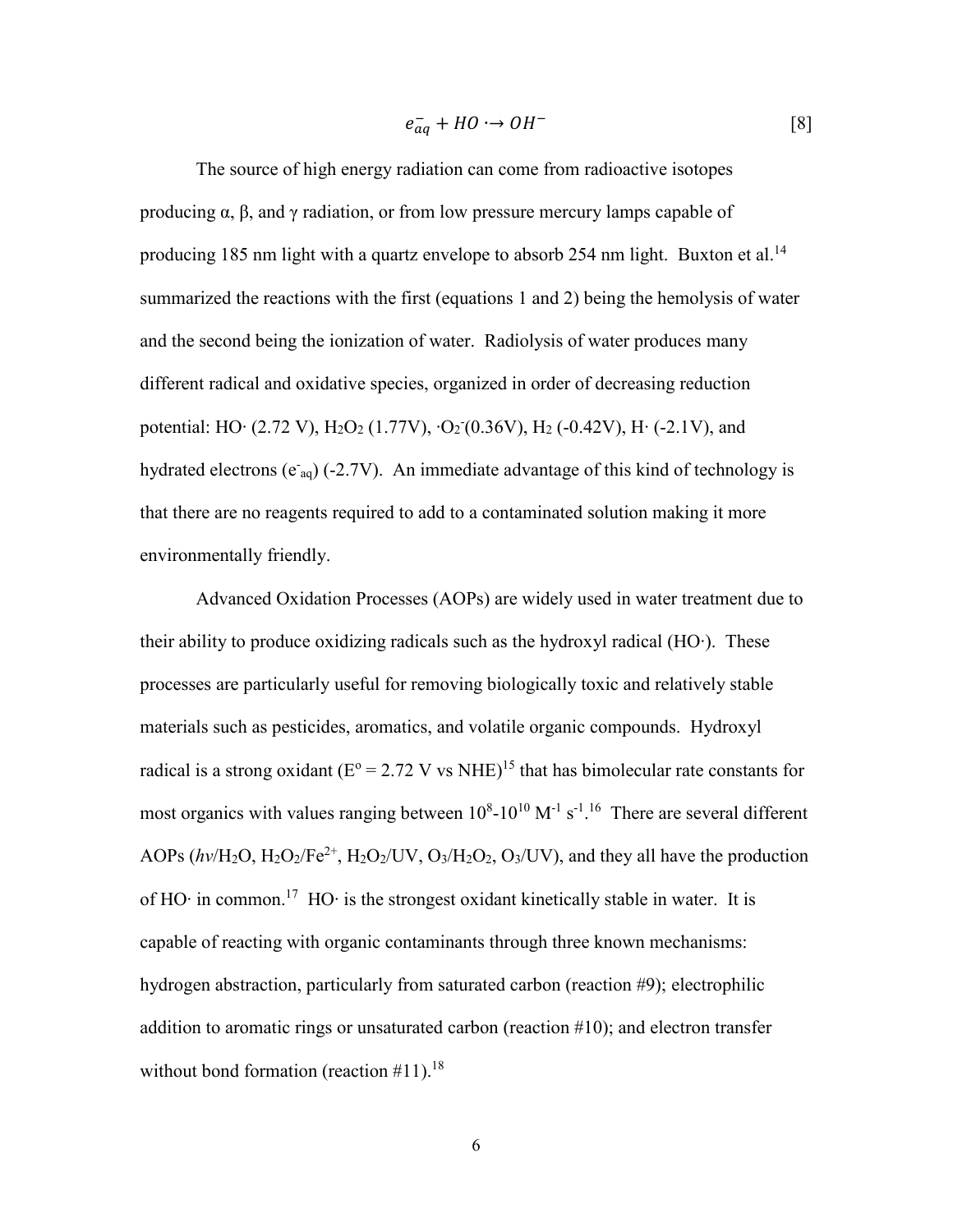$$e^-_{aq} + HO\cdot \rightarrow OH^- \quad [8]$$

The source of high energy radiation can come from radioactive isotopes producing α, β, and γ radiation, or from low pressure mercury lamps capable of producing 185 nm light with a quartz envelope to absorb 254 nm light. Buxton et al.[14] summarized the reactions with the first (equations 1 and 2) being the hemolysis of water and the second being the ionization of water. Radiolysis of water produces many different radical and oxidative species, organized in order of decreasing reduction potential: $HO\cdot$ (2.72 V), $H_2O_2$ (1.77V), $\cdot O_2^-$(0.36V), $H_2$ (-0.42V), $H\cdot$ (-2.1V), and hydrated electrons ($e^-_{aq}$) (-2.7V). An immediate advantage of this kind of technology is that there are no reagents required to add to a contaminated solution making it more environmentally friendly.

Advanced Oxidation Processes (AOPs) are widely used in water treatment due to their ability to produce oxidizing radicals such as the hydroxyl radical ($HO\cdot$). These processes are particularly useful for removing biologically toxic and relatively stable materials such as pesticides, aromatics, and volatile organic compounds. Hydroxyl radical is a strong oxidant ($E^o$ = 2.72 V vs NHE)[15] that has bimolecular rate constants for most organics with values ranging between $10^8$-$10^{10}$ $M^{-1}$ $s^{-1}$.[16] There are several different AOPs ($h\nu/H_2O$, $H_2O_2/Fe^{2+}$, $H_2O_2$/UV, $O_3/H_2O_2$, $O_3$/UV), and they all have the production of $HO\cdot$ in common.[17] $HO\cdot$ is the strongest oxidant kinetically stable in water. It is capable of reacting with organic contaminants through three known mechanisms: hydrogen abstraction, particularly from saturated carbon (reaction #9); electrophilic addition to aromatic rings or unsaturated carbon (reaction #10); and electron transfer without bond formation (reaction #11).[18]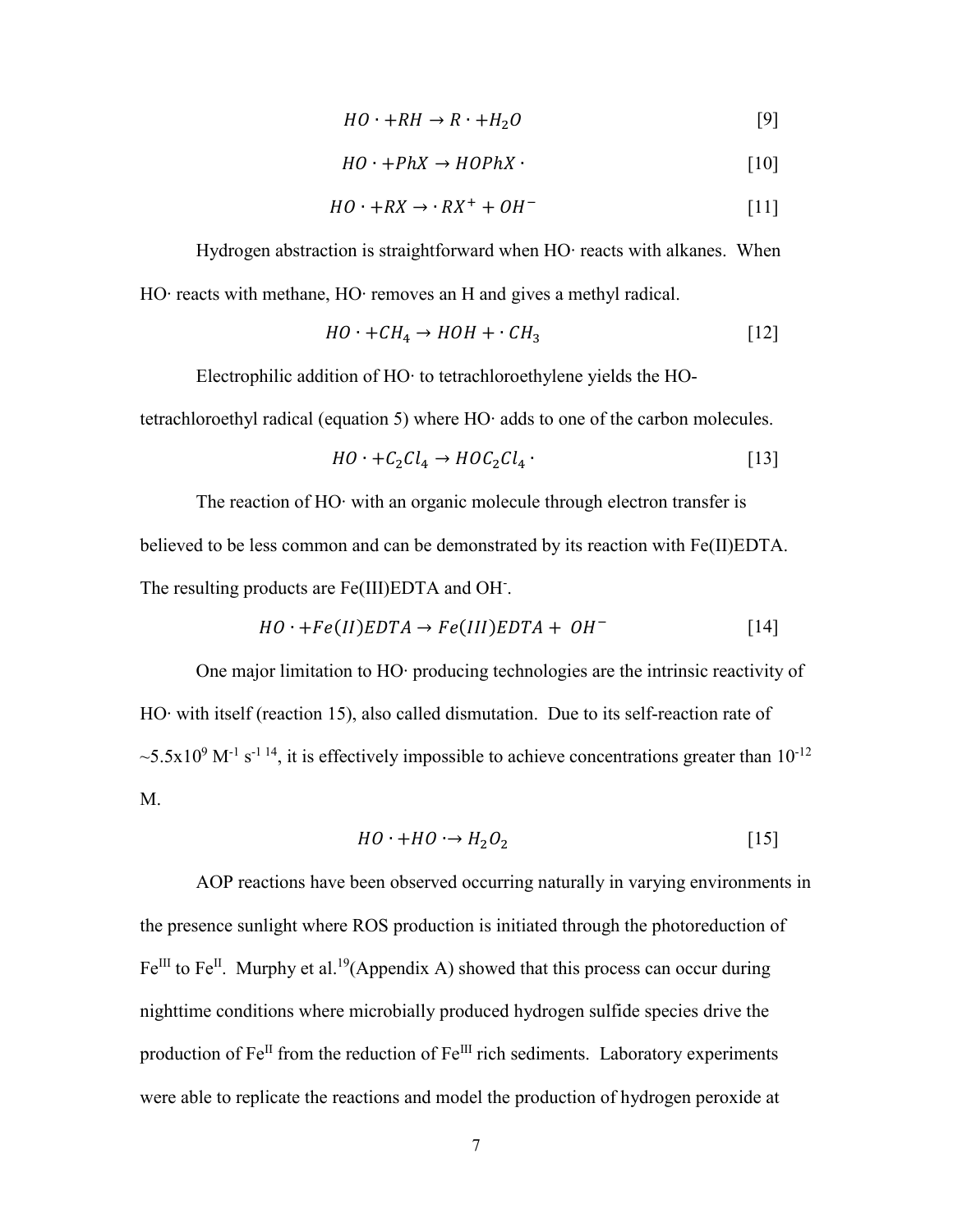$$HO\cdot + RH \rightarrow R\cdot + H_2O \quad [9]$$

$$HO\cdot + PhX \rightarrow HOPhX\cdot \quad [10]$$

$$HO\cdot + RX \rightarrow \cdot RX^{+} + OH^{-} \quad [11]$$

Hydrogen abstraction is straightforward when HO· reacts with alkanes. When HO· reacts with methane, HO· removes an H and gives a methyl radical.

$$HO\cdot + CH_4 \rightarrow HOH + \cdot CH_3 \quad [12]$$

Electrophilic addition of HO· to tetrachloroethylene yields the HO-tetrachloroethyl radical (equation 5) where HO· adds to one of the carbon molecules.

$$HO\cdot + C_2Cl_4 \rightarrow HOC_2Cl_4\cdot \quad [13]$$

The reaction of HO· with an organic molecule through electron transfer is believed to be less common and can be demonstrated by its reaction with Fe(II)EDTA. The resulting products are Fe(III)EDTA and $OH^-$.

$$HO\cdot + Fe(II)EDTA \rightarrow Fe(III)EDTA + OH^{-} \quad [14]$$

One major limitation to HO· producing technologies are the intrinsic reactivity of HO· with itself (reaction 15), also called dismutation. Due to its self-reaction rate of $\sim 5.5\times10^{9}\ M^{-1}\ s^{-1}$ [14], it is effectively impossible to achieve concentrations greater than $10^{-12}$ M.

$$HO\cdot + HO\cdot \rightarrow H_2O_2 \quad [15]$$

AOP reactions have been observed occurring naturally in varying environments in the presence sunlight where ROS production is initiated through the photoreduction of $Fe^{III}$ to $Fe^{II}$. Murphy et al.[19](Appendix A) showed that this process can occur during nighttime conditions where microbially produced hydrogen sulfide species drive the production of $Fe^{II}$ from the reduction of $Fe^{III}$ rich sediments. Laboratory experiments were able to replicate the reactions and model the production of hydrogen peroxide at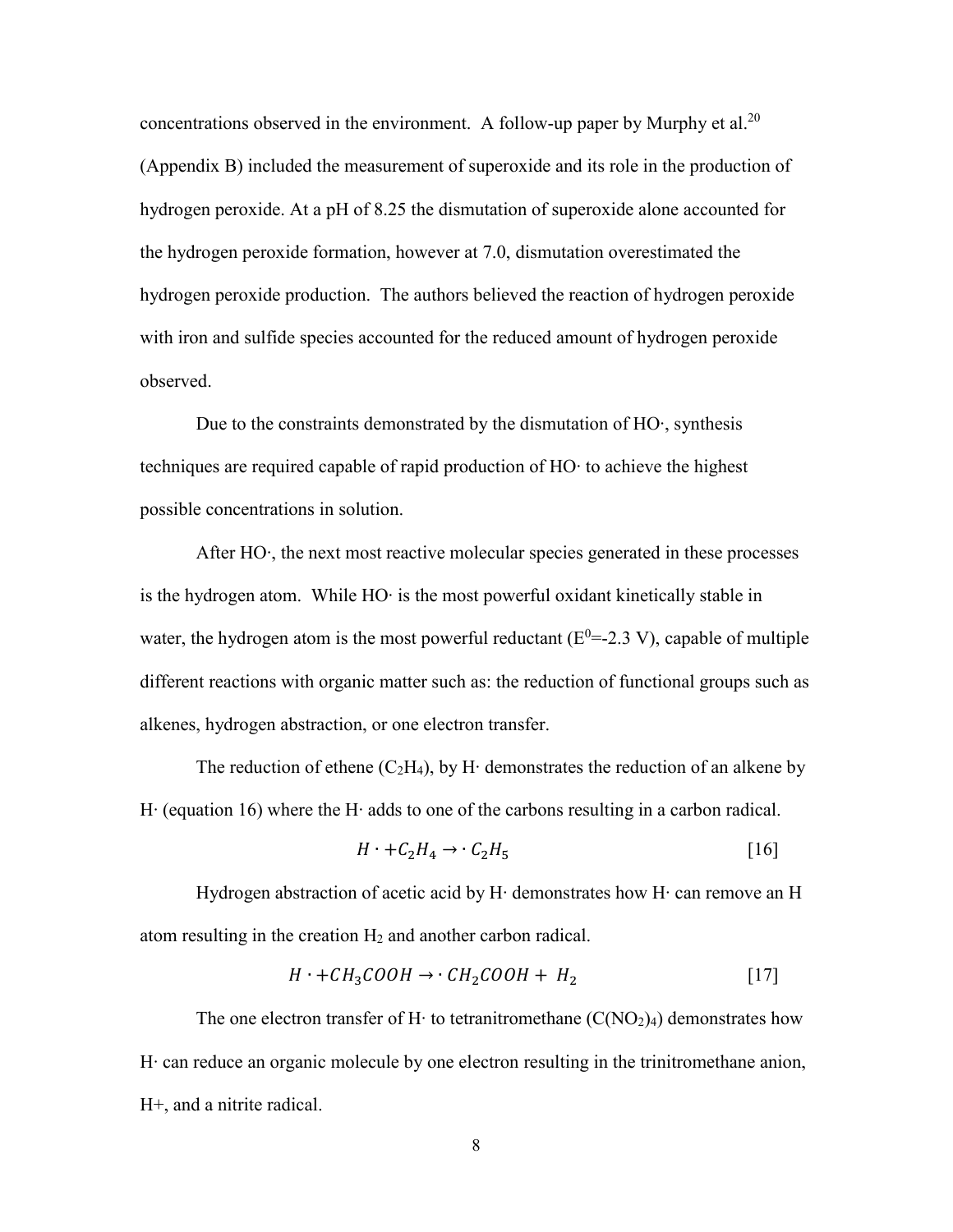concentrations observed in the environment. A follow-up paper by Murphy et al.[20] (Appendix B) included the measurement of superoxide and its role in the production of hydrogen peroxide. At a pH of 8.25 the dismutation of superoxide alone accounted for the hydrogen peroxide formation, however at 7.0, dismutation overestimated the hydrogen peroxide production. The authors believed the reaction of hydrogen peroxide with iron and sulfide species accounted for the reduced amount of hydrogen peroxide observed.

Due to the constraints demonstrated by the dismutation of HO·, synthesis techniques are required capable of rapid production of HO· to achieve the highest possible concentrations in solution.

After HO·, the next most reactive molecular species generated in these processes is the hydrogen atom. While HO· is the most powerful oxidant kinetically stable in water, the hydrogen atom is the most powerful reductant ($E^0$=-2.3 V), capable of multiple different reactions with organic matter such as: the reduction of functional groups such as alkenes, hydrogen abstraction, or one electron transfer.

The reduction of ethene ($C_2H_4$), by H· demonstrates the reduction of an alkene by H· (equation 16) where the H· adds to one of the carbons resulting in a carbon radical.

$$H\cdot + C_2H_4 \rightarrow \cdot C_2H_5 \qquad [16]$$

Hydrogen abstraction of acetic acid by H· demonstrates how H· can remove an H atom resulting in the creation $H_2$ and another carbon radical.

$$H\cdot + CH_3COOH \rightarrow \cdot CH_2COOH + H_2 \qquad [17]$$

The one electron transfer of H· to tetranitromethane ($C(NO_2)_4$) demonstrates how H· can reduce an organic molecule by one electron resulting in the trinitromethane anion, H+, and a nitrite radical.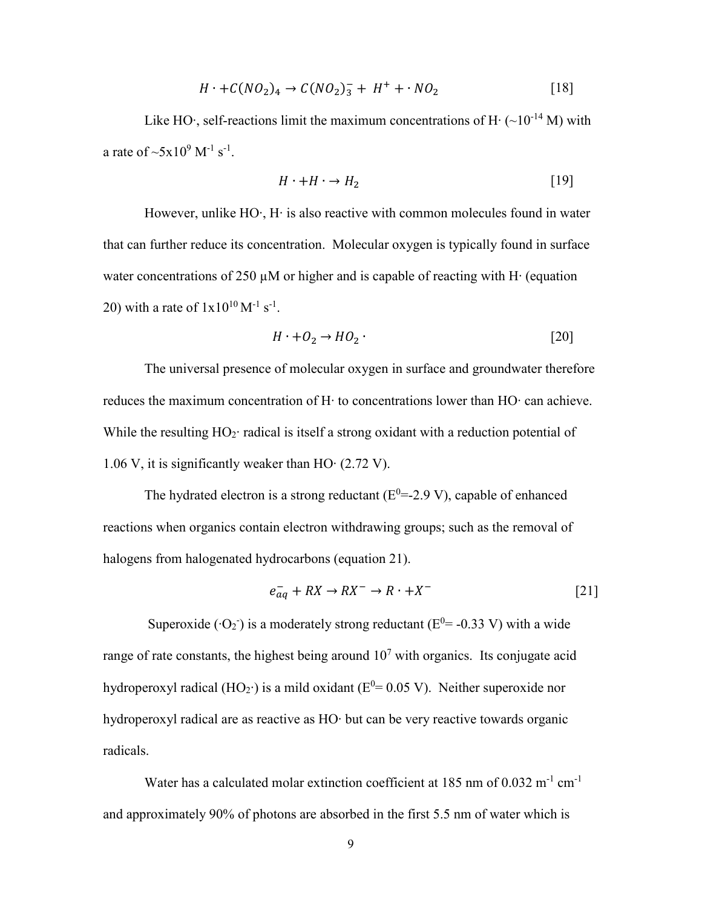$$H\cdot + C(NO_2)_4 \rightarrow C(NO_2)_3^- + H^+ + \cdot NO_2 \quad [18]$$

Like HO·, self-reactions limit the maximum concentrations of H· (~$10^{-14}$ M) with a rate of ~$5\text{x}10^9$ $M^{-1}$ $s^{-1}$.

$$H\cdot + H\cdot \rightarrow H_2 \quad [19]$$

However, unlike HO·, H· is also reactive with common molecules found in water that can further reduce its concentration. Molecular oxygen is typically found in surface water concentrations of 250 µM or higher and is capable of reacting with H· (equation 20) with a rate of $1\text{x}10^{10}$ $M^{-1}$ $s^{-1}$.

$$H\cdot + O_2 \rightarrow HO_2\cdot \quad [20]$$

The universal presence of molecular oxygen in surface and groundwater therefore reduces the maximum concentration of H· to concentrations lower than HO· can achieve. While the resulting $HO_2\cdot$ radical is itself a strong oxidant with a reduction potential of 1.06 V, it is significantly weaker than HO· (2.72 V).

The hydrated electron is a strong reductant ($E^0$=-2.9 V), capable of enhanced reactions when organics contain electron withdrawing groups; such as the removal of halogens from halogenated hydrocarbons (equation 21).

$$e_{aq}^- + RX \rightarrow RX^- \rightarrow R\cdot + X^- \quad [21]$$

Superoxide ($\cdot O_2^-$) is a moderately strong reductant ($E^0$= -0.33 V) with a wide range of rate constants, the highest being around $10^7$ with organics. Its conjugate acid hydroperoxyl radical ($HO_2\cdot$) is a mild oxidant ($E^0$= 0.05 V). Neither superoxide nor hydroperoxyl radical are as reactive as HO· but can be very reactive towards organic radicals.

Water has a calculated molar extinction coefficient at 185 nm of 0.032 $m^{-1}$ $cm^{-1}$ and approximately 90% of photons are absorbed in the first 5.5 nm of water which is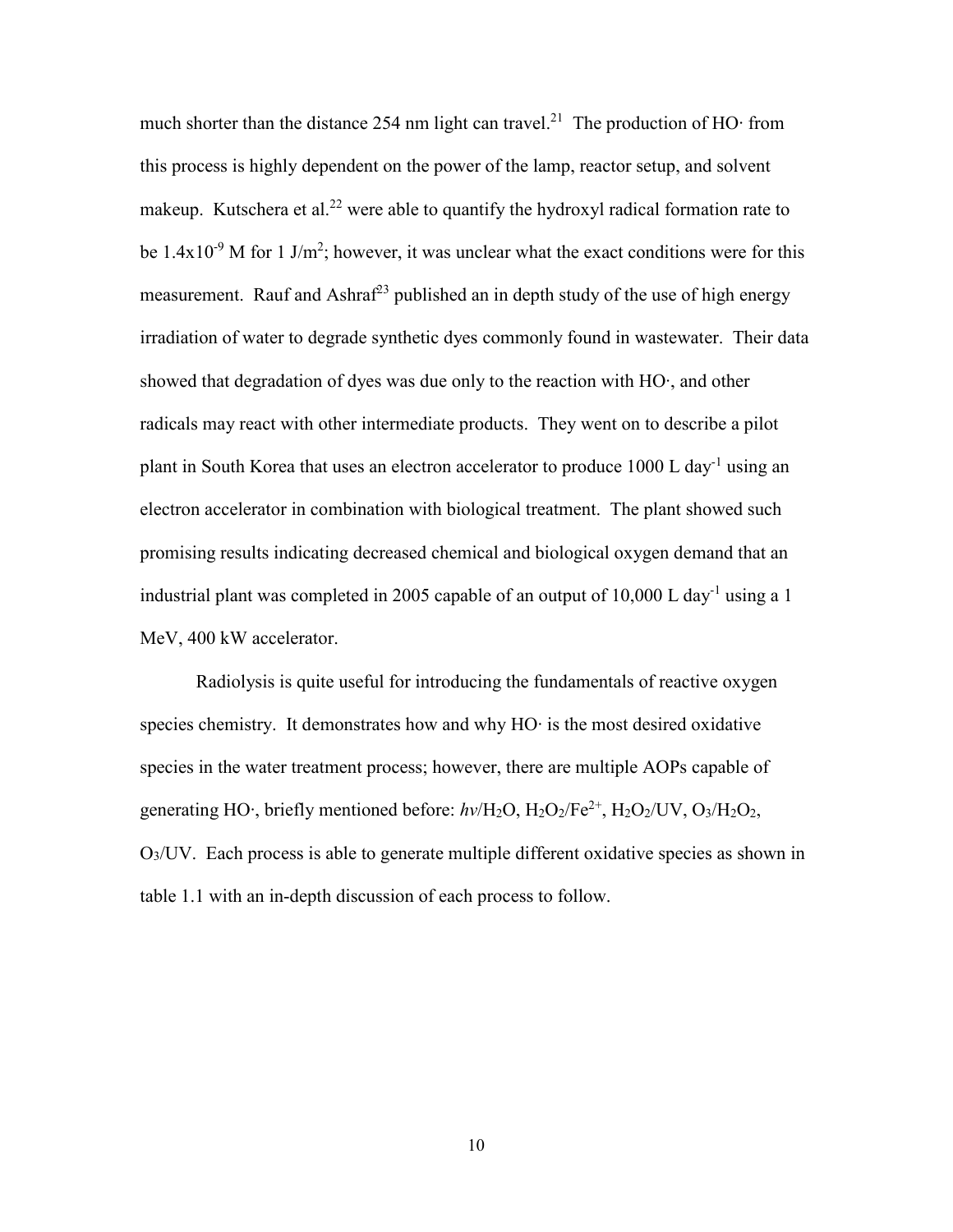much shorter than the distance 254 nm light can travel.[21] The production of HO· from this process is highly dependent on the power of the lamp, reactor setup, and solvent makeup. Kutschera et al.[22] were able to quantify the hydroxyl radical formation rate to be $1.4 \times 10^{-9}$ M for 1 $J/m^2$; however, it was unclear what the exact conditions were for this measurement. Rauf and Ashraf[23] published an in depth study of the use of high energy irradiation of water to degrade synthetic dyes commonly found in wastewater. Their data showed that degradation of dyes was due only to the reaction with HO·, and other radicals may react with other intermediate products. They went on to describe a pilot plant in South Korea that uses an electron accelerator to produce 1000 L $day^{-1}$ using an electron accelerator in combination with biological treatment. The plant showed such promising results indicating decreased chemical and biological oxygen demand that an industrial plant was completed in 2005 capable of an output of 10,000 L $day^{-1}$ using a 1 MeV, 400 kW accelerator.

Radiolysis is quite useful for introducing the fundamentals of reactive oxygen species chemistry. It demonstrates how and why HO· is the most desired oxidative species in the water treatment process; however, there are multiple AOPs capable of generating HO·, briefly mentioned before: $h\nu/H_2O$, $H_2O_2/Fe^{2+}$, $H_2O_2$/UV, $O_3/H_2O_2$, $O_3$/UV. Each process is able to generate multiple different oxidative species as shown in table 1.1 with an in-depth discussion of each process to follow.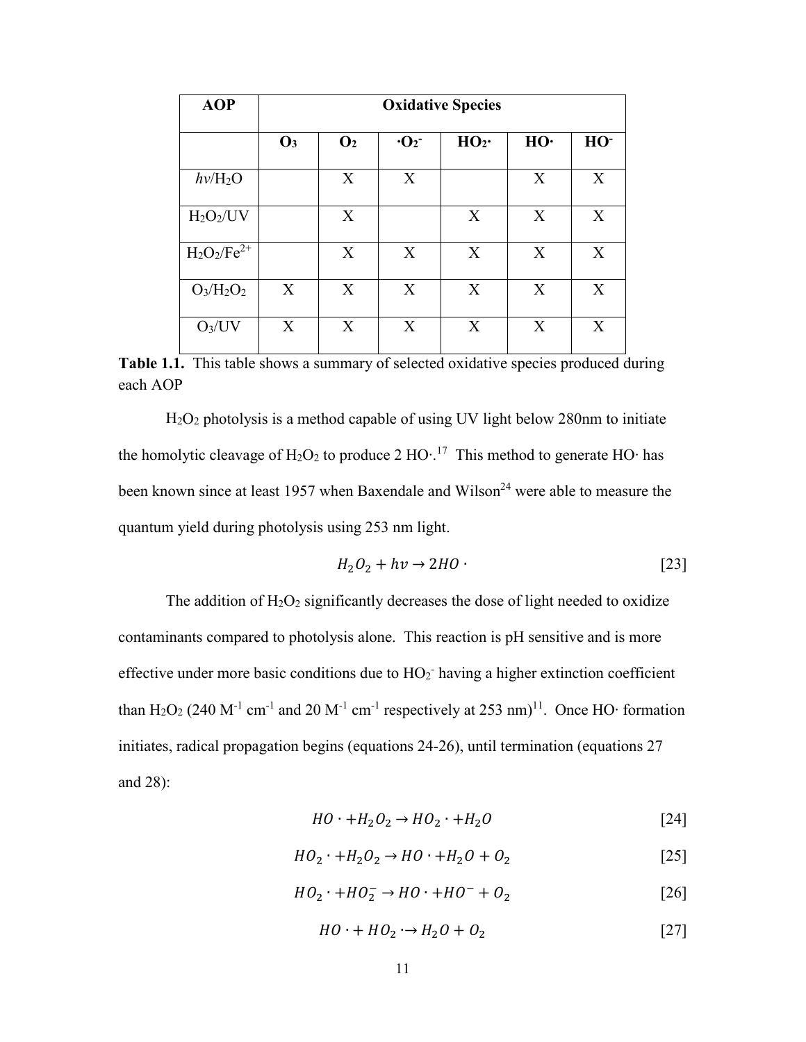| AOP | Oxidative Species | | | | | |
|---|---|---|---|---|---|---|
| | $O_3$ | $O_2$ | $\cdot O_2^-$ | $HO_2\cdot$ | $HO\cdot$ | $HO^-$ |
| $hv/H_2O$ | | X | X | | X | X |
| $H_2O_2$/UV | | X | | X | X | X |
| $H_2O_2/Fe^{2+}$ | | X | X | X | X | X |
| $O_3/H_2O_2$ | X | X | X | X | X | X |
| $O_3$/UV | X | X | X | X | X | X |

**Table 1.1.** This table shows a summary of selected oxidative species produced during each AOP

$H_2O_2$ photolysis is a method capable of using UV light below 280nm to initiate the homolytic cleavage of $H_2O_2$ to produce 2 $HO\cdot$.[17] This method to generate $HO\cdot$ has been known since at least 1957 when Baxendale and Wilson[24] were able to measure the quantum yield during photolysis using 253 nm light.

$$H_2O_2 + hv \rightarrow 2HO\cdot \qquad [23]$$

The addition of $H_2O_2$ significantly decreases the dose of light needed to oxidize contaminants compared to photolysis alone. This reaction is pH sensitive and is more effective under more basic conditions due to $HO_2^-$ having a higher extinction coefficient than $H_2O_2$ (240 $M^{-1}$ $cm^{-1}$ and 20 $M^{-1}$ $cm^{-1}$ respectively at 253 nm)[11]. Once $HO\cdot$ formation initiates, radical propagation begins (equations 24-26), until termination (equations 27 and 28):

$$HO\cdot + H_2O_2 \rightarrow HO_2\cdot + H_2O \qquad [24]$$

$$HO_2\cdot + H_2O_2 \rightarrow HO\cdot + H_2O + O_2 \qquad [25]$$

$$HO_2\cdot + HO_2^- \rightarrow HO\cdot + HO^- + O_2 \qquad [26]$$

$$HO\cdot + HO_2\cdot \rightarrow H_2O + O_2 \qquad [27]$$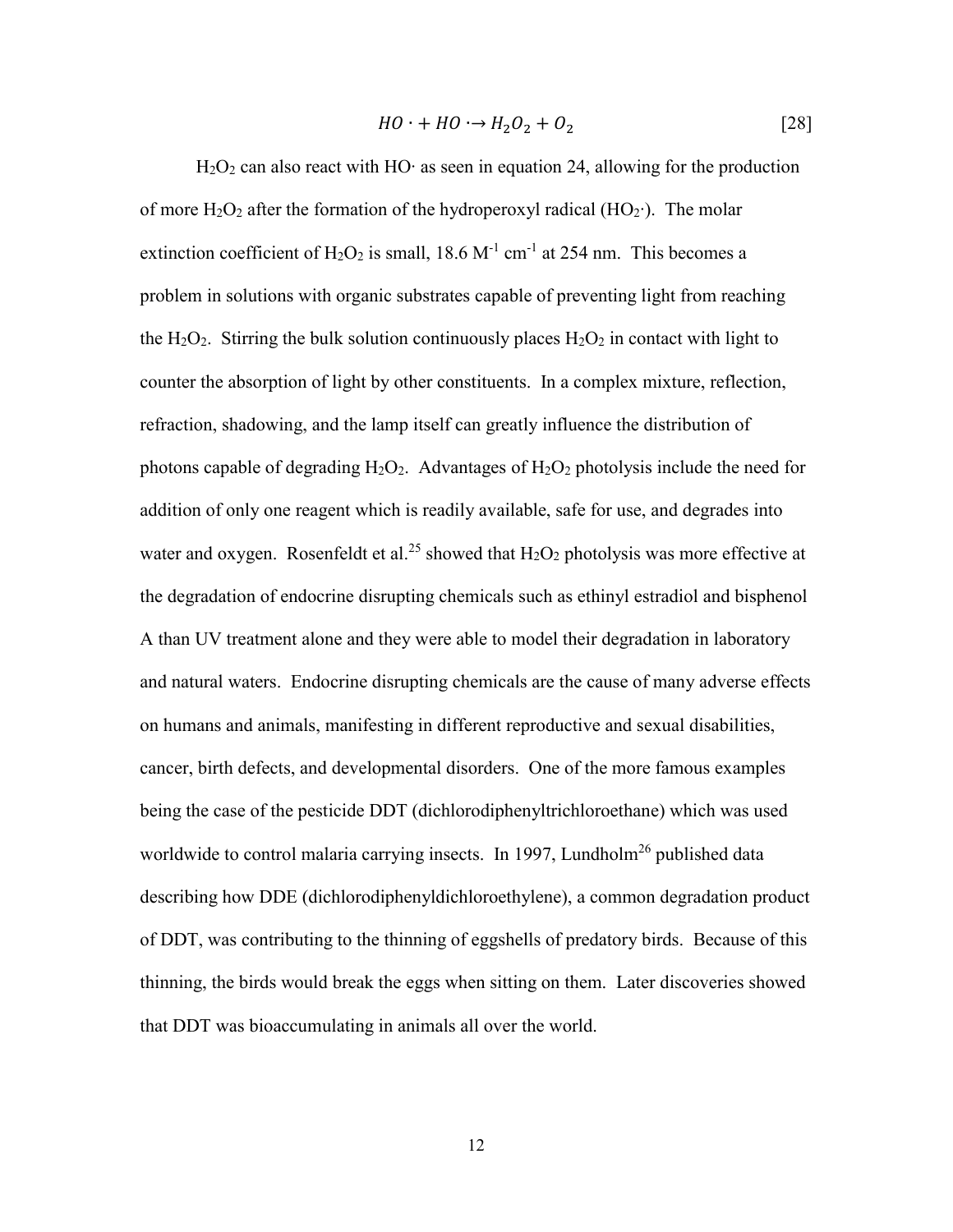$$HO\cdot + HO\cdot \rightarrow H_2O_2 + O_2 \quad [28]$$

$H_2O_2$ can also react with $HO\cdot$ as seen in equation 24, allowing for the production of more $H_2O_2$ after the formation of the hydroperoxyl radical ($HO_2\cdot$). The molar extinction coefficient of $H_2O_2$ is small, 18.6 $M^{-1}$ $cm^{-1}$ at 254 nm. This becomes a problem in solutions with organic substrates capable of preventing light from reaching the $H_2O_2$. Stirring the bulk solution continuously places $H_2O_2$ in contact with light to counter the absorption of light by other constituents. In a complex mixture, reflection, refraction, shadowing, and the lamp itself can greatly influence the distribution of photons capable of degrading $H_2O_2$. Advantages of $H_2O_2$ photolysis include the need for addition of only one reagent which is readily available, safe for use, and degrades into water and oxygen. Rosenfeldt et al.[25] showed that $H_2O_2$ photolysis was more effective at the degradation of endocrine disrupting chemicals such as ethinyl estradiol and bisphenol A than UV treatment alone and they were able to model their degradation in laboratory and natural waters. Endocrine disrupting chemicals are the cause of many adverse effects on humans and animals, manifesting in different reproductive and sexual disabilities, cancer, birth defects, and developmental disorders. One of the more famous examples being the case of the pesticide DDT (dichlorodiphenyltrichloroethane) which was used worldwide to control malaria carrying insects. In 1997, Lundholm[26] published data describing how DDE (dichlorodiphenyldichloroethylene), a common degradation product of DDT, was contributing to the thinning of eggshells of predatory birds. Because of this thinning, the birds would break the eggs when sitting on them. Later discoveries showed that DDT was bioaccumulating in animals all over the world.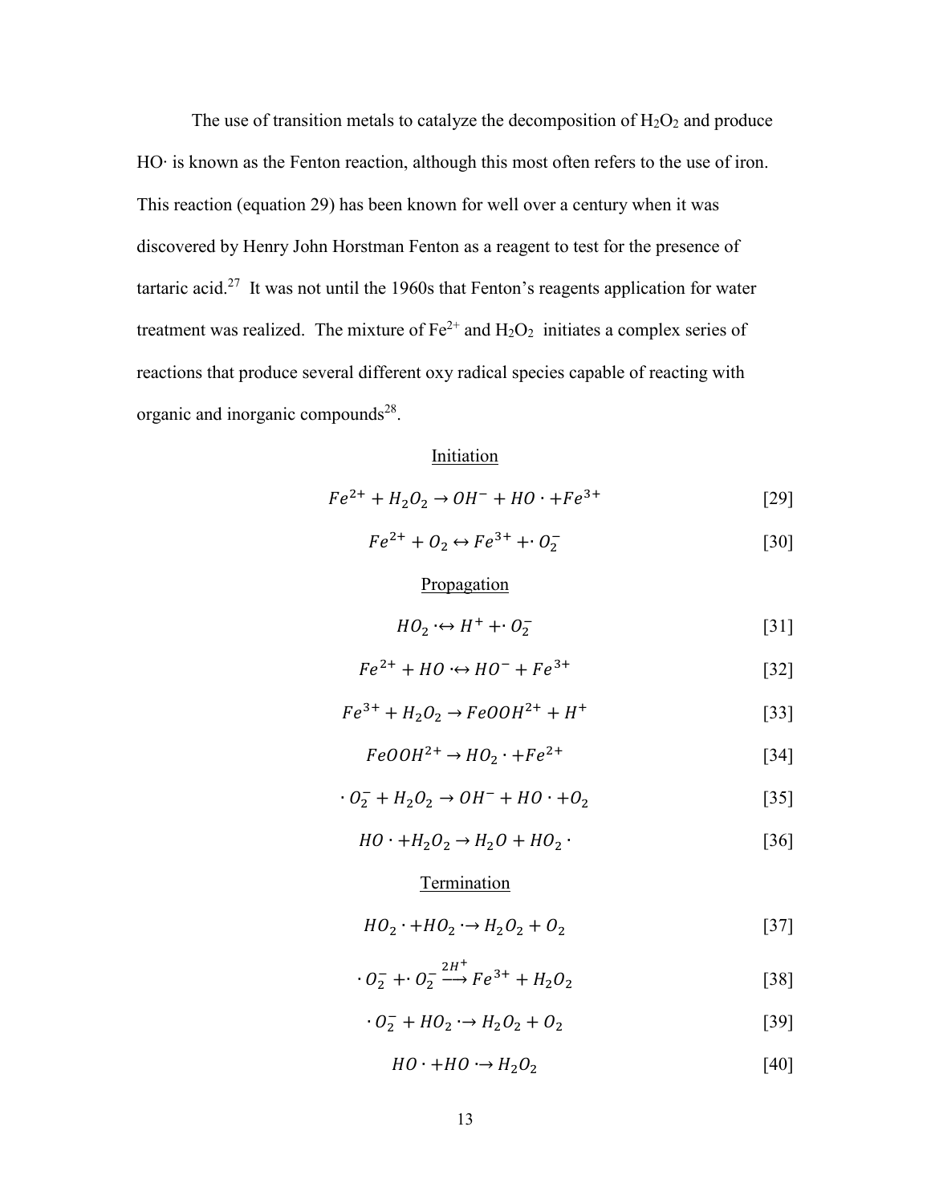The use of transition metals to catalyze the decomposition of $H_2O_2$ and produce HO· is known as the Fenton reaction, although this most often refers to the use of iron. This reaction (equation 29) has been known for well over a century when it was discovered by Henry John Horstman Fenton as a reagent to test for the presence of tartaric acid.[27] It was not until the 1960s that Fenton's reagents application for water treatment was realized. The mixture of $Fe^{2+}$ and $H_2O_2$ initiates a complex series of reactions that produce several different oxy radical species capable of reacting with organic and inorganic compounds[28].

Initiation

$$Fe^{2+} + H_2O_2 \rightarrow OH^- + HO\cdot + Fe^{3+} \quad [29]$$

$$Fe^{2+} + O_2 \leftrightarrow Fe^{3+} + \cdot O_2^- \quad [30]$$

Propagation

$$HO_2\cdot \leftrightarrow H^+ + \cdot O_2^- \quad [31]$$

$$Fe^{2+} + HO\cdot \leftrightarrow HO^- + Fe^{3+} \quad [32]$$

$$Fe^{3+} + H_2O_2 \rightarrow FeOOH^{2+} + H^+ \quad [33]$$

$$FeOOH^{2+} \rightarrow HO_2\cdot + Fe^{2+} \quad [34]$$

$$\cdot O_2^- + H_2O_2 \rightarrow OH^- + HO\cdot + O_2 \quad [35]$$

$$HO\cdot + H_2O_2 \rightarrow H_2O + HO_2\cdot \quad [36]$$

Termination

$$HO_2\cdot + HO_2\cdot \rightarrow H_2O_2 + O_2 \quad [37]$$

$$\cdot O_2^- + \cdot O_2^- \xrightarrow{2H^+} Fe^{3+} + H_2O_2 \quad [38]$$

$$\cdot O_2^- + HO_2\cdot \rightarrow H_2O_2 + O_2 \quad [39]$$

$$HO\cdot + HO\cdot \rightarrow H_2O_2 \quad [40]$$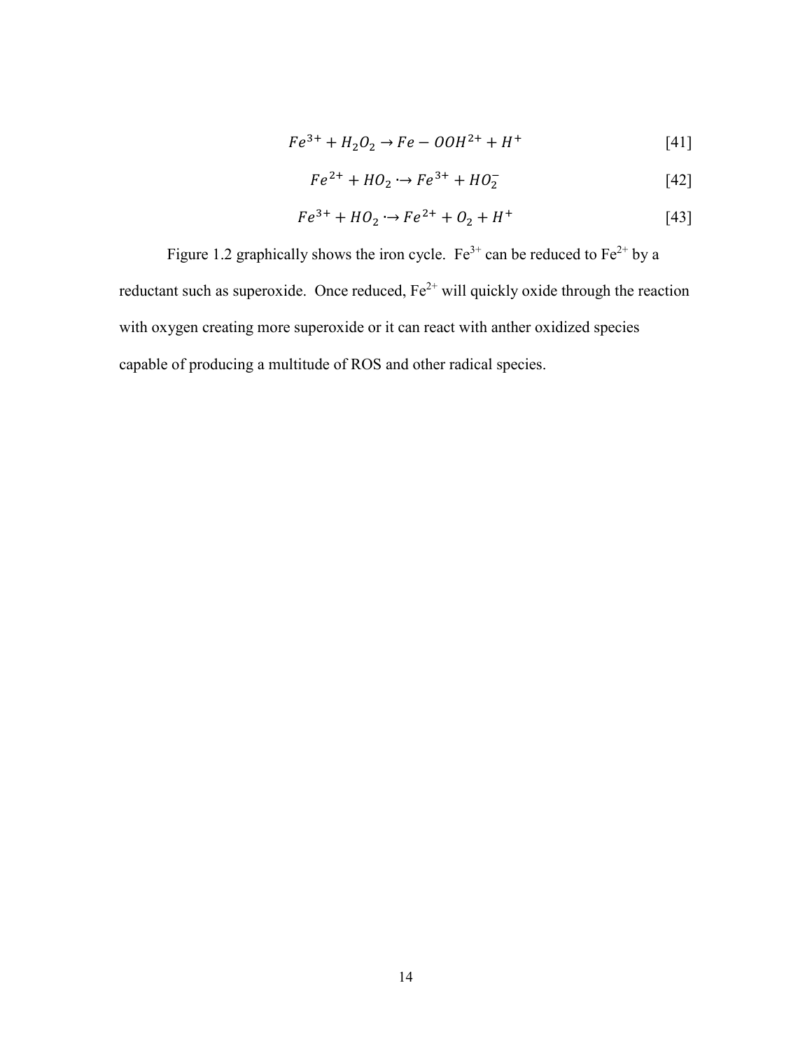$$Fe^{3+} + H_2O_2 \rightarrow Fe - OOH^{2+} + H^+ \quad [41]$$

$$Fe^{2+} + HO_2 \cdot \rightarrow Fe^{3+} + HO_2^- \quad [42]$$

$$Fe^{3+} + HO_2 \cdot \rightarrow Fe^{2+} + O_2 + H^+ \quad [43]$$

Figure 1.2 graphically shows the iron cycle. $Fe^{3+}$ can be reduced to $Fe^{2+}$ by a reductant such as superoxide. Once reduced, $Fe^{2+}$ will quickly oxide through the reaction with oxygen creating more superoxide or it can react with anther oxidized species capable of producing a multitude of ROS and other radical species.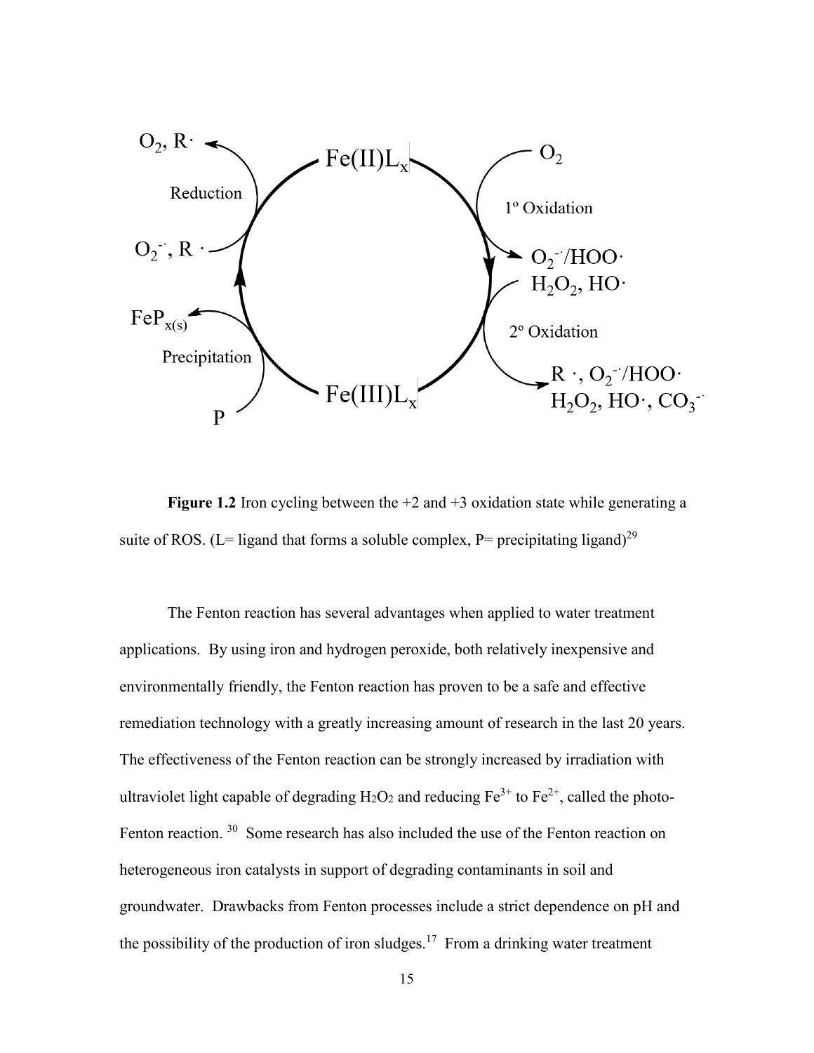**Figure 1.2** Iron cycling between the +2 and +3 oxidation state while generating a suite of ROS. (L= ligand that forms a soluble complex, P= precipitating ligand)[29]

The Fenton reaction has several advantages when applied to water treatment applications. By using iron and hydrogen peroxide, both relatively inexpensive and environmentally friendly, the Fenton reaction has proven to be a safe and effective remediation technology with a greatly increasing amount of research in the last 20 years. The effectiveness of the Fenton reaction can be strongly increased by irradiation with ultraviolet light capable of degrading $H_2O_2$ and reducing $Fe^{3+}$ to $Fe^{2+}$, called the photo-Fenton reaction. [30] Some research has also included the use of the Fenton reaction on heterogeneous iron catalysts in support of degrading contaminants in soil and groundwater. Drawbacks from Fenton processes include a strict dependence on pH and the possibility of the production of iron sludges.[17] From a drinking water treatment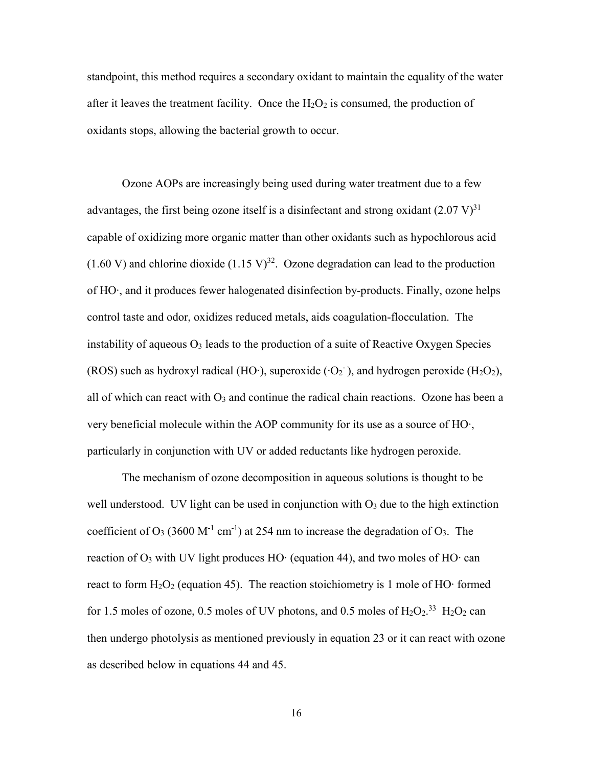standpoint, this method requires a secondary oxidant to maintain the equality of the water after it leaves the treatment facility. Once the $H_2O_2$ is consumed, the production of oxidants stops, allowing the bacterial growth to occur.

Ozone AOPs are increasingly being used during water treatment due to a few advantages, the first being ozone itself is a disinfectant and strong oxidant (2.07 V)[31] capable of oxidizing more organic matter than other oxidants such as hypochlorous acid (1.60 V) and chlorine dioxide (1.15 V)[32]. Ozone degradation can lead to the production of HO·, and it produces fewer halogenated disinfection by-products. Finally, ozone helps control taste and odor, oxidizes reduced metals, aids coagulation-flocculation. The instability of aqueous $O_3$ leads to the production of a suite of Reactive Oxygen Species (ROS) such as hydroxyl radical (HO·), superoxide ($\cdot O_2^-$), and hydrogen peroxide ($H_2O_2$), all of which can react with $O_3$ and continue the radical chain reactions. Ozone has been a very beneficial molecule within the AOP community for its use as a source of HO·, particularly in conjunction with UV or added reductants like hydrogen peroxide.

The mechanism of ozone decomposition in aqueous solutions is thought to be well understood. UV light can be used in conjunction with $O_3$ due to the high extinction coefficient of $O_3$ (3600 $M^{-1}$ $cm^{-1}$) at 254 nm to increase the degradation of $O_3$. The reaction of $O_3$ with UV light produces HO· (equation 44), and two moles of HO· can react to form $H_2O_2$ (equation 45). The reaction stoichiometry is 1 mole of HO· formed for 1.5 moles of ozone, 0.5 moles of UV photons, and 0.5 moles of $H_2O_2$.[33] $H_2O_2$ can then undergo photolysis as mentioned previously in equation 23 or it can react with ozone as described below in equations 44 and 45.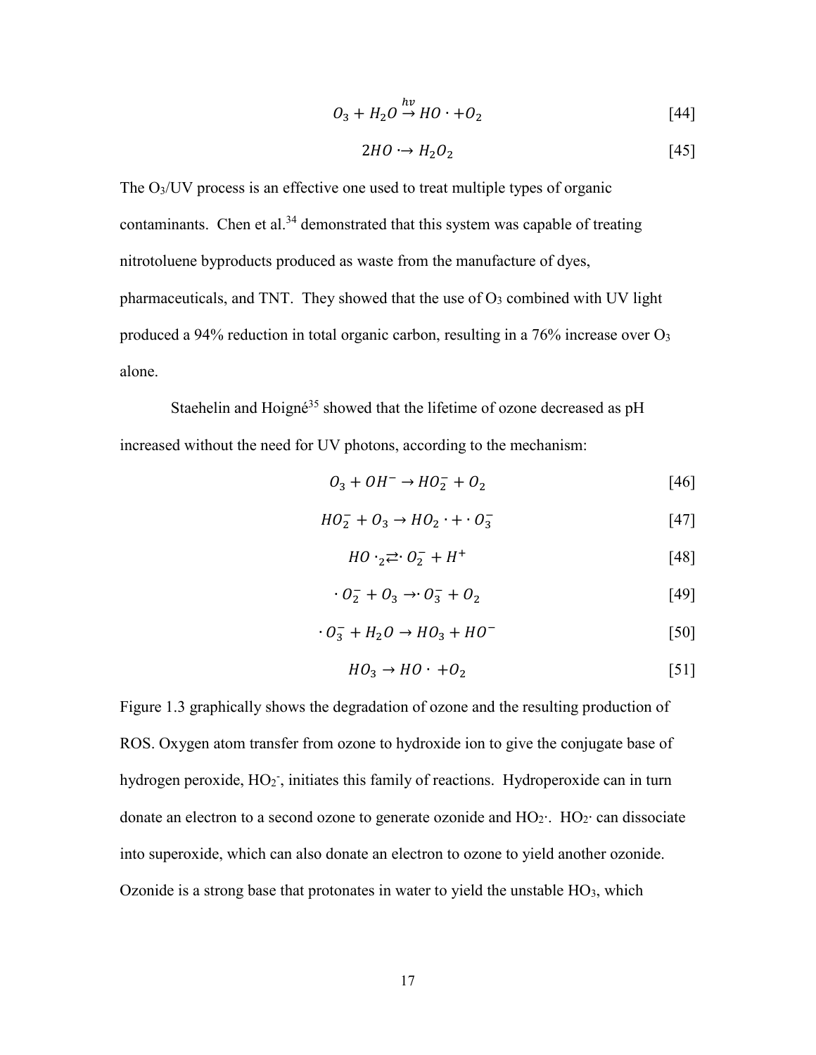$$O_3 + H_2O \xrightarrow{hv} HO\cdot + O_2 \quad [44]$$

$$2HO\cdot \rightarrow H_2O_2 \quad [45]$$

The $O_3$/UV process is an effective one used to treat multiple types of organic contaminants. Chen et al.[34] demonstrated that this system was capable of treating nitrotoluene byproducts produced as waste from the manufacture of dyes, pharmaceuticals, and TNT. They showed that the use of $O_3$ combined with UV light produced a 94% reduction in total organic carbon, resulting in a 76% increase over $O_3$ alone.

Staehelin and Hoigné[35] showed that the lifetime of ozone decreased as pH increased without the need for UV photons, according to the mechanism:

$$O_3 + OH^- \rightarrow HO_2^- + O_2 \quad [46]$$

$$HO_2^- + O_3 \rightarrow HO_2\cdot + \cdot O_3^- \quad [47]$$

$$HO\cdot_2 \rightleftarrows \cdot O_2^- + H^+ \quad [48]$$

$$\cdot O_2^- + O_3 \rightarrow \cdot O_3^- + O_2 \quad [49]$$

$$\cdot O_3^- + H_2O \rightarrow HO_3 + HO^- \quad [50]$$

$$HO_3 \rightarrow HO\cdot + O_2 \quad [51]$$

Figure 1.3 graphically shows the degradation of ozone and the resulting production of ROS. Oxygen atom transfer from ozone to hydroxide ion to give the conjugate base of hydrogen peroxide, $HO_2^-$, initiates this family of reactions. Hydroperoxide can in turn donate an electron to a second ozone to generate ozonide and $HO_2\cdot$. $HO_2\cdot$ can dissociate into superoxide, which can also donate an electron to ozone to yield another ozonide. Ozonide is a strong base that protonates in water to yield the unstable $HO_3$, which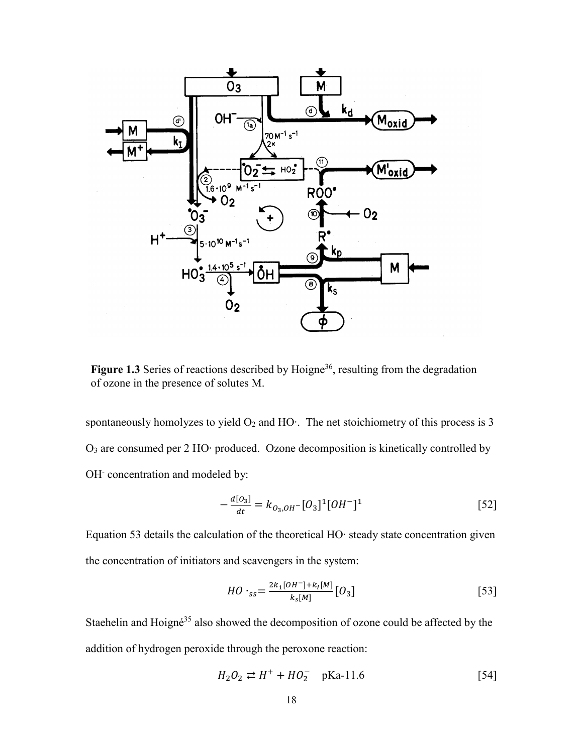**Figure 1.3** Series of reactions described by Hoigne[36], resulting from the degradation of ozone in the presence of solutes M.

spontaneously homolyzes to yield $O_2$ and HO·. The net stoichiometry of this process is 3 $O_3$ are consumed per 2 HO· produced. Ozone decomposition is kinetically controlled by $OH^-$ concentration and modeled by:

$$-\frac{d[O_3]}{dt} = k_{O_3,OH^-}[O_3]^1[OH^-]^1 \quad [52]$$

Equation 53 details the calculation of the theoretical HO· steady state concentration given the concentration of initiators and scavengers in the system:

$$HO\cdot_{ss} = \frac{2k_1[OH^-] + k_I[M]}{k_s[M]}[O_3] \quad [53]$$

Staehelin and Hoigné[35] also showed the decomposition of ozone could be affected by the addition of hydrogen peroxide through the peroxone reaction:

$$H_2O_2 \rightleftarrows H^+ + HO_2^- \quad \text{pKa-11.6} \quad [54]$$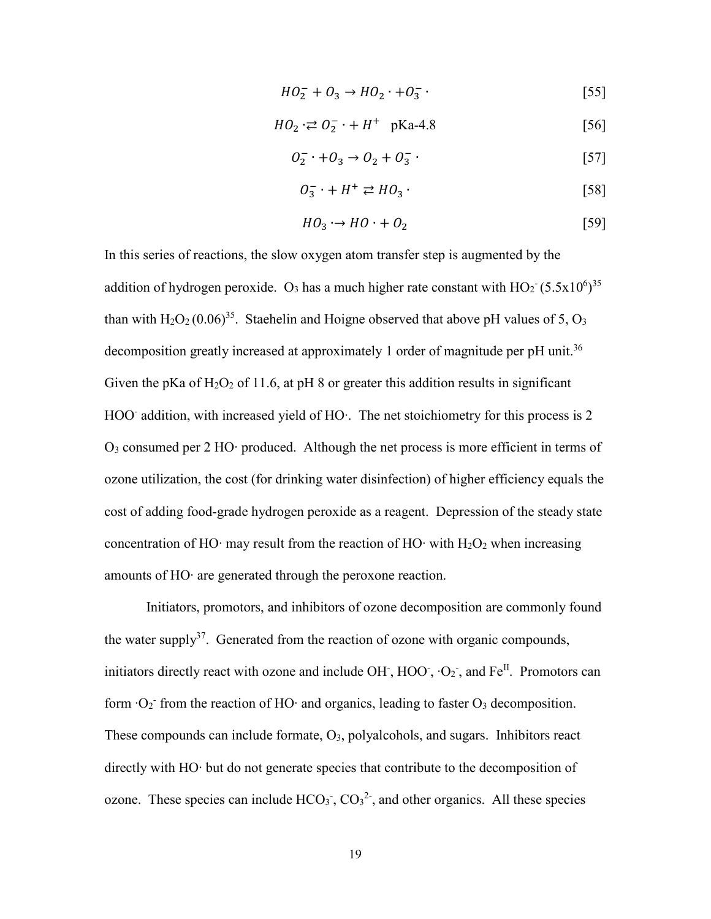$$HO_2^- + O_3 \rightarrow HO_2\cdot + O_3^-\cdot \qquad [55]$$

$$HO_2\cdot \rightleftarrows O_2^-\cdot + H^+ \quad \text{pKa-4.8} \qquad [56]$$

$$O_2^-\cdot + O_3 \rightarrow O_2 + O_3^-\cdot \qquad [57]$$

$$O_3^-\cdot + H^+ \rightleftarrows HO_3\cdot \qquad [58]$$

$$HO_3\cdot \rightarrow HO\cdot + O_2 \qquad [59]$$

In this series of reactions, the slow oxygen atom transfer step is augmented by the addition of hydrogen peroxide. $O_3$ has a much higher rate constant with $HO_2^-$ ($5.5 \times 10^6$)[35] than with $H_2O_2$ (0.06)[35]. Staehelin and Hoigne observed that above pH values of 5, $O_3$ decomposition greatly increased at approximately 1 order of magnitude per pH unit.[36] Given the pKa of $H_2O_2$ of 11.6, at pH 8 or greater this addition results in significant $HOO^-$ addition, with increased yield of $HO\cdot$. The net stoichiometry for this process is 2 $O_3$ consumed per 2 $HO\cdot$ produced. Although the net process is more efficient in terms of ozone utilization, the cost (for drinking water disinfection) of higher efficiency equals the cost of adding food-grade hydrogen peroxide as a reagent. Depression of the steady state concentration of $HO\cdot$ may result from the reaction of $HO\cdot$ with $H_2O_2$ when increasing amounts of $HO\cdot$ are generated through the peroxone reaction.

Initiators, promotors, and inhibitors of ozone decomposition are commonly found the water supply[37]. Generated from the reaction of ozone with organic compounds, initiators directly react with ozone and include $OH^-$, $HOO^-$, $\cdot O_2^-$, and $Fe^{II}$. Promotors can form $\cdot O_2^-$ from the reaction of $HO\cdot$ and organics, leading to faster $O_3$ decomposition. These compounds can include formate, $O_3$, polyalcohols, and sugars. Inhibitors react directly with $HO\cdot$ but do not generate species that contribute to the decomposition of ozone. These species can include $HCO_3^-$, $CO_3^{2-}$, and other organics. All these species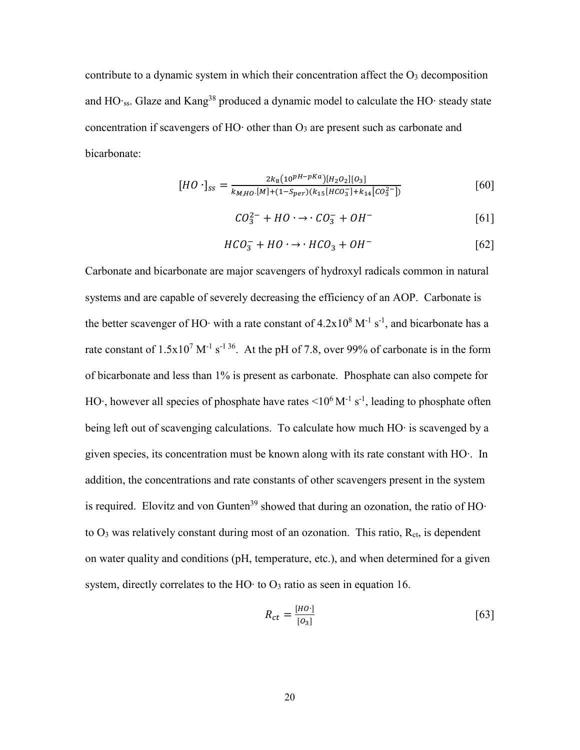contribute to a dynamic system in which their concentration affect the $O_3$ decomposition and $HO\cdot_{ss}$. Glaze and Kang[38] produced a dynamic model to calculate the $HO\cdot$ steady state concentration if scavengers of $HO\cdot$ other than $O_3$ are present such as carbonate and bicarbonate:

$$[HO\cdot]_{ss} = \frac{2k_8\left(10^{pH-pKa}\right)[H_2O_2][O_3]}{k_{M,HO\cdot}[M]+(1-S_{per})(k_{15}[HCO_3^-]+k_{14}[CO_3^{2-}])} \quad [60]$$

$$CO_3^{2-} + HO\cdot \rightarrow \cdot CO_3^- + OH^- \quad [61]$$

$$HCO_3^- + HO\cdot \rightarrow \cdot HCO_3 + OH^- \quad [62]$$

Carbonate and bicarbonate are major scavengers of hydroxyl radicals common in natural systems and are capable of severely decreasing the efficiency of an AOP. Carbonate is the better scavenger of $HO\cdot$ with a rate constant of $4.2\times10^8$ $M^{-1}$ $s^{-1}$, and bicarbonate has a rate constant of $1.5\times10^7$ $M^{-1}$ $s^{-1}$ [36]. At the pH of 7.8, over 99% of carbonate is in the form of bicarbonate and less than 1% is present as carbonate. Phosphate can also compete for $HO\cdot$, however all species of phosphate have rates $<10^6$ $M^{-1}$ $s^{-1}$, leading to phosphate often being left out of scavenging calculations. To calculate how much $HO\cdot$ is scavenged by a given species, its concentration must be known along with its rate constant with $HO\cdot$. In addition, the concentrations and rate constants of other scavengers present in the system is required. Elovitz and von Gunten[39] showed that during an ozonation, the ratio of $HO\cdot$ to $O_3$ was relatively constant during most of an ozonation. This ratio, $R_{ct}$, is dependent on water quality and conditions (pH, temperature, etc.), and when determined for a given system, directly correlates to the $HO\cdot$ to $O_3$ ratio as seen in equation 16.

$$R_{ct} = \frac{[HO\cdot]}{[O_3]} \quad [63]$$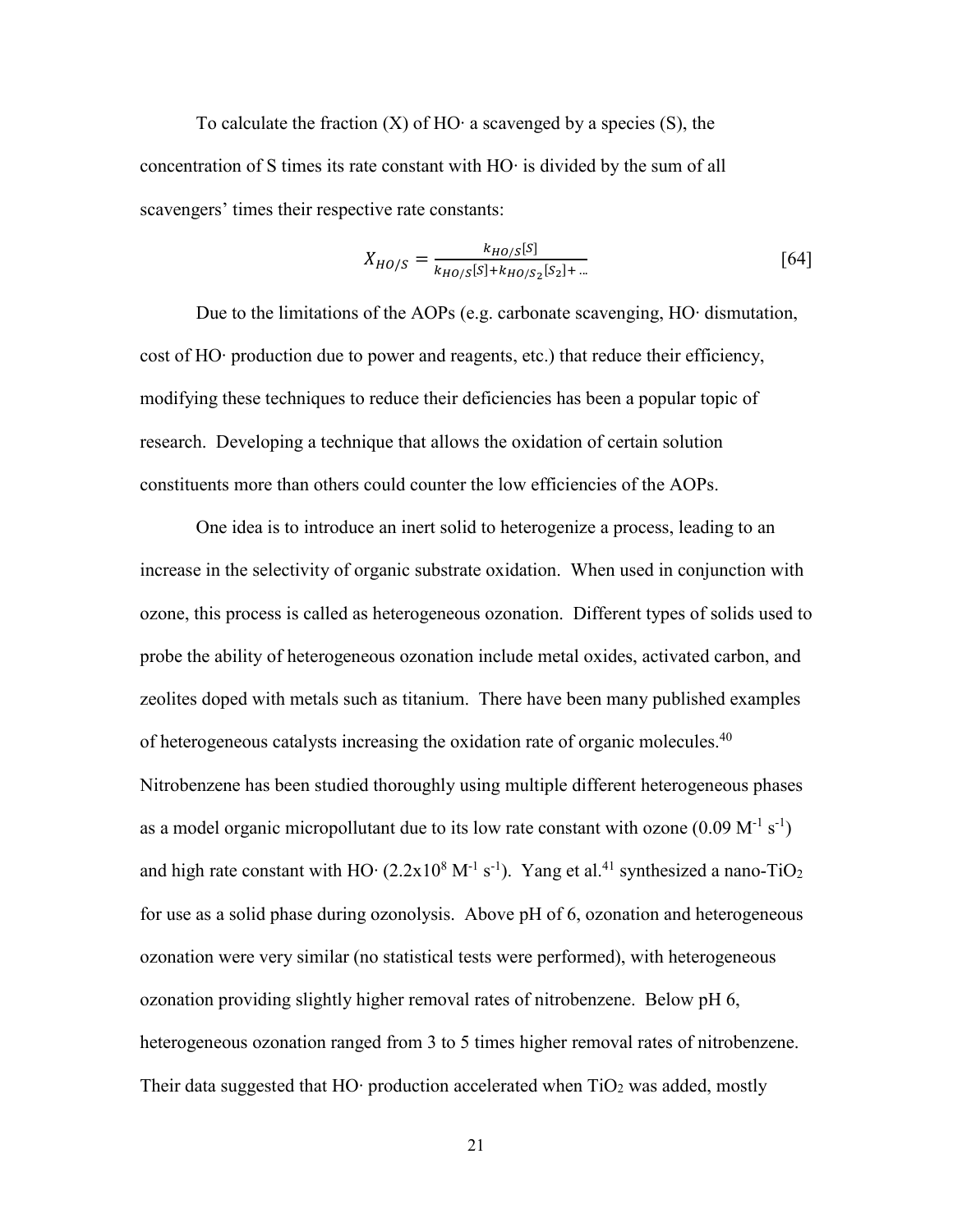To calculate the fraction (X) of HO· a scavenged by a species (S), the concentration of S times its rate constant with HO· is divided by the sum of all scavengers' times their respective rate constants:

$$X_{HO/S} = \frac{k_{HO/S}[S]}{k_{HO/S}[S] + k_{HO/S_2}[S_2] + \ldots} \qquad [64]$$

Due to the limitations of the AOPs (e.g. carbonate scavenging, HO· dismutation, cost of HO· production due to power and reagents, etc.) that reduce their efficiency, modifying these techniques to reduce their deficiencies has been a popular topic of research. Developing a technique that allows the oxidation of certain solution constituents more than others could counter the low efficiencies of the AOPs.

One idea is to introduce an inert solid to heterogenize a process, leading to an increase in the selectivity of organic substrate oxidation. When used in conjunction with ozone, this process is called as heterogeneous ozonation. Different types of solids used to probe the ability of heterogeneous ozonation include metal oxides, activated carbon, and zeolites doped with metals such as titanium. There have been many published examples of heterogeneous catalysts increasing the oxidation rate of organic molecules.[40] Nitrobenzene has been studied thoroughly using multiple different heterogeneous phases as a model organic micropollutant due to its low rate constant with ozone ($0.09\ M^{-1}\ s^{-1}$) and high rate constant with HO· ($2.2 \times 10^{8}\ M^{-1}\ s^{-1}$). Yang et al.[41] synthesized a nano-$TiO_2$ for use as a solid phase during ozonolysis. Above pH of 6, ozonation and heterogeneous ozonation were very similar (no statistical tests were performed), with heterogeneous ozonation providing slightly higher removal rates of nitrobenzene. Below pH 6, heterogeneous ozonation ranged from 3 to 5 times higher removal rates of nitrobenzene. Their data suggested that HO· production accelerated when $TiO_2$ was added, mostly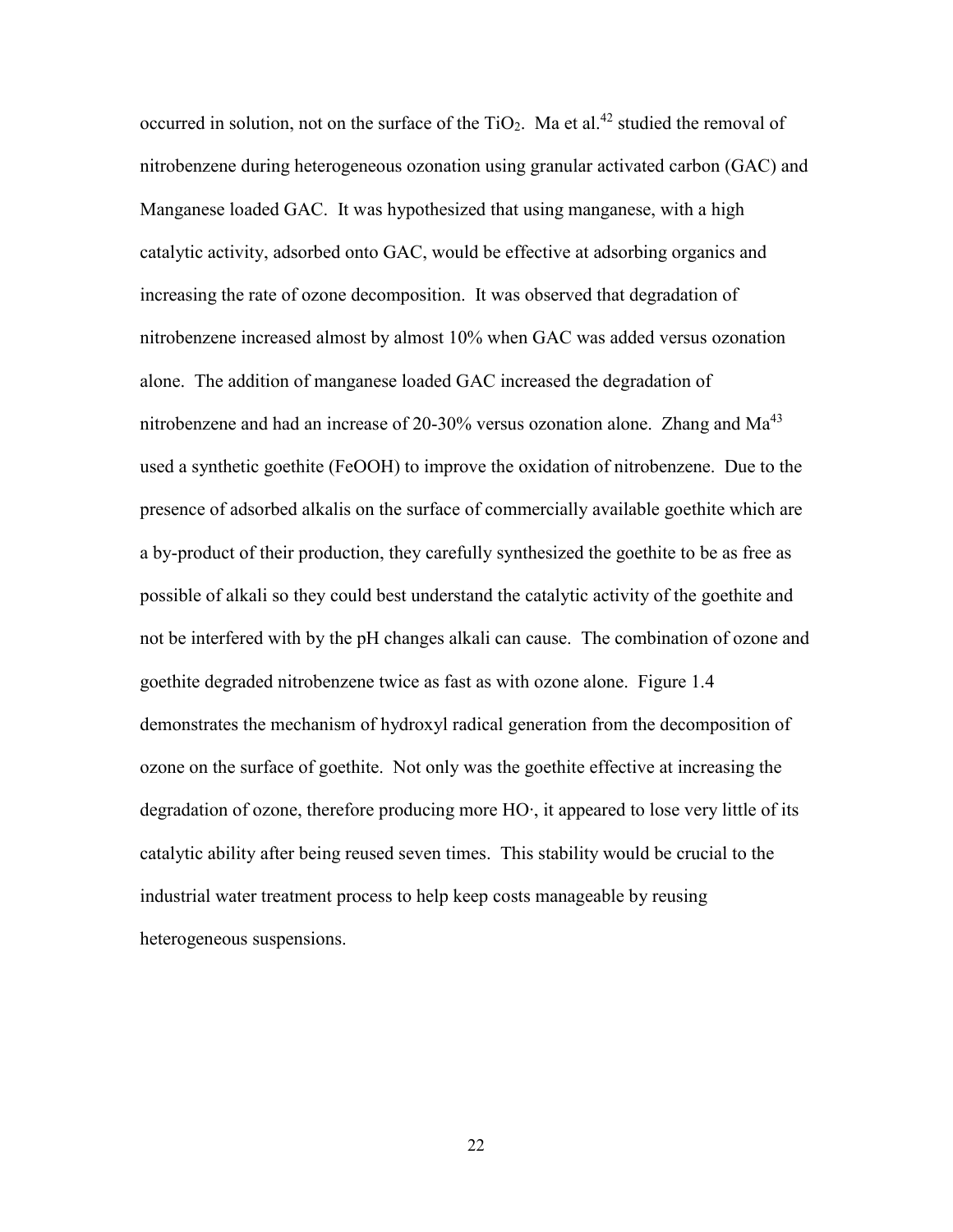occurred in solution, not on the surface of the $TiO_2$. Ma et al.[42] studied the removal of nitrobenzene during heterogeneous ozonation using granular activated carbon (GAC) and Manganese loaded GAC. It was hypothesized that using manganese, with a high catalytic activity, adsorbed onto GAC, would be effective at adsorbing organics and increasing the rate of ozone decomposition. It was observed that degradation of nitrobenzene increased almost by almost 10% when GAC was added versus ozonation alone. The addition of manganese loaded GAC increased the degradation of nitrobenzene and had an increase of 20-30% versus ozonation alone. Zhang and Ma[43] used a synthetic goethite (FeOOH) to improve the oxidation of nitrobenzene. Due to the presence of adsorbed alkalis on the surface of commercially available goethite which are a by-product of their production, they carefully synthesized the goethite to be as free as possible of alkali so they could best understand the catalytic activity of the goethite and not be interfered with by the pH changes alkali can cause. The combination of ozone and goethite degraded nitrobenzene twice as fast as with ozone alone. Figure 1.4 demonstrates the mechanism of hydroxyl radical generation from the decomposition of ozone on the surface of goethite. Not only was the goethite effective at increasing the degradation of ozone, therefore producing more HO·, it appeared to lose very little of its catalytic ability after being reused seven times. This stability would be crucial to the industrial water treatment process to help keep costs manageable by reusing heterogeneous suspensions.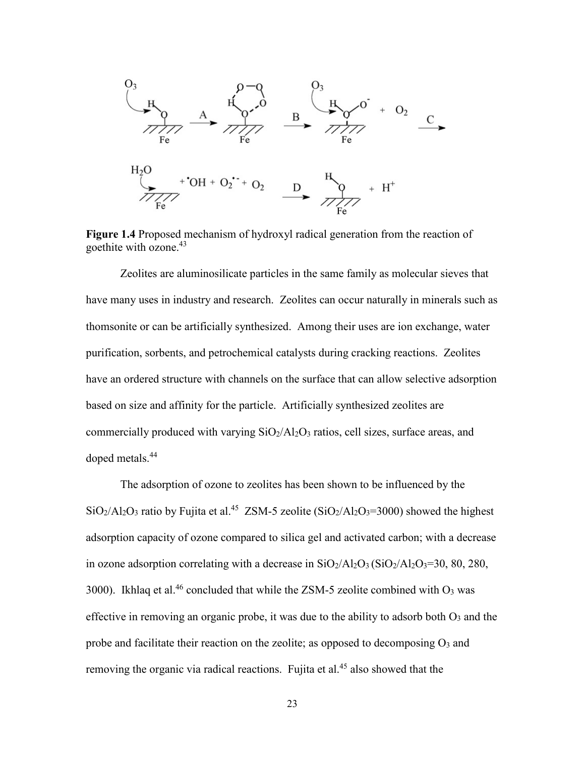**Figure 1.4** Proposed mechanism of hydroxyl radical generation from the reaction of goethite with ozone.[43]

Zeolites are aluminosilicate particles in the same family as molecular sieves that have many uses in industry and research. Zeolites can occur naturally in minerals such as thomsonite or can be artificially synthesized. Among their uses are ion exchange, water purification, sorbents, and petrochemical catalysts during cracking reactions. Zeolites have an ordered structure with channels on the surface that can allow selective adsorption based on size and affinity for the particle. Artificially synthesized zeolites are commercially produced with varying $SiO_2/Al_2O_3$ ratios, cell sizes, surface areas, and doped metals.[44]

The adsorption of ozone to zeolites has been shown to be influenced by the $SiO_2/Al_2O_3$ ratio by Fujita et al.[45] ZSM-5 zeolite ($SiO_2/Al_2O_3$=3000) showed the highest adsorption capacity of ozone compared to silica gel and activated carbon; with a decrease in ozone adsorption correlating with a decrease in $SiO_2/Al_2O_3$ ($SiO_2/Al_2O_3$=30, 80, 280, 3000). Ikhlaq et al.[46] concluded that while the ZSM-5 zeolite combined with $O_3$ was effective in removing an organic probe, it was due to the ability to adsorb both $O_3$ and the probe and facilitate their reaction on the zeolite; as opposed to decomposing $O_3$ and removing the organic via radical reactions. Fujita et al.[45] also showed that the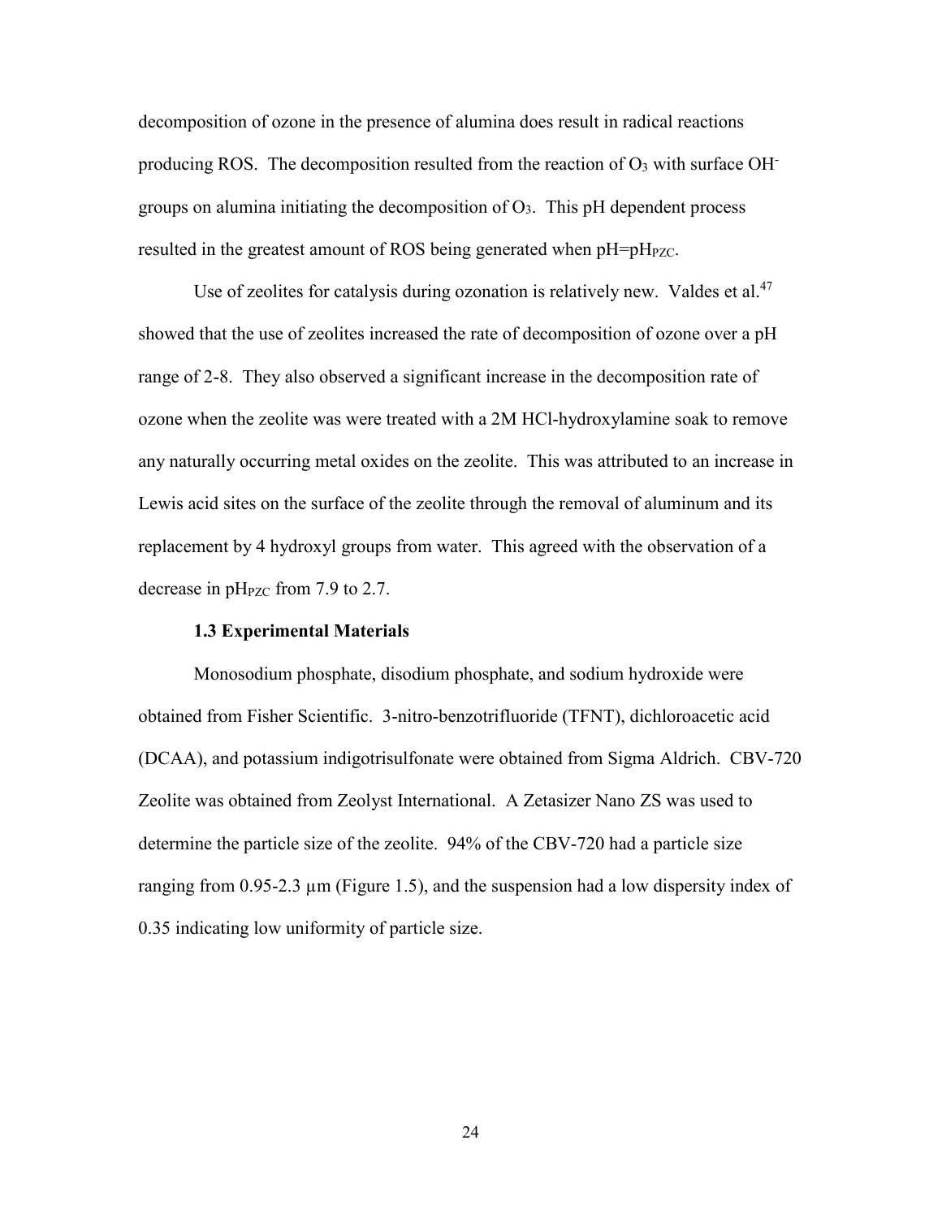decomposition of ozone in the presence of alumina does result in radical reactions producing ROS. The decomposition resulted from the reaction of $O_3$ with surface $OH^-$ groups on alumina initiating the decomposition of $O_3$. This pH dependent process resulted in the greatest amount of ROS being generated when $pH=pH_{PZC}$.

Use of zeolites for catalysis during ozonation is relatively new. Valdes et al.[47] showed that the use of zeolites increased the rate of decomposition of ozone over a pH range of 2-8. They also observed a significant increase in the decomposition rate of ozone when the zeolite was were treated with a 2M HCl-hydroxylamine soak to remove any naturally occurring metal oxides on the zeolite. This was attributed to an increase in Lewis acid sites on the surface of the zeolite through the removal of aluminum and its replacement by 4 hydroxyl groups from water. This agreed with the observation of a decrease in $pH_{PZC}$ from 7.9 to 2.7.

### 1.3 Experimental Materials

Monosodium phosphate, disodium phosphate, and sodium hydroxide were obtained from Fisher Scientific. 3-nitro-benzotrifluoride (TFNT), dichloroacetic acid (DCAA), and potassium indigotrisulfonate were obtained from Sigma Aldrich. CBV-720 Zeolite was obtained from Zeolyst International. A Zetasizer Nano ZS was used to determine the particle size of the zeolite. 94% of the CBV-720 had a particle size ranging from 0.95-2.3 μm (Figure 1.5), and the suspension had a low dispersity index of 0.35 indicating low uniformity of particle size.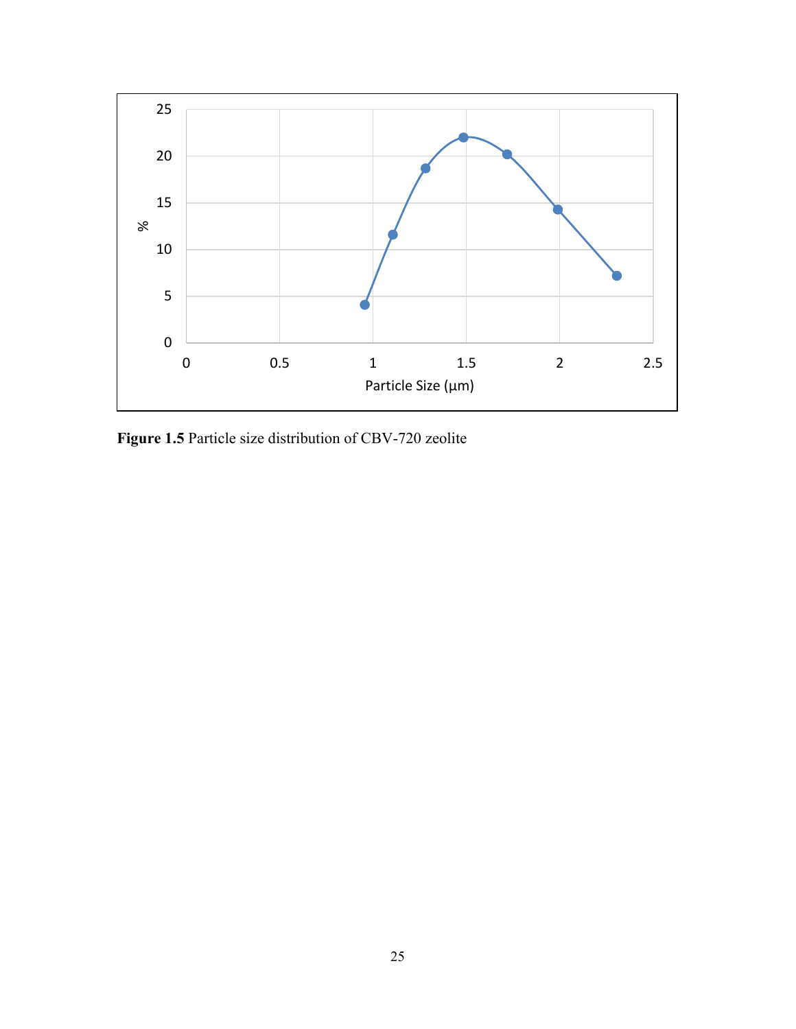**Figure 1.5** Particle size distribution of CBV-720 zeolite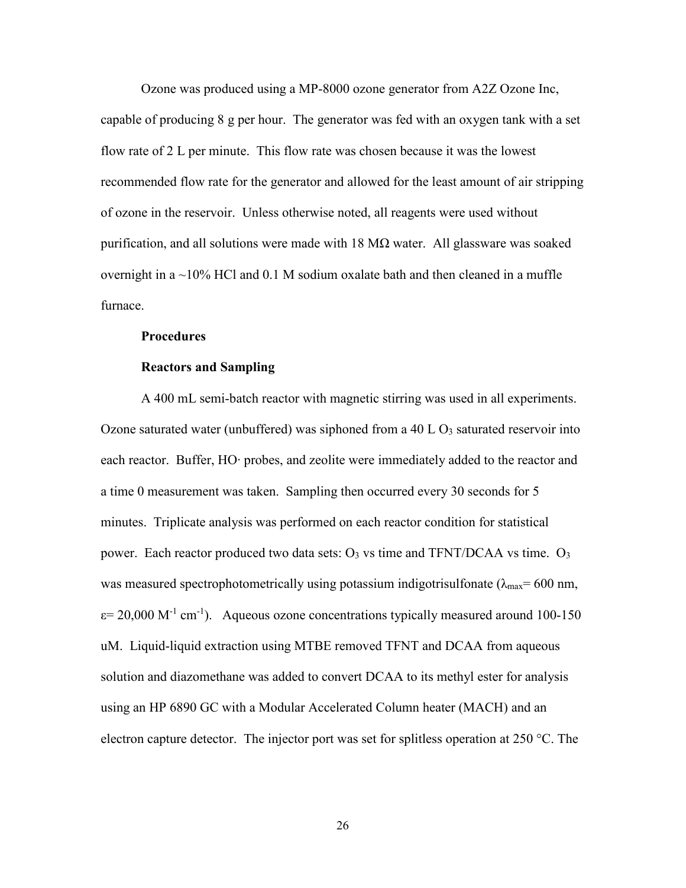Ozone was produced using a MP-8000 ozone generator from A2Z Ozone Inc, capable of producing 8 g per hour. The generator was fed with an oxygen tank with a set flow rate of 2 L per minute. This flow rate was chosen because it was the lowest recommended flow rate for the generator and allowed for the least amount of air stripping of ozone in the reservoir. Unless otherwise noted, all reagents were used without purification, and all solutions were made with 18 MΩ water. All glassware was soaked overnight in a ~10% HCl and 0.1 M sodium oxalate bath and then cleaned in a muffle furnace.

### Procedures

#### Reactors and Sampling

A 400 mL semi-batch reactor with magnetic stirring was used in all experiments. Ozone saturated water (unbuffered) was siphoned from a 40 L $O_3$ saturated reservoir into each reactor. Buffer, HO· probes, and zeolite were immediately added to the reactor and a time 0 measurement was taken. Sampling then occurred every 30 seconds for 5 minutes. Triplicate analysis was performed on each reactor condition for statistical power. Each reactor produced two data sets: $O_3$ vs time and TFNT/DCAA vs time. $O_3$ was measured spectrophotometrically using potassium indigotrisulfonate ($\lambda_{max}$= 600 nm, $\varepsilon$= 20,000 $M^{-1}$ $cm^{-1}$). Aqueous ozone concentrations typically measured around 100-150 uM. Liquid-liquid extraction using MTBE removed TFNT and DCAA from aqueous solution and diazomethane was added to convert DCAA to its methyl ester for analysis using an HP 6890 GC with a Modular Accelerated Column heater (MACH) and an electron capture detector. The injector port was set for splitless operation at 250 °C. The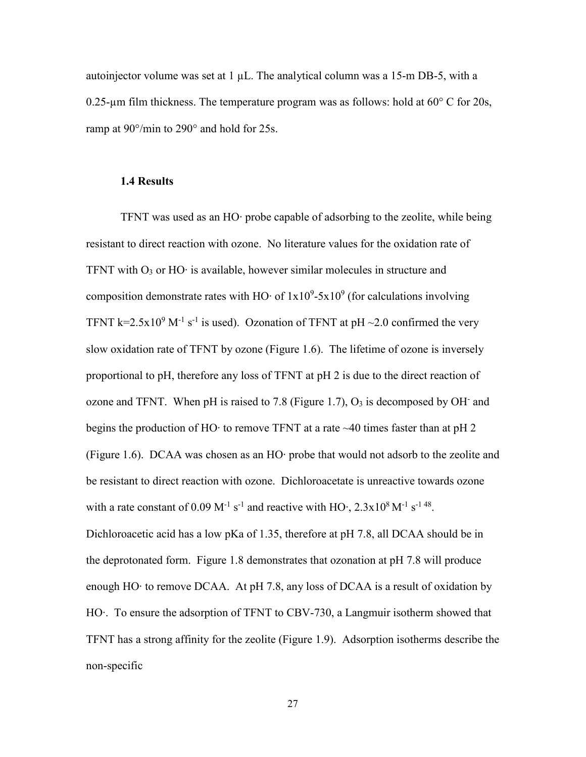autoinjector volume was set at 1 μL. The analytical column was a 15-m DB-5, with a 0.25-μm film thickness. The temperature program was as follows: hold at 60° C for 20s, ramp at 90°/min to 290° and hold for 25s.

### 1.4 Results

TFNT was used as an HO· probe capable of adsorbing to the zeolite, while being resistant to direct reaction with ozone. No literature values for the oxidation rate of TFNT with $O_3$ or HO· is available, however similar molecules in structure and composition demonstrate rates with HO· of $1x10^9$-$5x10^9$ (for calculations involving TFNT $k=2.5x10^9$ $M^{-1}$ $s^{-1}$ is used). Ozonation of TFNT at pH ~2.0 confirmed the very slow oxidation rate of TFNT by ozone (Figure 1.6). The lifetime of ozone is inversely proportional to pH, therefore any loss of TFNT at pH 2 is due to the direct reaction of ozone and TFNT. When pH is raised to 7.8 (Figure 1.7), $O_3$ is decomposed by $OH^-$ and begins the production of HO· to remove TFNT at a rate ~40 times faster than at pH 2 (Figure 1.6). DCAA was chosen as an HO· probe that would not adsorb to the zeolite and be resistant to direct reaction with ozone. Dichloroacetate is unreactive towards ozone with a rate constant of 0.09 $M^{-1}$ $s^{-1}$ and reactive with HO·, $2.3x10^8$ $M^{-1}$ $s^{-1}$ [48]. Dichloroacetic acid has a low pKa of 1.35, therefore at pH 7.8, all DCAA should be in the deprotonated form. Figure 1.8 demonstrates that ozonation at pH 7.8 will produce enough HO· to remove DCAA. At pH 7.8, any loss of DCAA is a result of oxidation by HO·. To ensure the adsorption of TFNT to CBV-730, a Langmuir isotherm showed that TFNT has a strong affinity for the zeolite (Figure 1.9). Adsorption isotherms describe the non-specific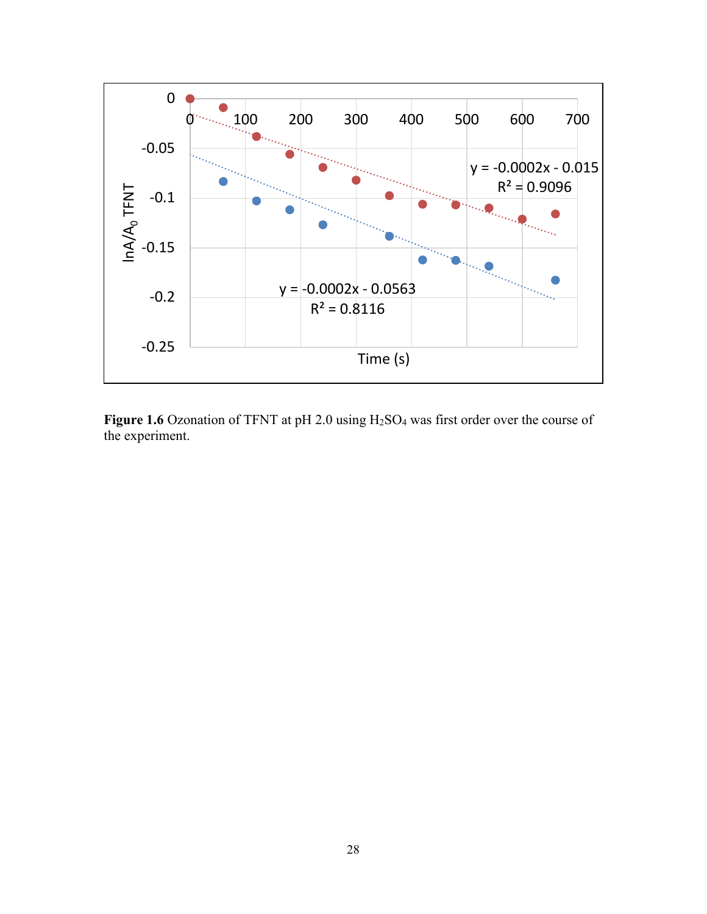**Figure 1.6** Ozonation of TFNT at pH 2.0 using $H_2SO_4$ was first order over the course of the experiment.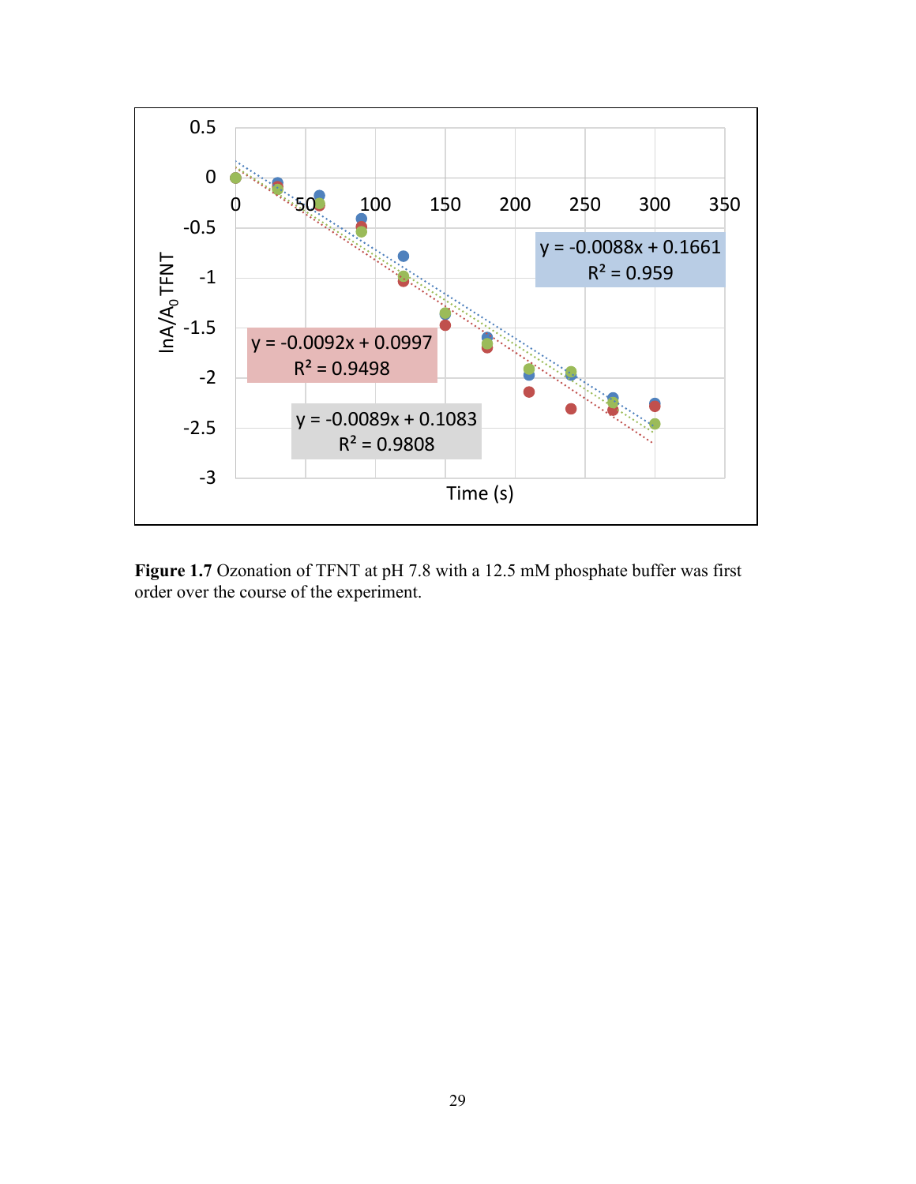**Figure 1.7** Ozonation of TFNT at pH 7.8 with a 12.5 mM phosphate buffer was first order over the course of the experiment.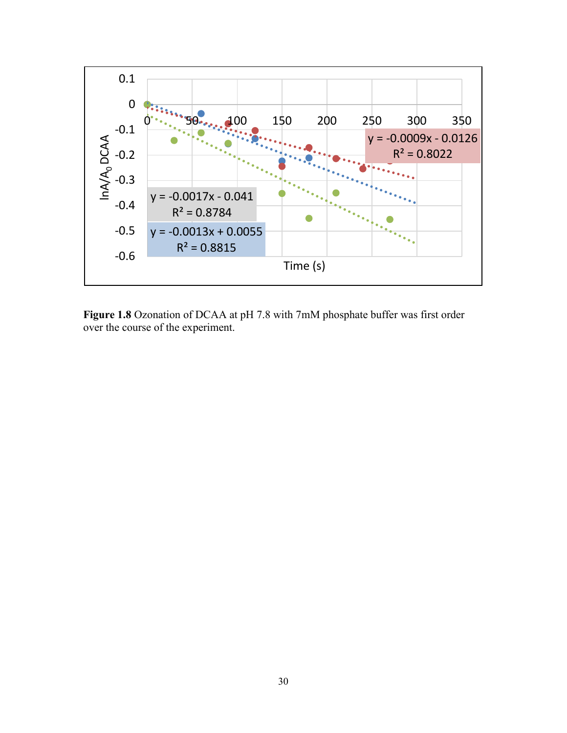**Figure 1.8** Ozonation of DCAA at pH 7.8 with 7mM phosphate buffer was first order over the course of the experiment.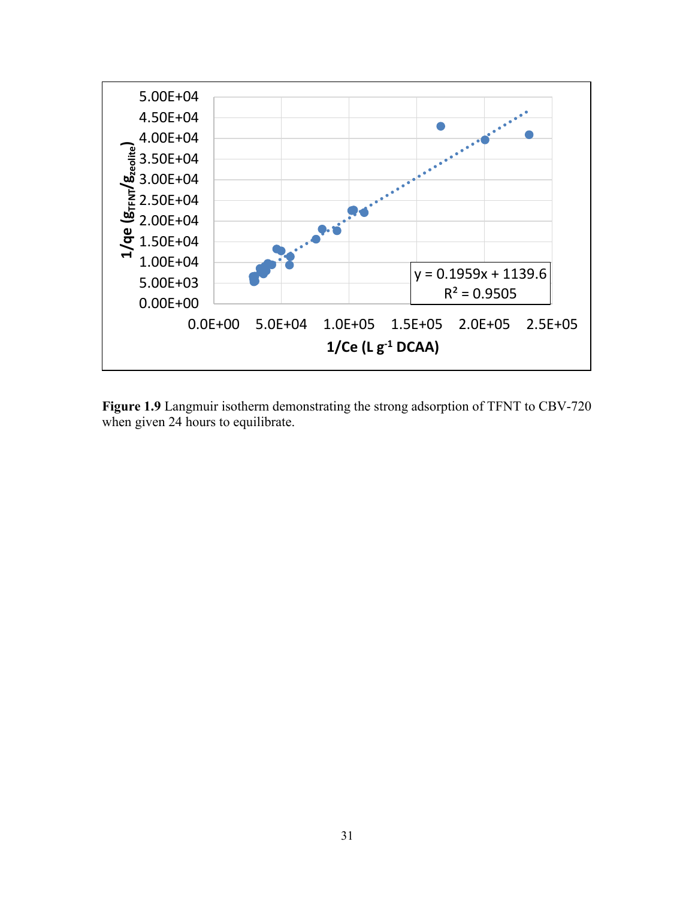**Figure 1.9** Langmuir isotherm demonstrating the strong adsorption of TFNT to CBV-720 when given 24 hours to equilibrate.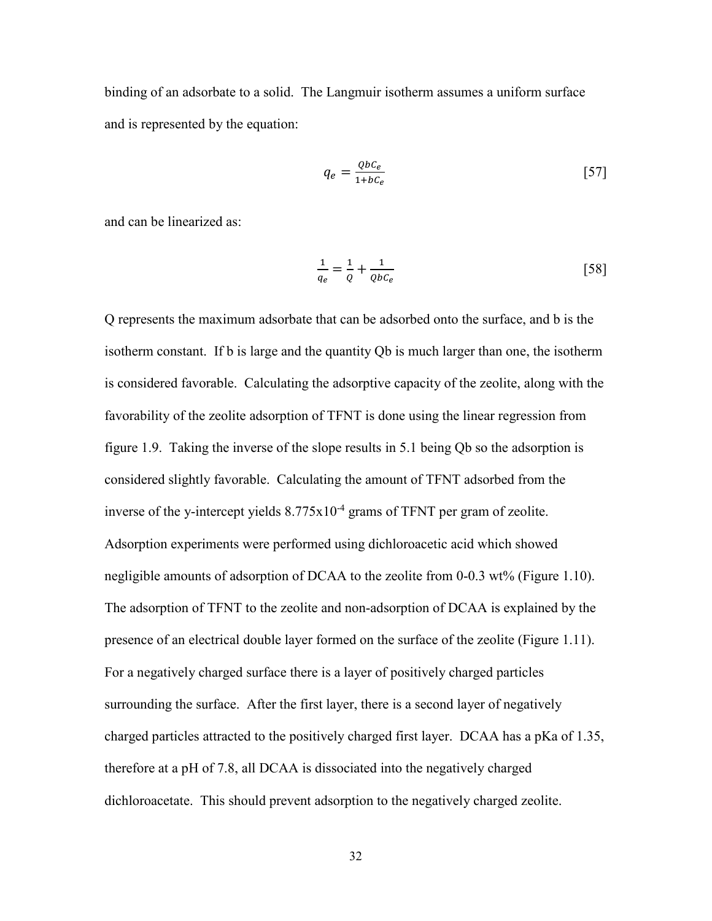binding of an adsorbate to a solid. The Langmuir isotherm assumes a uniform surface and is represented by the equation:

$$q_e = \frac{QbC_e}{1+bC_e} \quad [57]$$

and can be linearized as:

$$\frac{1}{q_e} = \frac{1}{Q} + \frac{1}{QbC_e} \quad [58]$$

Q represents the maximum adsorbate that can be adsorbed onto the surface, and b is the isotherm constant. If b is large and the quantity Qb is much larger than one, the isotherm is considered favorable. Calculating the adsorptive capacity of the zeolite, along with the favorability of the zeolite adsorption of TFNT is done using the linear regression from figure 1.9. Taking the inverse of the slope results in 5.1 being Qb so the adsorption is considered slightly favorable. Calculating the amount of TFNT adsorbed from the inverse of the y-intercept yields $8.775 \times 10^{-4}$ grams of TFNT per gram of zeolite. Adsorption experiments were performed using dichloroacetic acid which showed negligible amounts of adsorption of DCAA to the zeolite from 0-0.3 wt% (Figure 1.10). The adsorption of TFNT to the zeolite and non-adsorption of DCAA is explained by the presence of an electrical double layer formed on the surface of the zeolite (Figure 1.11). For a negatively charged surface there is a layer of positively charged particles surrounding the surface. After the first layer, there is a second layer of negatively charged particles attracted to the positively charged first layer. DCAA has a pKa of 1.35, therefore at a pH of 7.8, all DCAA is dissociated into the negatively charged dichloroacetate. This should prevent adsorption to the negatively charged zeolite.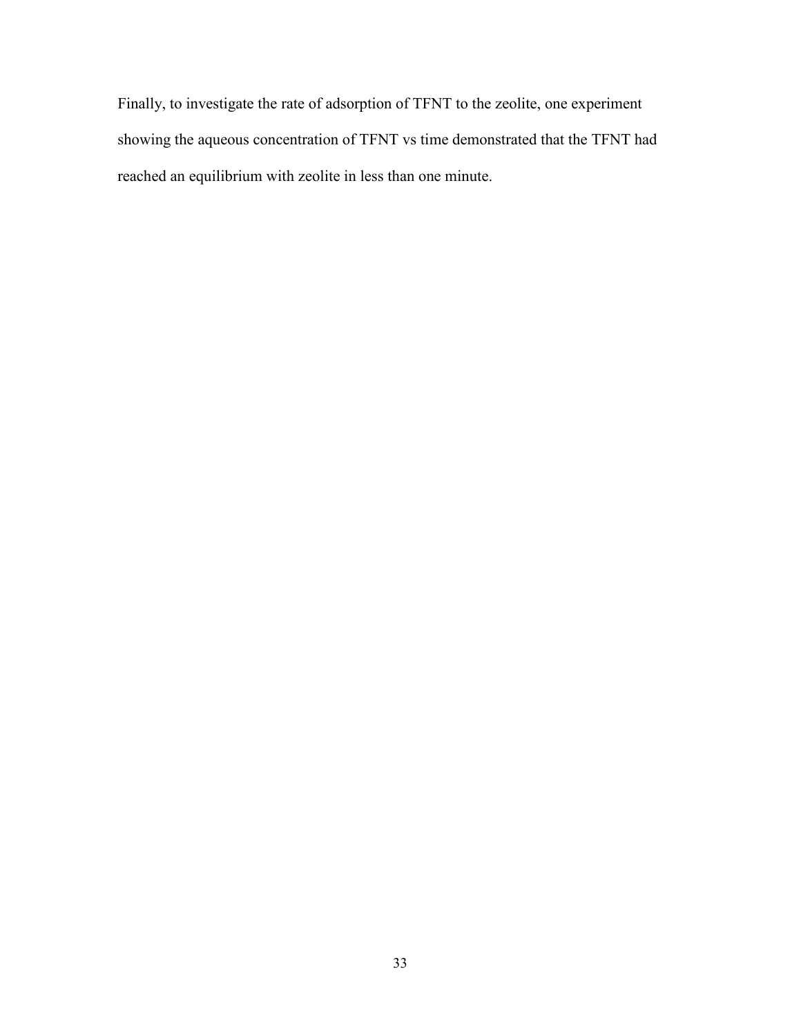Finally, to investigate the rate of adsorption of TFNT to the zeolite, one experiment showing the aqueous concentration of TFNT vs time demonstrated that the TFNT had reached an equilibrium with zeolite in less than one minute.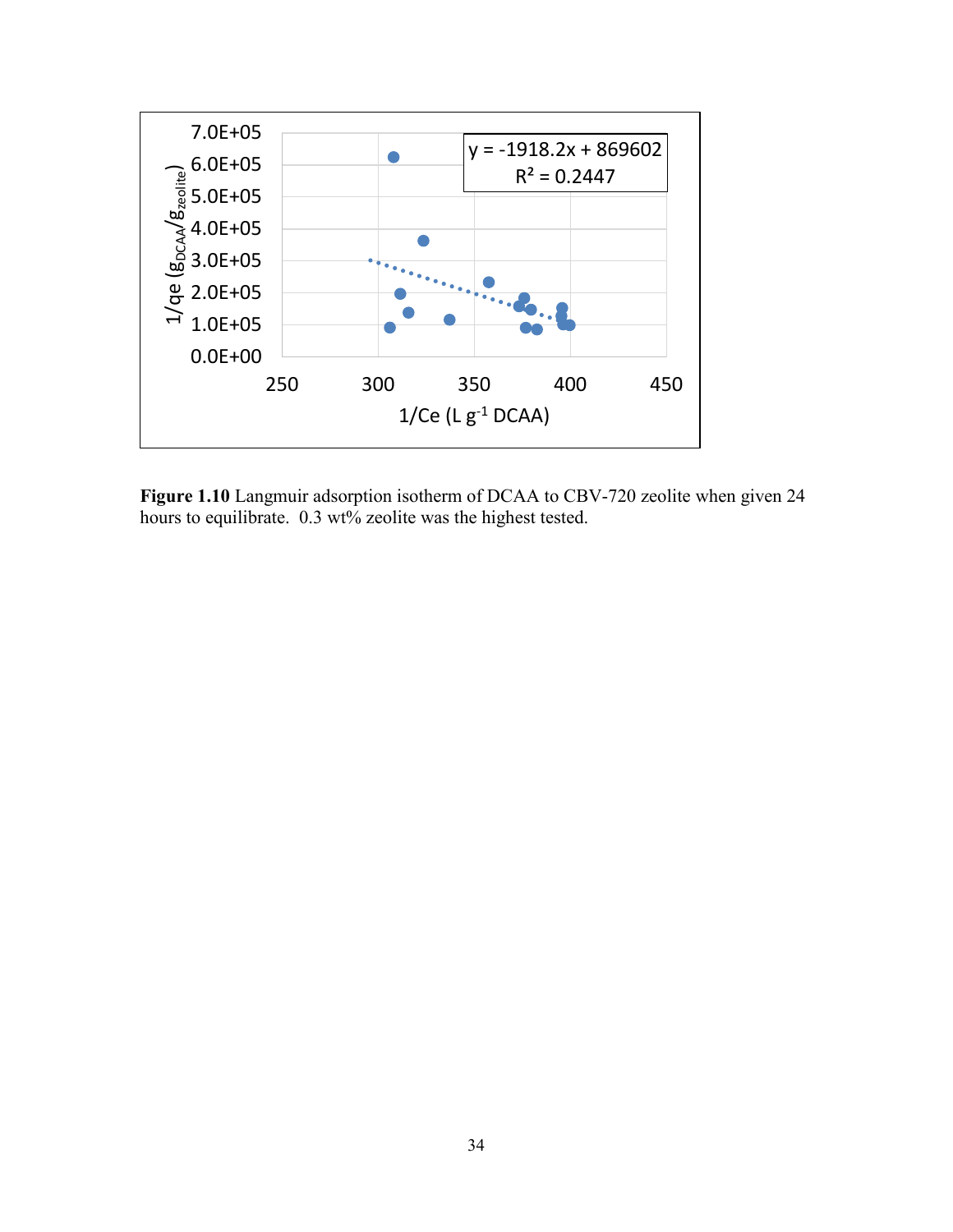**Figure 1.10** Langmuir adsorption isotherm of DCAA to CBV-720 zeolite when given 24 hours to equilibrate. 0.3 wt% zeolite was the highest tested.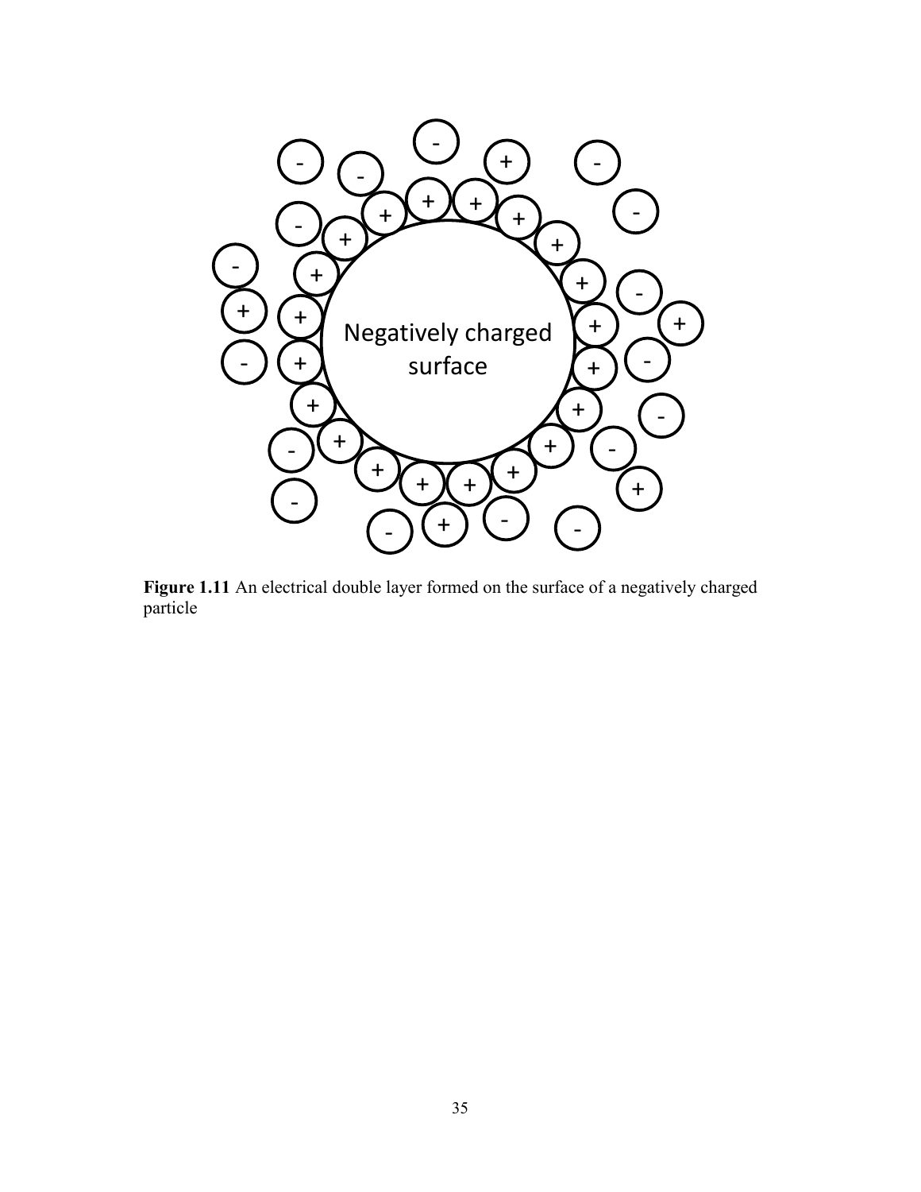**Figure 1.11** An electrical double layer formed on the surface of a negatively charged particle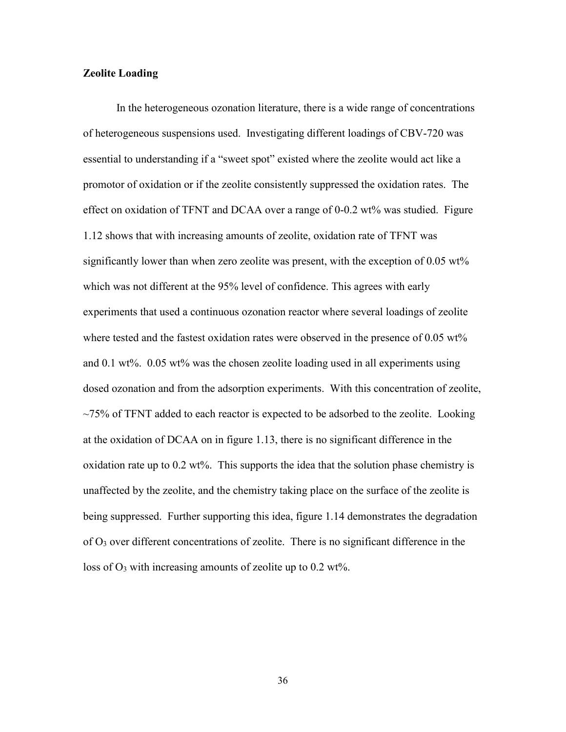**Zeolite Loading**

In the heterogeneous ozonation literature, there is a wide range of concentrations of heterogeneous suspensions used. Investigating different loadings of CBV-720 was essential to understanding if a "sweet spot" existed where the zeolite would act like a promotor of oxidation or if the zeolite consistently suppressed the oxidation rates. The effect on oxidation of TFNT and DCAA over a range of 0-0.2 wt% was studied. Figure 1.12 shows that with increasing amounts of zeolite, oxidation rate of TFNT was significantly lower than when zero zeolite was present, with the exception of 0.05 wt% which was not different at the 95% level of confidence. This agrees with early experiments that used a continuous ozonation reactor where several loadings of zeolite where tested and the fastest oxidation rates were observed in the presence of 0.05 wt% and 0.1 wt%. 0.05 wt% was the chosen zeolite loading used in all experiments using dosed ozonation and from the adsorption experiments. With this concentration of zeolite, ~75% of TFNT added to each reactor is expected to be adsorbed to the zeolite. Looking at the oxidation of DCAA on in figure 1.13, there is no significant difference in the oxidation rate up to 0.2 wt%. This supports the idea that the solution phase chemistry is unaffected by the zeolite, and the chemistry taking place on the surface of the zeolite is being suppressed. Further supporting this idea, figure 1.14 demonstrates the degradation of $O_3$ over different concentrations of zeolite. There is no significant difference in the loss of $O_3$ with increasing amounts of zeolite up to 0.2 wt%.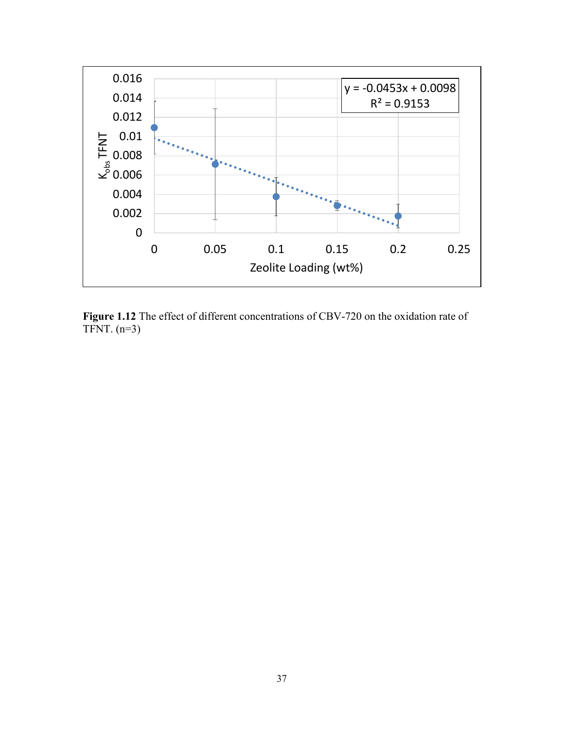Figure 1.12 The effect of different concentrations of CBV-720 on the oxidation rate of TFNT. (n=3)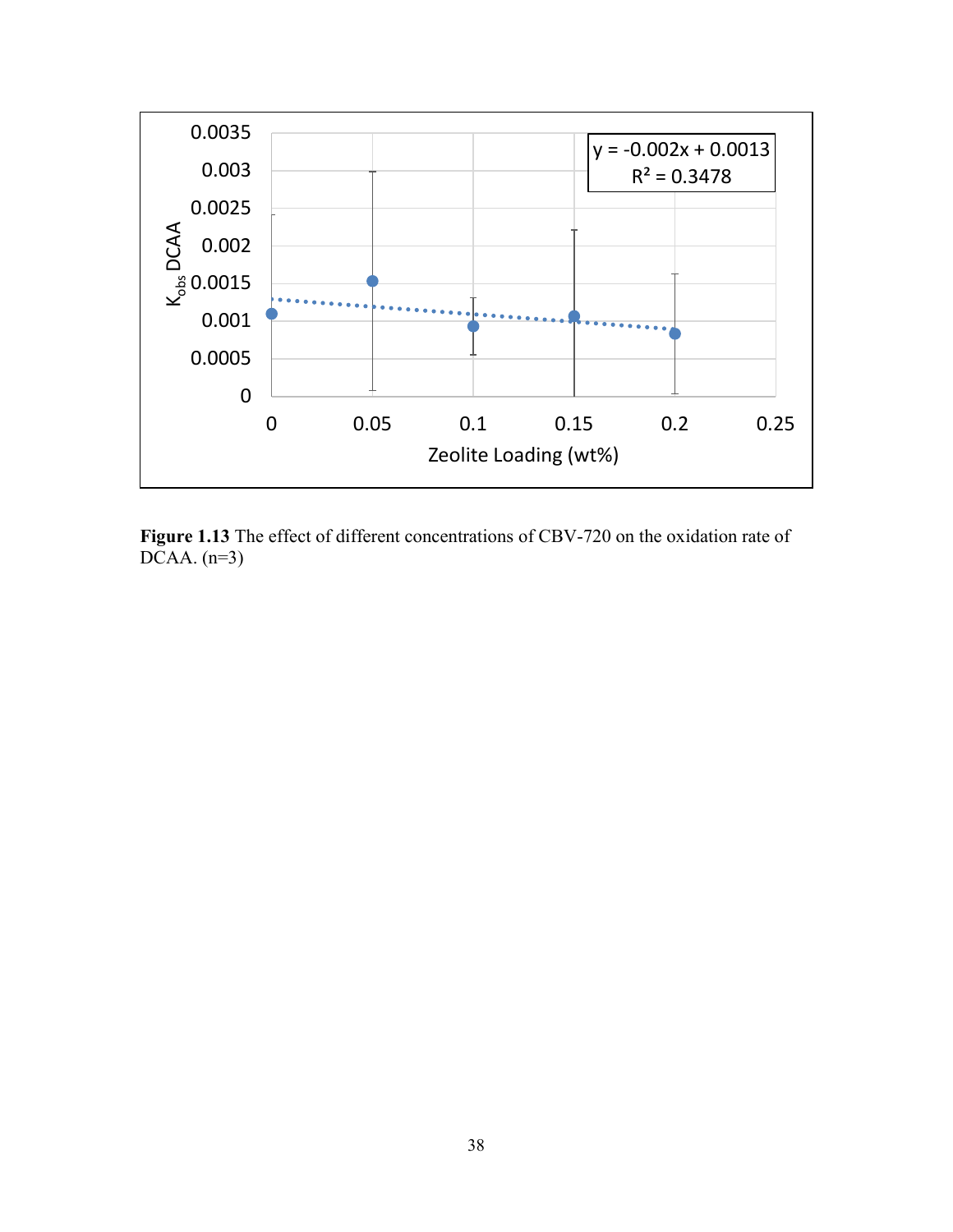**Figure 1.13** The effect of different concentrations of CBV-720 on the oxidation rate of DCAA. (n=3)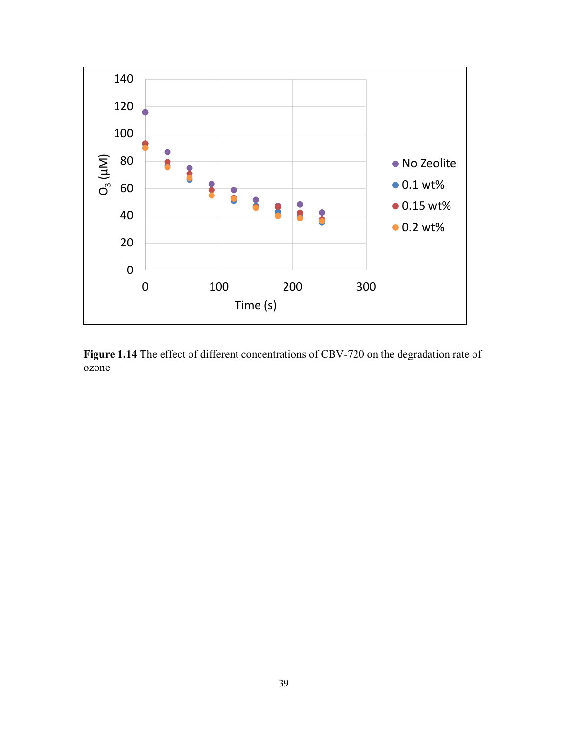**Figure 1.14** The effect of different concentrations of CBV-720 on the degradation rate of ozone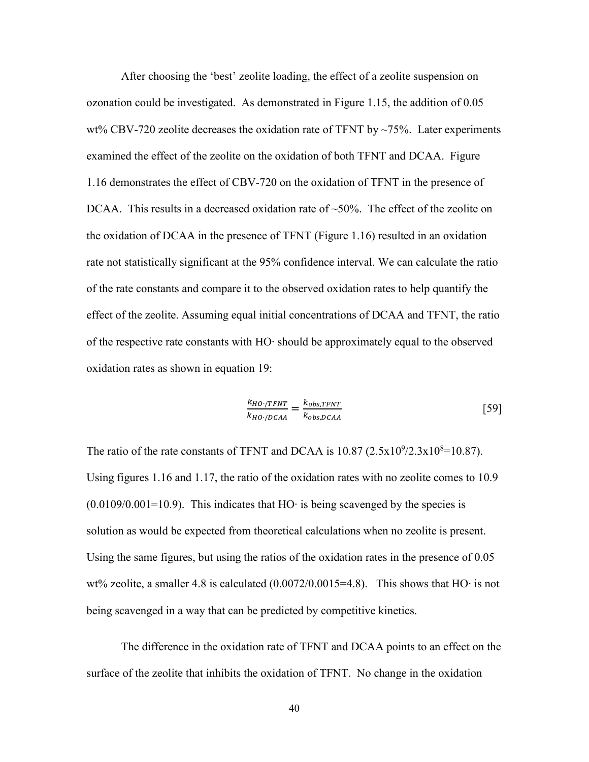After choosing the 'best' zeolite loading, the effect of a zeolite suspension on ozonation could be investigated. As demonstrated in Figure 1.15, the addition of 0.05 wt% CBV-720 zeolite decreases the oxidation rate of TFNT by ~75%. Later experiments examined the effect of the zeolite on the oxidation of both TFNT and DCAA. Figure 1.16 demonstrates the effect of CBV-720 on the oxidation of TFNT in the presence of DCAA. This results in a decreased oxidation rate of ~50%. The effect of the zeolite on the oxidation of DCAA in the presence of TFNT (Figure 1.16) resulted in an oxidation rate not statistically significant at the 95% confidence interval. We can calculate the ratio of the rate constants and compare it to the observed oxidation rates to help quantify the effect of the zeolite. Assuming equal initial concentrations of DCAA and TFNT, the ratio of the respective rate constants with HO· should be approximately equal to the observed oxidation rates as shown in equation 19:

$$\frac{k_{HO\cdot/TFNT}}{k_{HO\cdot/DCAA}} = \frac{k_{obs,TFNT}}{k_{obs,DCAA}} \qquad [59]$$

The ratio of the rate constants of TFNT and DCAA is 10.87 ($2.5 \times 10^9 / 2.3 \times 10^8 = 10.87$). Using figures 1.16 and 1.17, the ratio of the oxidation rates with no zeolite comes to 10.9 (0.0109/0.001=10.9). This indicates that HO· is being scavenged by the species is solution as would be expected from theoretical calculations when no zeolite is present. Using the same figures, but using the ratios of the oxidation rates in the presence of 0.05 wt% zeolite, a smaller 4.8 is calculated (0.0072/0.0015=4.8). This shows that HO· is not being scavenged in a way that can be predicted by competitive kinetics.

The difference in the oxidation rate of TFNT and DCAA points to an effect on the surface of the zeolite that inhibits the oxidation of TFNT. No change in the oxidation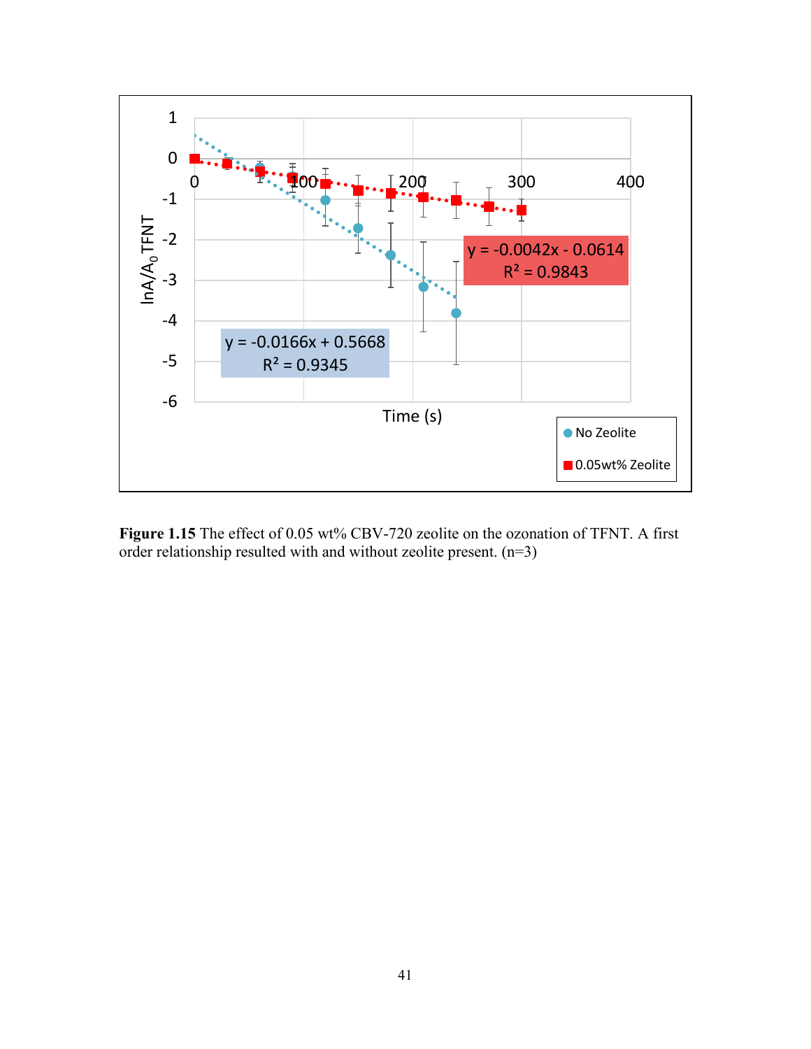**Figure 1.15** The effect of 0.05 wt% CBV-720 zeolite on the ozonation of TFNT. A first order relationship resulted with and without zeolite present. (n=3)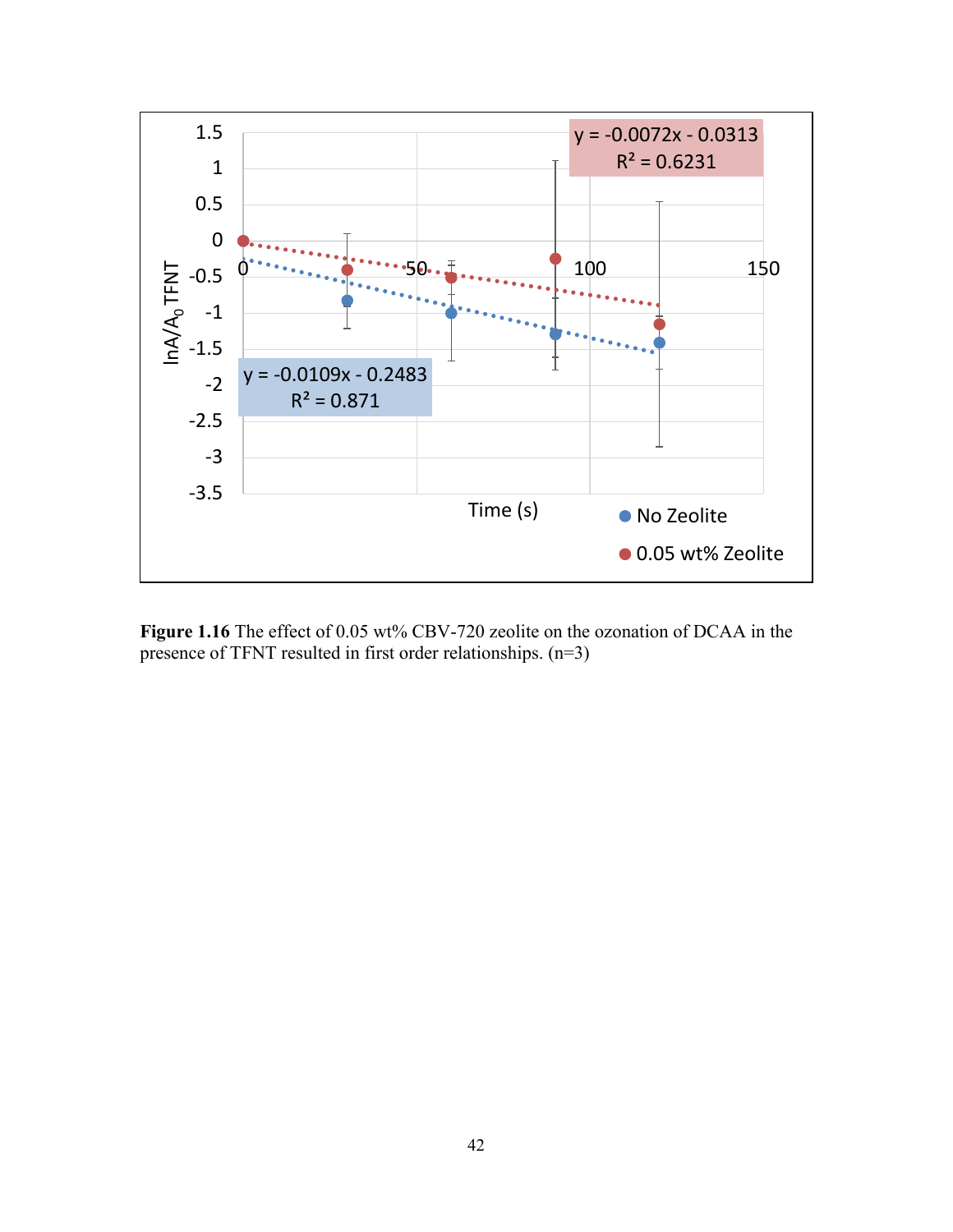**Figure 1.16** The effect of 0.05 wt% CBV-720 zeolite on the ozonation of DCAA in the presence of TFNT resulted in first order relationships. (n=3)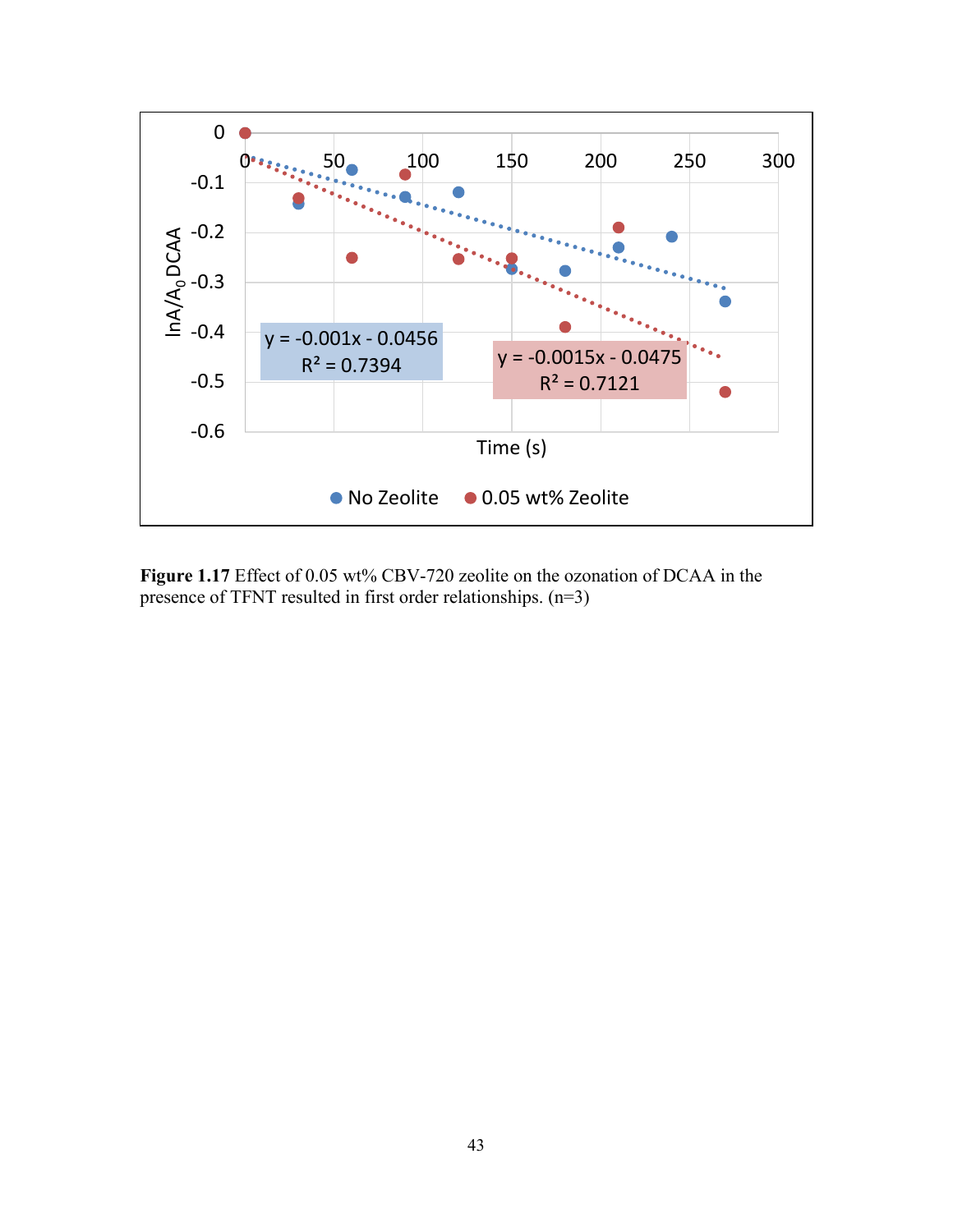**Figure 1.17** Effect of 0.05 wt% CBV-720 zeolite on the ozonation of DCAA in the presence of TFNT resulted in first order relationships. (n=3)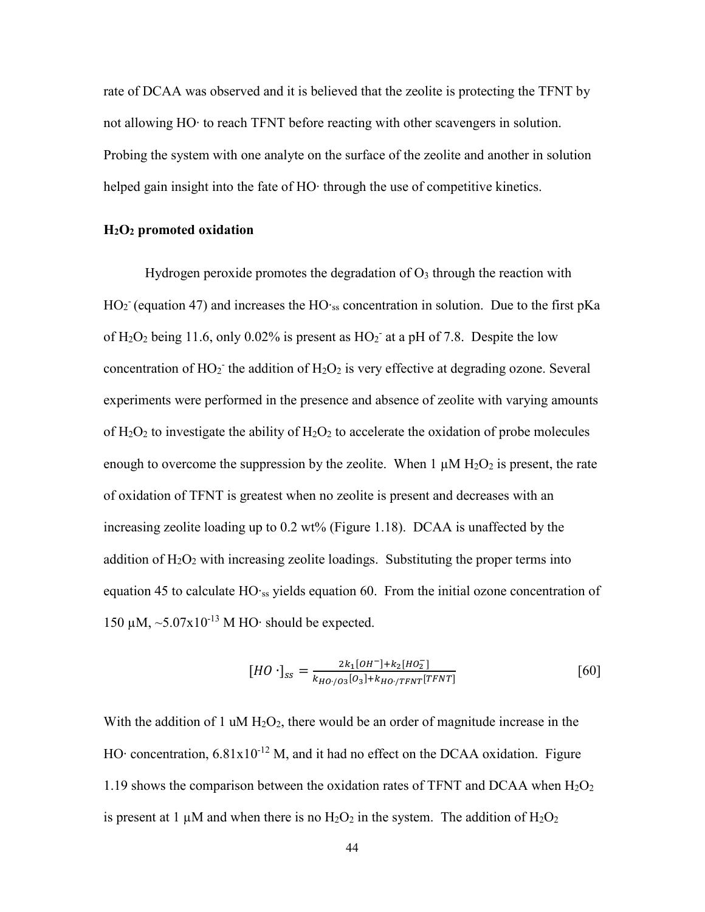rate of DCAA was observed and it is believed that the zeolite is protecting the TFNT by not allowing HO· to reach TFNT before reacting with other scavengers in solution. Probing the system with one analyte on the surface of the zeolite and another in solution helped gain insight into the fate of HO· through the use of competitive kinetics.

### $H_2O_2$ promoted oxidation

Hydrogen peroxide promotes the degradation of $O_3$ through the reaction with $HO_2^-$ (equation 47) and increases the $HO\cdot_{ss}$ concentration in solution. Due to the first pKa of $H_2O_2$ being 11.6, only 0.02% is present as $HO_2^-$ at a pH of 7.8. Despite the low concentration of $HO_2^-$ the addition of $H_2O_2$ is very effective at degrading ozone. Several experiments were performed in the presence and absence of zeolite with varying amounts of $H_2O_2$ to investigate the ability of $H_2O_2$ to accelerate the oxidation of probe molecules enough to overcome the suppression by the zeolite. When 1 μM $H_2O_2$ is present, the rate of oxidation of TFNT is greatest when no zeolite is present and decreases with an increasing zeolite loading up to 0.2 wt% (Figure 1.18). DCAA is unaffected by the addition of $H_2O_2$ with increasing zeolite loadings. Substituting the proper terms into equation 45 to calculate $HO\cdot_{ss}$ yields equation 60. From the initial ozone concentration of 150 μM, ~$5.07 \times 10^{-13}$ M HO· should be expected.

$$[HO\cdot]_{ss} = \frac{2k_1[OH^-] + k_2[HO_2^-]}{k_{HO\cdot/O3}[O_3] + k_{HO\cdot/TFNT}[TFNT]} \quad [60]$$

With the addition of 1 uM $H_2O_2$, there would be an order of magnitude increase in the HO· concentration, $6.81 \times 10^{-12}$ M, and it had no effect on the DCAA oxidation. Figure 1.19 shows the comparison between the oxidation rates of TFNT and DCAA when $H_2O_2$ is present at 1 μM and when there is no $H_2O_2$ in the system. The addition of $H_2O_2$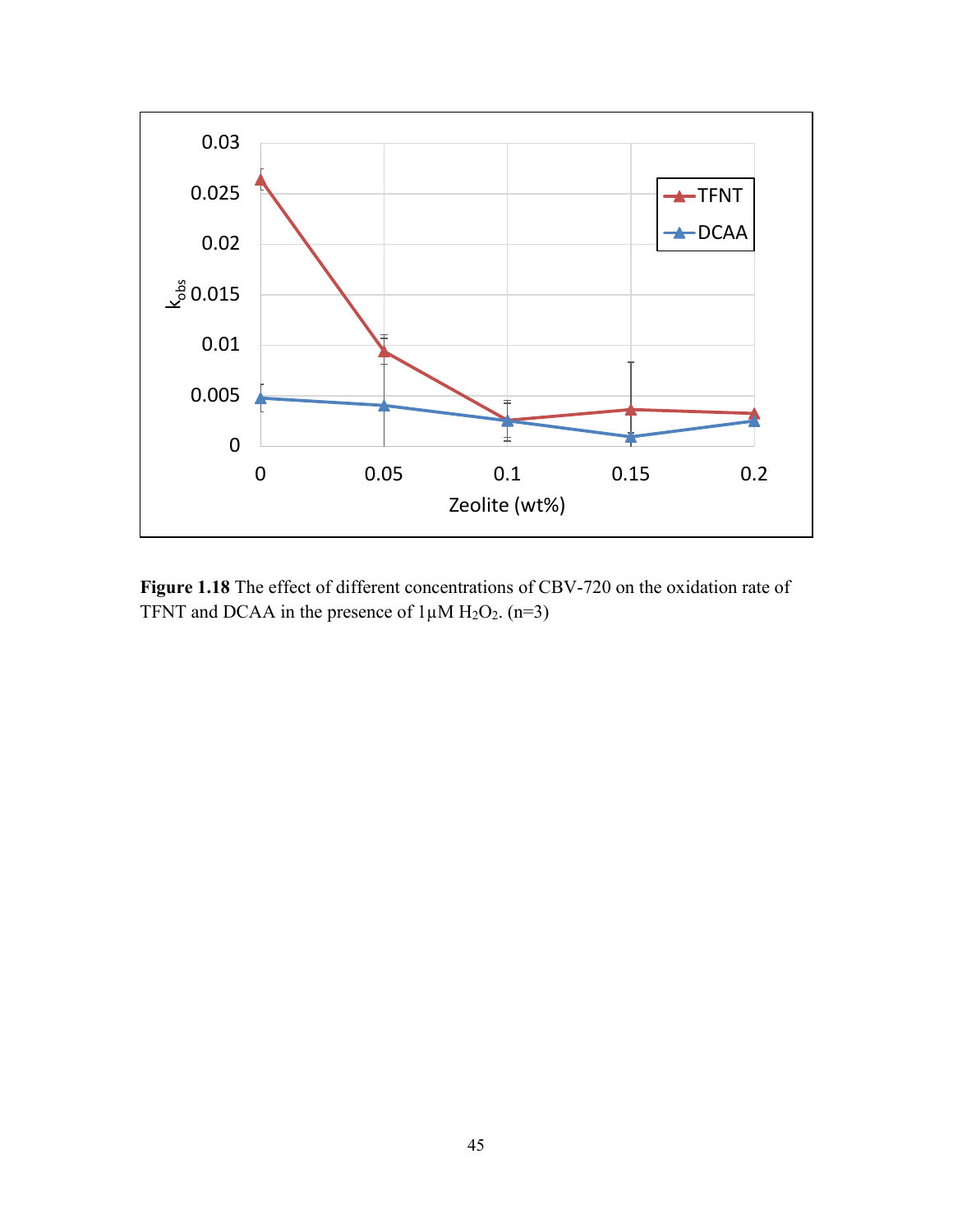**Figure 1.18** The effect of different concentrations of CBV-720 on the oxidation rate of TFNT and DCAA in the presence of 1μM $H_2O_2$. (n=3)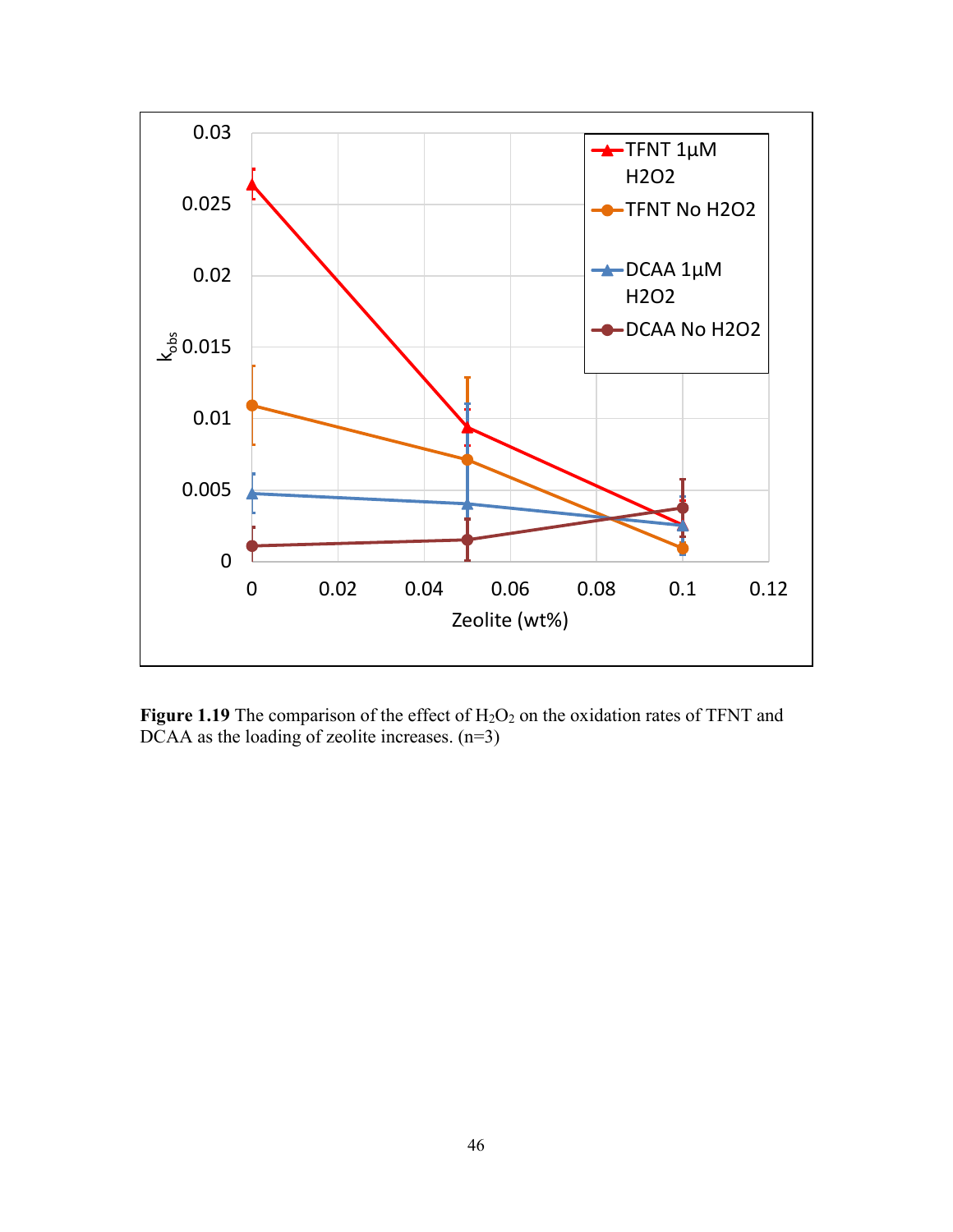**Figure 1.19** The comparison of the effect of $H_2O_2$ on the oxidation rates of TFNT and DCAA as the loading of zeolite increases. (n=3)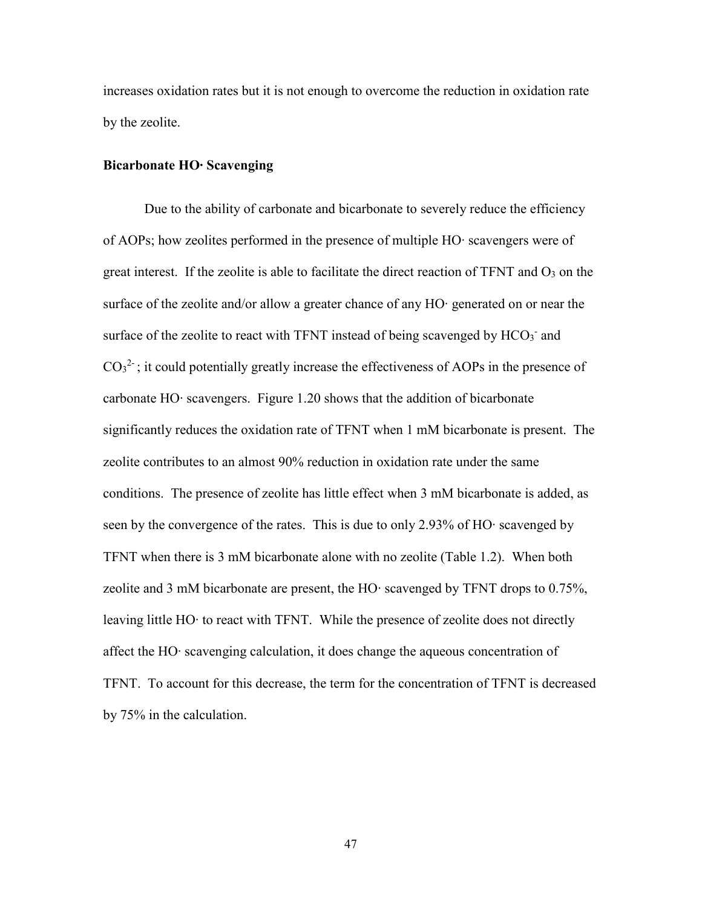increases oxidation rates but it is not enough to overcome the reduction in oxidation rate by the zeolite.

**Bicarbonate HO· Scavenging**

Due to the ability of carbonate and bicarbonate to severely reduce the efficiency of AOPs; how zeolites performed in the presence of multiple HO· scavengers were of great interest. If the zeolite is able to facilitate the direct reaction of TFNT and $O_3$ on the surface of the zeolite and/or allow a greater chance of any HO· generated on or near the surface of the zeolite to react with TFNT instead of being scavenged by $HCO_3^-$ and $CO_3^{2-}$; it could potentially greatly increase the effectiveness of AOPs in the presence of carbonate HO· scavengers. Figure 1.20 shows that the addition of bicarbonate significantly reduces the oxidation rate of TFNT when 1 mM bicarbonate is present. The zeolite contributes to an almost 90% reduction in oxidation rate under the same conditions. The presence of zeolite has little effect when 3 mM bicarbonate is added, as seen by the convergence of the rates. This is due to only 2.93% of HO· scavenged by TFNT when there is 3 mM bicarbonate alone with no zeolite (Table 1.2). When both zeolite and 3 mM bicarbonate are present, the HO· scavenged by TFNT drops to 0.75%, leaving little HO· to react with TFNT. While the presence of zeolite does not directly affect the HO· scavenging calculation, it does change the aqueous concentration of TFNT. To account for this decrease, the term for the concentration of TFNT is decreased by 75% in the calculation.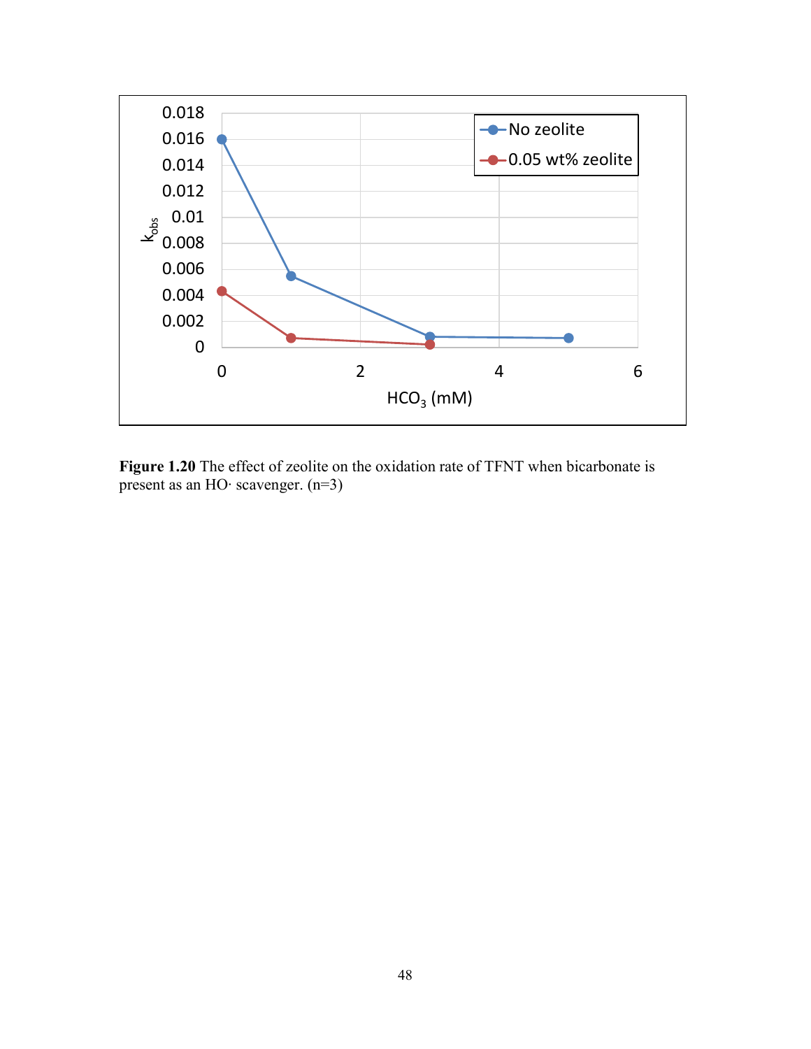**Figure 1.20** The effect of zeolite on the oxidation rate of TFNT when bicarbonate is present as an HO· scavenger. (n=3)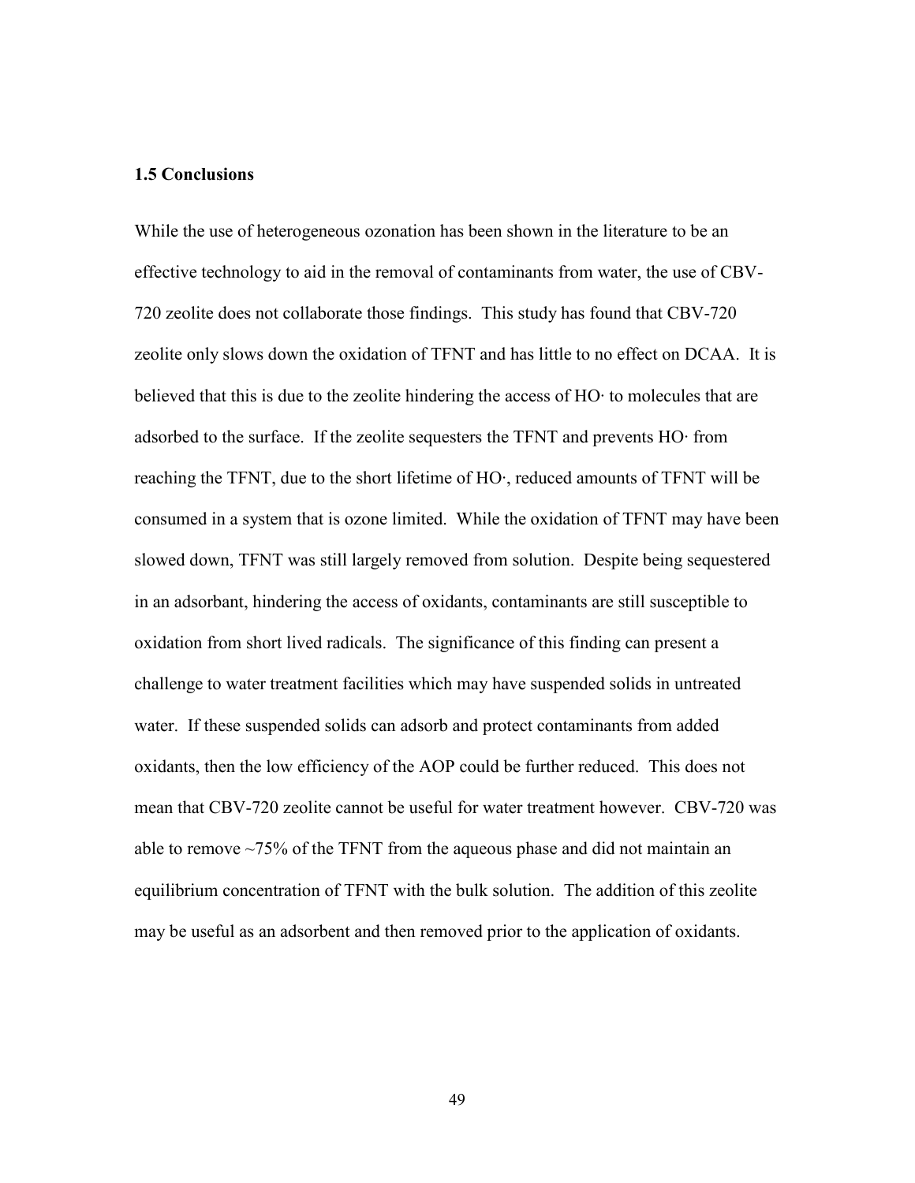### 1.5 Conclusions

While the use of heterogeneous ozonation has been shown in the literature to be an effective technology to aid in the removal of contaminants from water, the use of CBV-720 zeolite does not collaborate those findings. This study has found that CBV-720 zeolite only slows down the oxidation of TFNT and has little to no effect on DCAA. It is believed that this is due to the zeolite hindering the access of HO· to molecules that are adsorbed to the surface. If the zeolite sequesters the TFNT and prevents HO· from reaching the TFNT, due to the short lifetime of HO·, reduced amounts of TFNT will be consumed in a system that is ozone limited. While the oxidation of TFNT may have been slowed down, TFNT was still largely removed from solution. Despite being sequestered in an adsorbant, hindering the access of oxidants, contaminants are still susceptible to oxidation from short lived radicals. The significance of this finding can present a challenge to water treatment facilities which may have suspended solids in untreated water. If these suspended solids can adsorb and protect contaminants from added oxidants, then the low efficiency of the AOP could be further reduced. This does not mean that CBV-720 zeolite cannot be useful for water treatment however. CBV-720 was able to remove ~75% of the TFNT from the aqueous phase and did not maintain an equilibrium concentration of TFNT with the bulk solution. The addition of this zeolite may be useful as an adsorbent and then removed prior to the application of oxidants.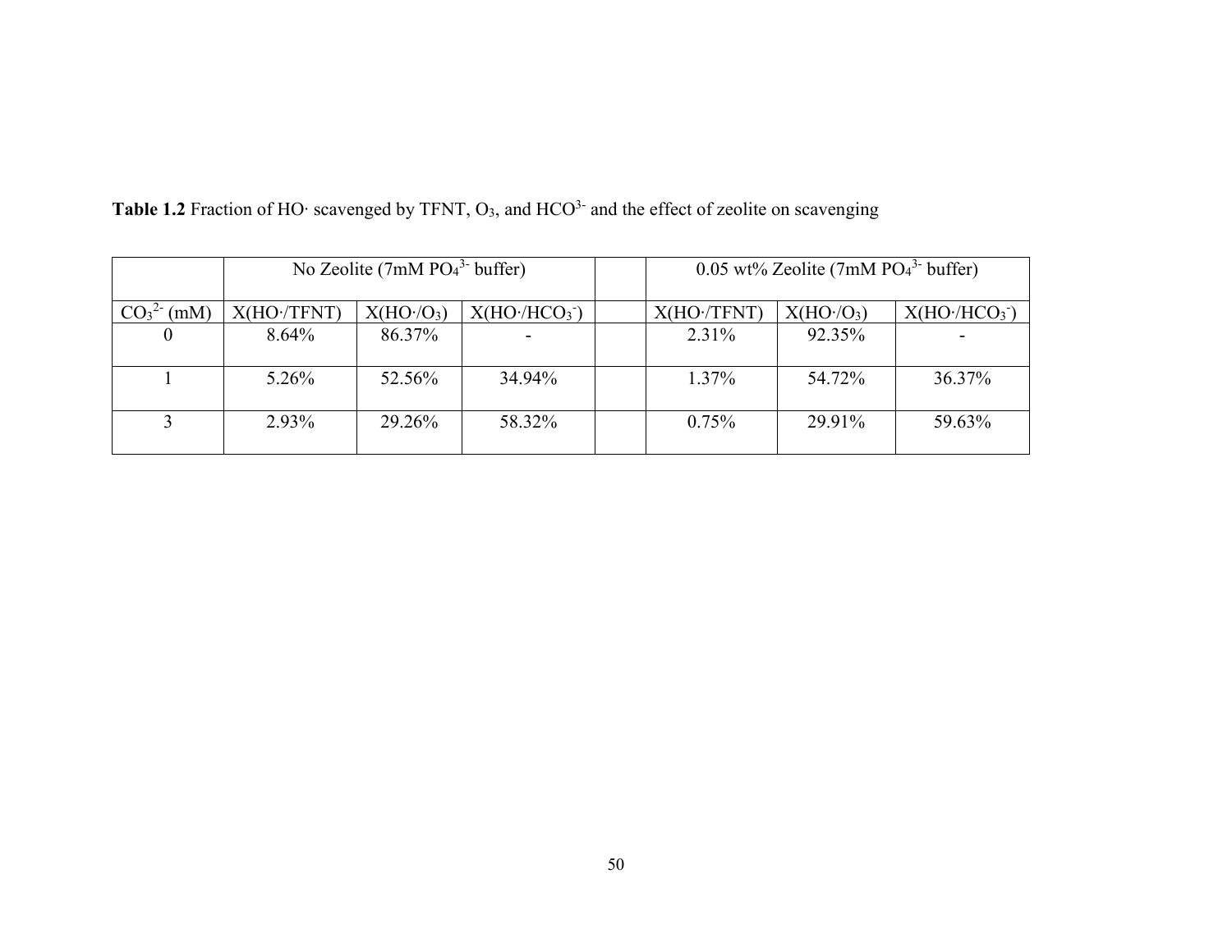**Table 1.2** Fraction of HO· scavenged by TFNT, $O_3$, and $HCO^{3-}$ and the effect of zeolite on scavenging

| | No Zeolite (7mM $PO_4^{3-}$ buffer) | | | | 0.05 wt% Zeolite (7mM $PO_4^{3-}$ buffer) | | |
|---|---|---|---|---|---|---|---|
| $CO_3^{2-}$ (mM) | X(HO·/TFNT) | X(HO·/$O_3$) | X(HO·/$HCO_3^-$) | | X(HO·/TFNT) | X(HO·/$O_3$) | X(HO·/$HCO_3^-$) |
| 0 | 8.64% | 86.37% | - | | 2.31% | 92.35% | - |
| 1 | 5.26% | 52.56% | 34.94% | | 1.37% | 54.72% | 36.37% |
| 3 | 2.93% | 29.26% | 58.32% | | 0.75% | 29.91% | 59.63% |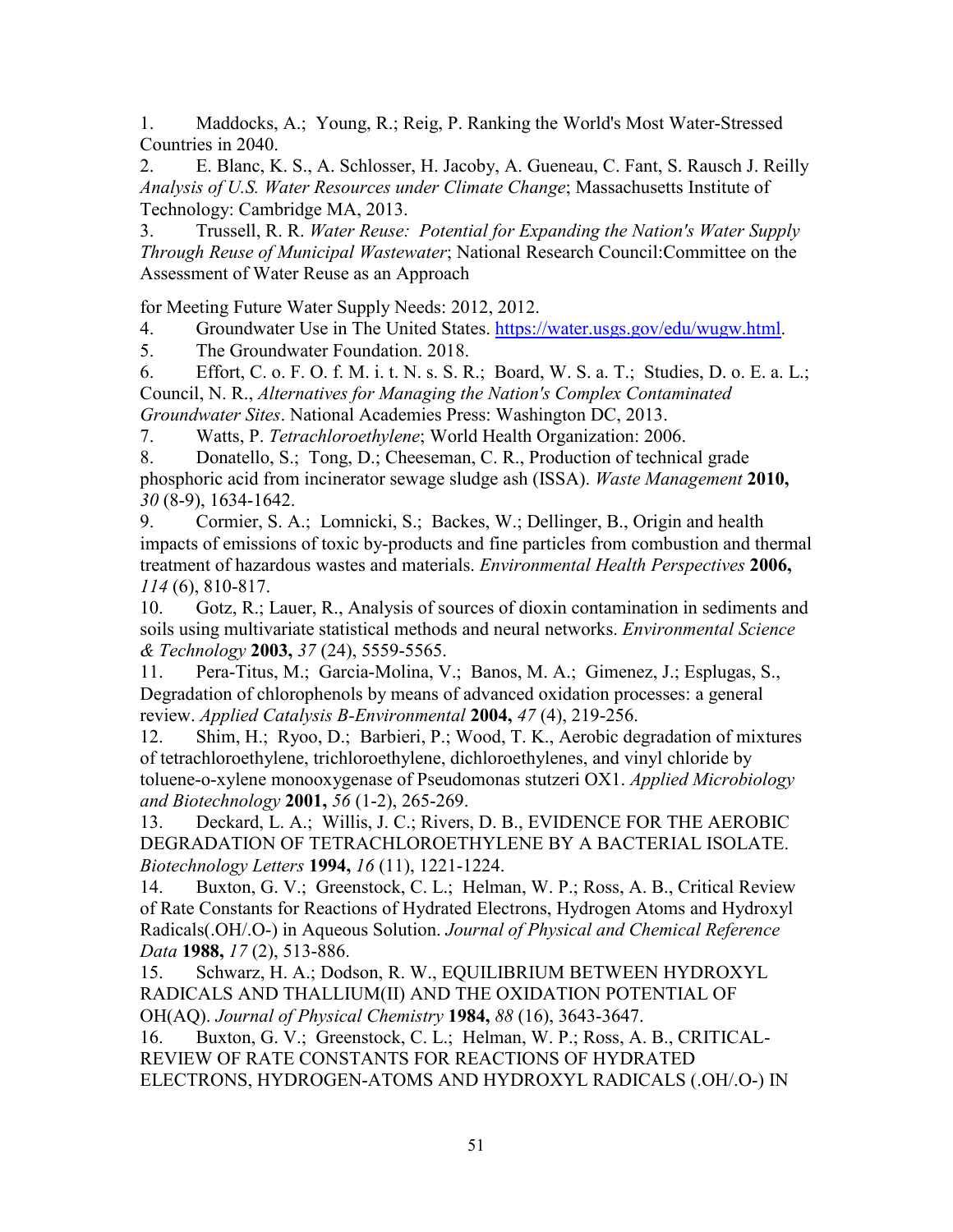1. Maddocks, A.; Young, R.; Reig, P. Ranking the World's Most Water-Stressed Countries in 2040.
2. E. Blanc, K. S., A. Schlosser, H. Jacoby, A. Gueneau, C. Fant, S. Rausch J. Reilly *Analysis of U.S. Water Resources under Climate Change*; Massachusetts Institute of Technology: Cambridge MA, 2013.
3. Trussell, R. R. *Water Reuse: Potential for Expanding the Nation's Water Supply Through Reuse of Municipal Wastewater*; National Research Council:Committee on the Assessment of Water Reuse as an Approach

   for Meeting Future Water Supply Needs: 2012, 2012.
4. Groundwater Use in The United States. https://water.usgs.gov/edu/wugw.html.
5. The Groundwater Foundation. 2018.
6. Effort, C. o. F. O. f. M. i. t. N. s. S. R.; Board, W. S. a. T.; Studies, D. o. E. a. L.; Council, N. R., *Alternatives for Managing the Nation's Complex Contaminated Groundwater Sites*. National Academies Press: Washington DC, 2013.
7. Watts, P. *Tetrachloroethylene*; World Health Organization: 2006.
8. Donatello, S.; Tong, D.; Cheeseman, C. R., Production of technical grade phosphoric acid from incinerator sewage sludge ash (ISSA). *Waste Management* **2010,** *30* (8-9), 1634-1642.
9. Cormier, S. A.; Lomnicki, S.; Backes, W.; Dellinger, B., Origin and health impacts of emissions of toxic by-products and fine particles from combustion and thermal treatment of hazardous wastes and materials. *Environmental Health Perspectives* **2006,** *114* (6), 810-817.
10. Gotz, R.; Lauer, R., Analysis of sources of dioxin contamination in sediments and soils using multivariate statistical methods and neural networks. *Environmental Science & Technology* **2003,** *37* (24), 5559-5565.
11. Pera-Titus, M.; Garcia-Molina, V.; Banos, M. A.; Gimenez, J.; Esplugas, S., Degradation of chlorophenols by means of advanced oxidation processes: a general review. *Applied Catalysis B-Environmental* **2004,** *47* (4), 219-256.
12. Shim, H.; Ryoo, D.; Barbieri, P.; Wood, T. K., Aerobic degradation of mixtures of tetrachloroethylene, trichloroethylene, dichloroethylenes, and vinyl chloride by toluene-o-xylene monooxygenase of Pseudomonas stutzeri OX1. *Applied Microbiology and Biotechnology* **2001,** *56* (1-2), 265-269.
13. Deckard, L. A.; Willis, J. C.; Rivers, D. B., EVIDENCE FOR THE AEROBIC DEGRADATION OF TETRACHLOROETHYLENE BY A BACTERIAL ISOLATE. *Biotechnology Letters* **1994,** *16* (11), 1221-1224.
14. Buxton, G. V.; Greenstock, C. L.; Helman, W. P.; Ross, A. B., Critical Review of Rate Constants for Reactions of Hydrated Electrons, Hydrogen Atoms and Hydroxyl Radicals(.OH/.O-) in Aqueous Solution. *Journal of Physical and Chemical Reference Data* **1988,** *17* (2), 513-886.
15. Schwarz, H. A.; Dodson, R. W., EQUILIBRIUM BETWEEN HYDROXYL RADICALS AND THALLIUM(II) AND THE OXIDATION POTENTIAL OF OH(AQ). *Journal of Physical Chemistry* **1984,** *88* (16), 3643-3647.
16. Buxton, G. V.; Greenstock, C. L.; Helman, W. P.; Ross, A. B., CRITICAL-REVIEW OF RATE CONSTANTS FOR REACTIONS OF HYDRATED ELECTRONS, HYDROGEN-ATOMS AND HYDROXYL RADICALS (.OH/.O-) IN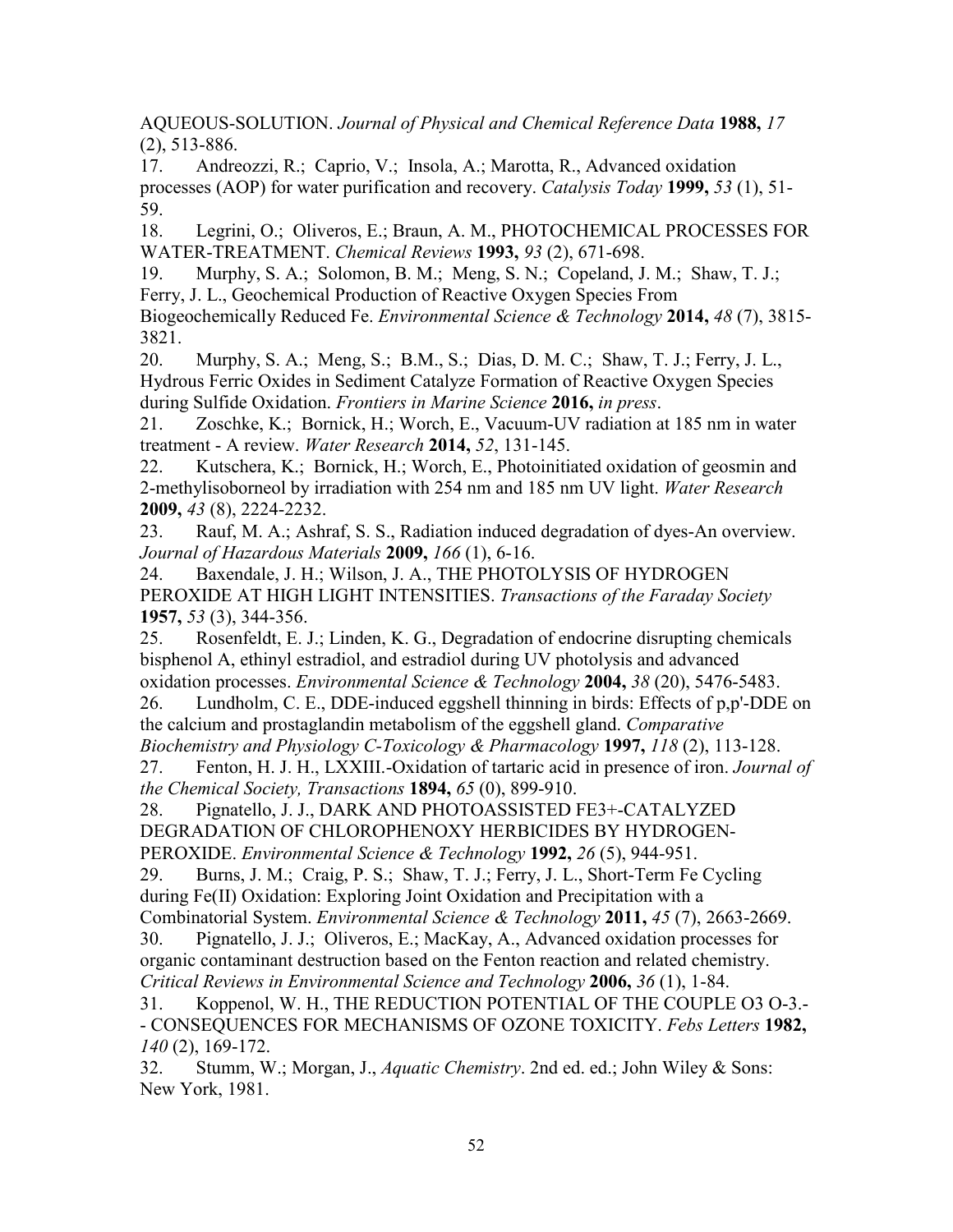AQUEOUS-SOLUTION. *Journal of Physical and Chemical Reference Data* **1988,** *17* (2), 513-886.

17. Andreozzi, R.; Caprio, V.; Insola, A.; Marotta, R., Advanced oxidation processes (AOP) for water purification and recovery. *Catalysis Today* **1999,** *53* (1), 51-59.

18. Legrini, O.; Oliveros, E.; Braun, A. M., PHOTOCHEMICAL PROCESSES FOR WATER-TREATMENT. *Chemical Reviews* **1993,** *93* (2), 671-698.

19. Murphy, S. A.; Solomon, B. M.; Meng, S. N.; Copeland, J. M.; Shaw, T. J.; Ferry, J. L., Geochemical Production of Reactive Oxygen Species From Biogeochemically Reduced Fe. *Environmental Science & Technology* **2014,** *48* (7), 3815-3821.

20. Murphy, S. A.; Meng, S.; B.M., S.; Dias, D. M. C.; Shaw, T. J.; Ferry, J. L., Hydrous Ferric Oxides in Sediment Catalyze Formation of Reactive Oxygen Species during Sulfide Oxidation. *Frontiers in Marine Science* **2016,** *in press*.

21. Zoschke, K.; Bornick, H.; Worch, E., Vacuum-UV radiation at 185 nm in water treatment - A review. *Water Research* **2014,** *52*, 131-145.

22. Kutschera, K.; Bornick, H.; Worch, E., Photoinitiated oxidation of geosmin and 2-methylisoborneol by irradiation with 254 nm and 185 nm UV light. *Water Research* **2009,** *43* (8), 2224-2232.

23. Rauf, M. A.; Ashraf, S. S., Radiation induced degradation of dyes-An overview. *Journal of Hazardous Materials* **2009,** *166* (1), 6-16.

24. Baxendale, J. H.; Wilson, J. A., THE PHOTOLYSIS OF HYDROGEN PEROXIDE AT HIGH LIGHT INTENSITIES. *Transactions of the Faraday Society* **1957,** *53* (3), 344-356.

25. Rosenfeldt, E. J.; Linden, K. G., Degradation of endocrine disrupting chemicals bisphenol A, ethinyl estradiol, and estradiol during UV photolysis and advanced oxidation processes. *Environmental Science & Technology* **2004,** *38* (20), 5476-5483.

26. Lundholm, C. E., DDE-induced eggshell thinning in birds: Effects of p,p'-DDE on the calcium and prostaglandin metabolism of the eggshell gland. *Comparative Biochemistry and Physiology C-Toxicology & Pharmacology* **1997,** *118* (2), 113-128.

27. Fenton, H. J. H., LXXIII.-Oxidation of tartaric acid in presence of iron. *Journal of the Chemical Society, Transactions* **1894,** *65* (0), 899-910.

28. Pignatello, J. J., DARK AND PHOTOASSISTED FE3+-CATALYZED DEGRADATION OF CHLOROPHENOXY HERBICIDES BY HYDROGEN-PEROXIDE. *Environmental Science & Technology* **1992,** *26* (5), 944-951.

29. Burns, J. M.; Craig, P. S.; Shaw, T. J.; Ferry, J. L., Short-Term Fe Cycling during Fe(II) Oxidation: Exploring Joint Oxidation and Precipitation with a Combinatorial System. *Environmental Science & Technology* **2011,** *45* (7), 2663-2669.

30. Pignatello, J. J.; Oliveros, E.; MacKay, A., Advanced oxidation processes for organic contaminant destruction based on the Fenton reaction and related chemistry. *Critical Reviews in Environmental Science and Technology* **2006,** *36* (1), 1-84.

31. Koppenol, W. H., THE REDUCTION POTENTIAL OF THE COUPLE O3 O-3.-- CONSEQUENCES FOR MECHANISMS OF OZONE TOXICITY. *Febs Letters* **1982,** *140* (2), 169-172.

32. Stumm, W.; Morgan, J., *Aquatic Chemistry*. 2nd ed. ed.; John Wiley & Sons: New York, 1981.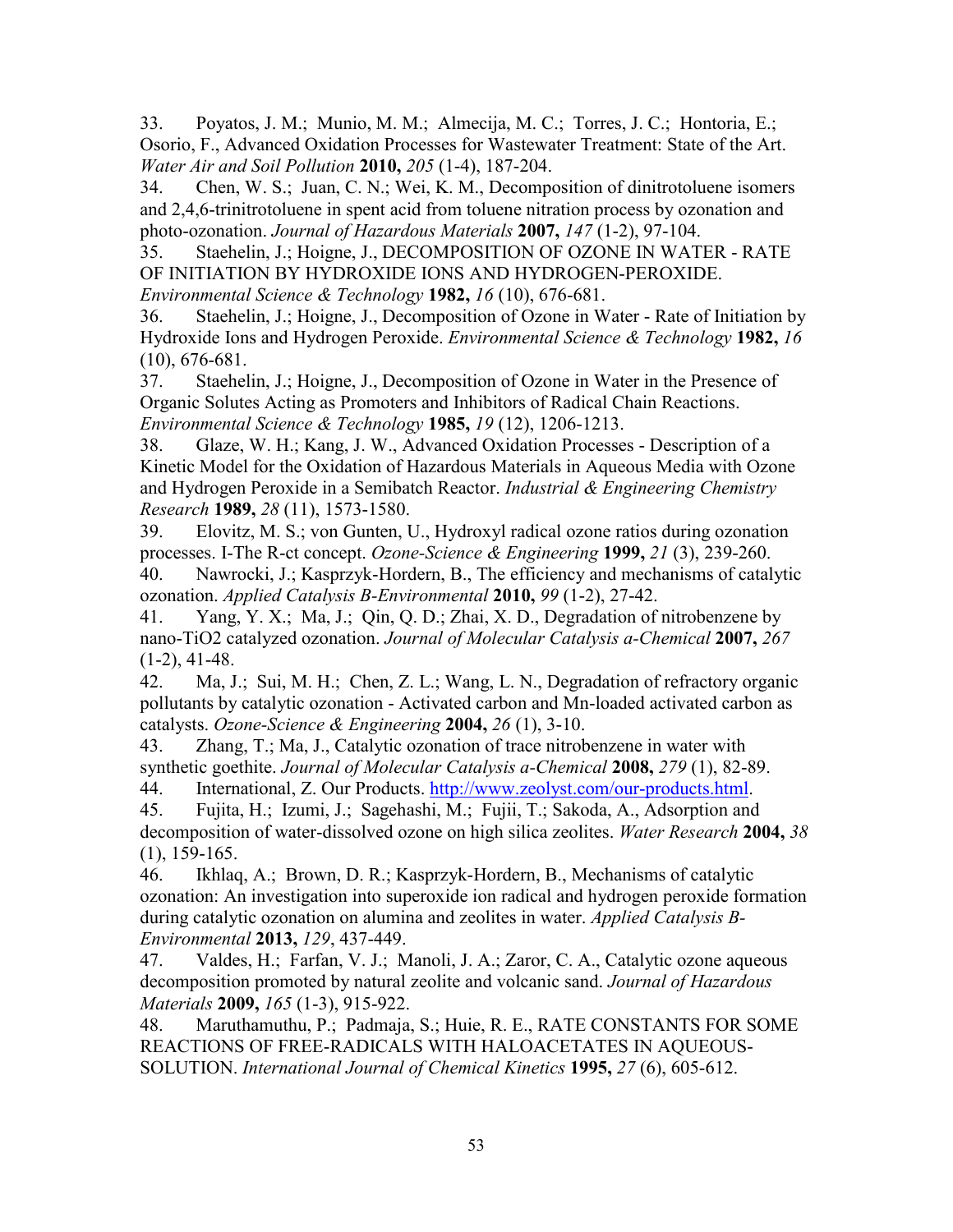33. Poyatos, J. M.; Munio, M. M.; Almecija, M. C.; Torres, J. C.; Hontoria, E.; Osorio, F., Advanced Oxidation Processes for Wastewater Treatment: State of the Art. *Water Air and Soil Pollution* **2010,** *205* (1-4), 187-204.
34. Chen, W. S.; Juan, C. N.; Wei, K. M., Decomposition of dinitrotoluene isomers and 2,4,6-trinitrotoluene in spent acid from toluene nitration process by ozonation and photo-ozonation. *Journal of Hazardous Materials* **2007,** *147* (1-2), 97-104.
35. Staehelin, J.; Hoigne, J., DECOMPOSITION OF OZONE IN WATER - RATE OF INITIATION BY HYDROXIDE IONS AND HYDROGEN-PEROXIDE. *Environmental Science & Technology* **1982,** *16* (10), 676-681.
36. Staehelin, J.; Hoigne, J., Decomposition of Ozone in Water - Rate of Initiation by Hydroxide Ions and Hydrogen Peroxide. *Environmental Science & Technology* **1982,** *16* (10), 676-681.
37. Staehelin, J.; Hoigne, J., Decomposition of Ozone in Water in the Presence of Organic Solutes Acting as Promoters and Inhibitors of Radical Chain Reactions. *Environmental Science & Technology* **1985,** *19* (12), 1206-1213.
38. Glaze, W. H.; Kang, J. W., Advanced Oxidation Processes - Description of a Kinetic Model for the Oxidation of Hazardous Materials in Aqueous Media with Ozone and Hydrogen Peroxide in a Semibatch Reactor. *Industrial & Engineering Chemistry Research* **1989,** *28* (11), 1573-1580.
39. Elovitz, M. S.; von Gunten, U., Hydroxyl radical ozone ratios during ozonation processes. I-The R-ct concept. *Ozone-Science & Engineering* **1999,** *21* (3), 239-260.
40. Nawrocki, J.; Kasprzyk-Hordern, B., The efficiency and mechanisms of catalytic ozonation. *Applied Catalysis B-Environmental* **2010,** *99* (1-2), 27-42.
41. Yang, Y. X.; Ma, J.; Qin, Q. D.; Zhai, X. D., Degradation of nitrobenzene by nano-TiO2 catalyzed ozonation. *Journal of Molecular Catalysis a-Chemical* **2007,** *267* (1-2), 41-48.
42. Ma, J.; Sui, M. H.; Chen, Z. L.; Wang, L. N., Degradation of refractory organic pollutants by catalytic ozonation - Activated carbon and Mn-loaded activated carbon as catalysts. *Ozone-Science & Engineering* **2004,** *26* (1), 3-10.
43. Zhang, T.; Ma, J., Catalytic ozonation of trace nitrobenzene in water with synthetic goethite. *Journal of Molecular Catalysis a-Chemical* **2008,** *279* (1), 82-89.
44. International, Z. Our Products. http://www.zeolyst.com/our-products.html.
45. Fujita, H.; Izumi, J.; Sagehashi, M.; Fujii, T.; Sakoda, A., Adsorption and decomposition of water-dissolved ozone on high silica zeolites. *Water Research* **2004,** *38* (1), 159-165.
46. Ikhlaq, A.; Brown, D. R.; Kasprzyk-Hordern, B., Mechanisms of catalytic ozonation: An investigation into superoxide ion radical and hydrogen peroxide formation during catalytic ozonation on alumina and zeolites in water. *Applied Catalysis B-Environmental* **2013,** *129*, 437-449.
47. Valdes, H.; Farfan, V. J.; Manoli, J. A.; Zaror, C. A., Catalytic ozone aqueous decomposition promoted by natural zeolite and volcanic sand. *Journal of Hazardous Materials* **2009,** *165* (1-3), 915-922.
48. Maruthamuthu, P.; Padmaja, S.; Huie, R. E., RATE CONSTANTS FOR SOME REACTIONS OF FREE-RADICALS WITH HALOACETATES IN AQUEOUS-SOLUTION. *International Journal of Chemical Kinetics* **1995,** *27* (6), 605-612.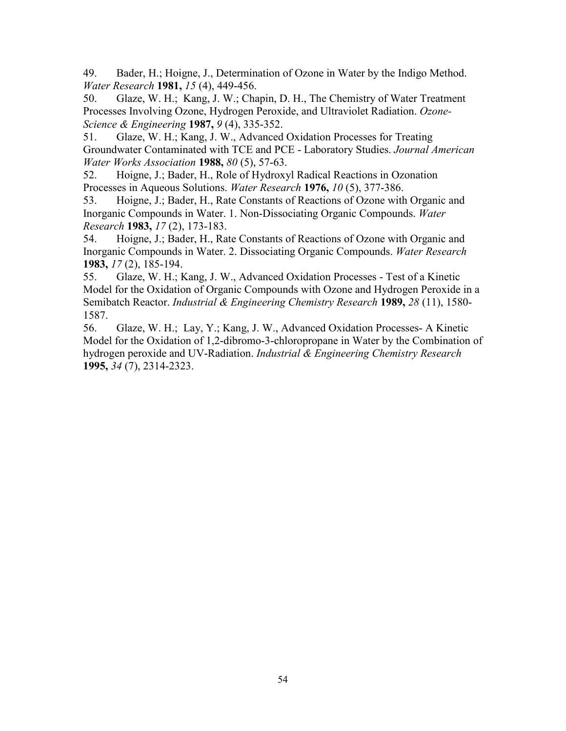49. Bader, H.; Hoigne, J., Determination of Ozone in Water by the Indigo Method. *Water Research* **1981,** *15* (4), 449-456.

50. Glaze, W. H.; Kang, J. W.; Chapin, D. H., The Chemistry of Water Treatment Processes Involving Ozone, Hydrogen Peroxide, and Ultraviolet Radiation. *Ozone-Science & Engineering* **1987,** *9* (4), 335-352.

51. Glaze, W. H.; Kang, J. W., Advanced Oxidation Processes for Treating Groundwater Contaminated with TCE and PCE - Laboratory Studies. *Journal American Water Works Association* **1988,** *80* (5), 57-63.

52. Hoigne, J.; Bader, H., Role of Hydroxyl Radical Reactions in Ozonation Processes in Aqueous Solutions. *Water Research* **1976,** *10* (5), 377-386.

53. Hoigne, J.; Bader, H., Rate Constants of Reactions of Ozone with Organic and Inorganic Compounds in Water. 1. Non-Dissociating Organic Compounds. *Water Research* **1983,** *17* (2), 173-183.

54. Hoigne, J.; Bader, H., Rate Constants of Reactions of Ozone with Organic and Inorganic Compounds in Water. 2. Dissociating Organic Compounds. *Water Research* **1983,** *17* (2), 185-194.

55. Glaze, W. H.; Kang, J. W., Advanced Oxidation Processes - Test of a Kinetic Model for the Oxidation of Organic Compounds with Ozone and Hydrogen Peroxide in a Semibatch Reactor. *Industrial & Engineering Chemistry Research* **1989,** *28* (11), 1580-1587.

56. Glaze, W. H.; Lay, Y.; Kang, J. W., Advanced Oxidation Processes- A Kinetic Model for the Oxidation of 1,2-dibromo-3-chloropropane in Water by the Combination of hydrogen peroxide and UV-Radiation. *Industrial & Engineering Chemistry Research* **1995,** *34* (7), 2314-2323.